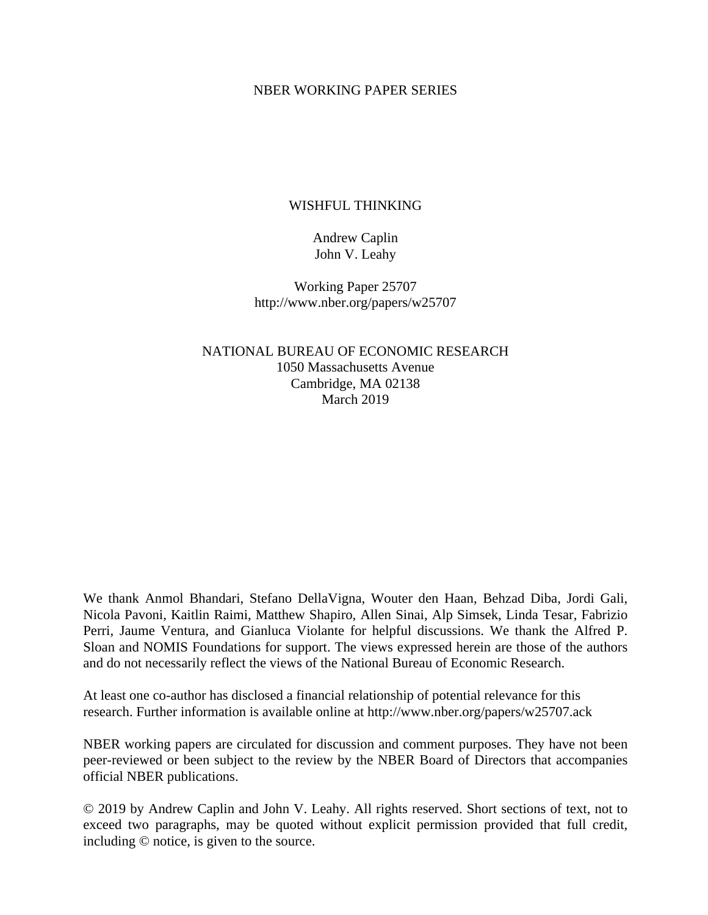NBER WORKING PAPER SERIES

# WISHFUL THINKING

Andrew Caplin
John V. Leahy

Working Paper 25707
http://www.nber.org/papers/w25707

NATIONAL BUREAU OF ECONOMIC RESEARCH
1050 Massachusetts Avenue
Cambridge, MA 02138
March 2019

We thank Anmol Bhandari, Stefano DellaVigna, Wouter den Haan, Behzad Diba, Jordi Gali, Nicola Pavoni, Kaitlin Raimi, Matthew Shapiro, Allen Sinai, Alp Simsek, Linda Tesar, Fabrizio Perri, Jaume Ventura, and Gianluca Violante for helpful discussions. We thank the Alfred P. Sloan and NOMIS Foundations for support. The views expressed herein are those of the authors and do not necessarily reflect the views of the National Bureau of Economic Research.

At least one co-author has disclosed a financial relationship of potential relevance for this research. Further information is available online at http://www.nber.org/papers/w25707.ack

NBER working papers are circulated for discussion and comment purposes. They have not been peer-reviewed or been subject to the review by the NBER Board of Directors that accompanies official NBER publications.

© 2019 by Andrew Caplin and John V. Leahy. All rights reserved. Short sections of text, not to exceed two paragraphs, may be quoted without explicit permission provided that full credit, including © notice, is given to the source.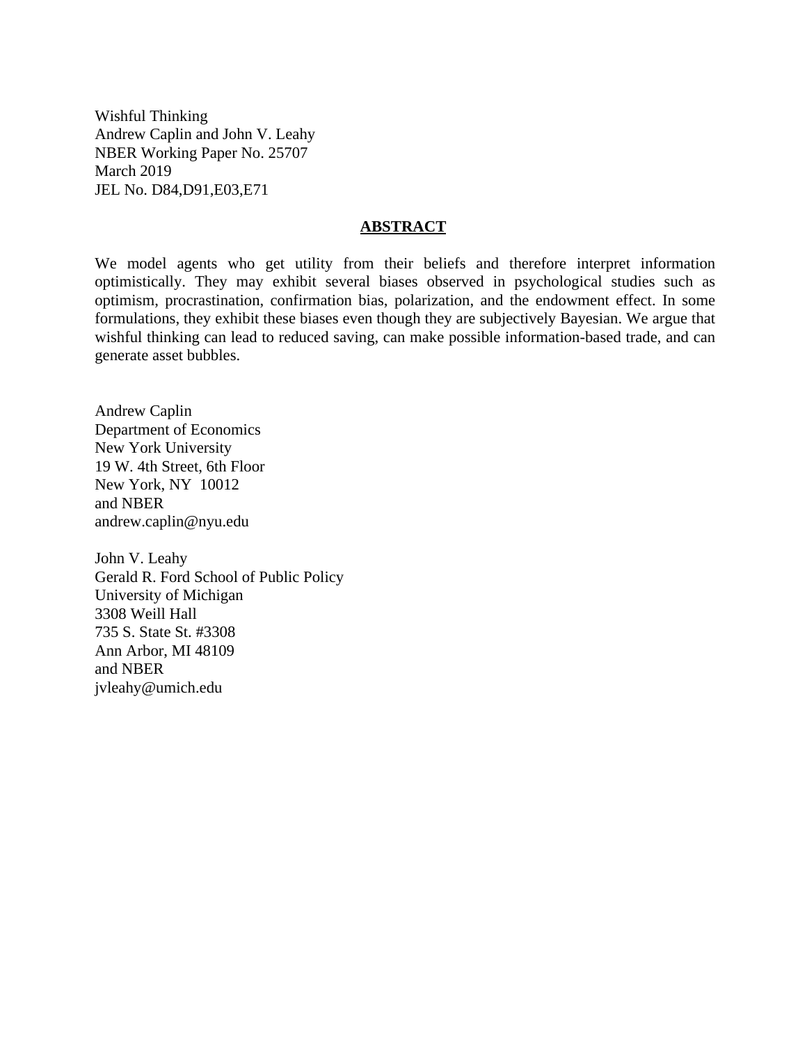Wishful Thinking
Andrew Caplin and John V. Leahy
NBER Working Paper No. 25707
March 2019
JEL No. D84,D91,E03,E71

## ABSTRACT

We model agents who get utility from their beliefs and therefore interpret information optimistically. They may exhibit several biases observed in psychological studies such as optimism, procrastination, confirmation bias, polarization, and the endowment effect. In some formulations, they exhibit these biases even though they are subjectively Bayesian. We argue that wishful thinking can lead to reduced saving, can make possible information-based trade, and can generate asset bubbles.

Andrew Caplin
Department of Economics
New York University
19 W. 4th Street, 6th Floor
New York, NY 10012
and NBER
andrew.caplin@nyu.edu

John V. Leahy
Gerald R. Ford School of Public Policy
University of Michigan
3308 Weill Hall
735 S. State St. #3308
Ann Arbor, MI 48109
and NBER
jvleahy@umich.edu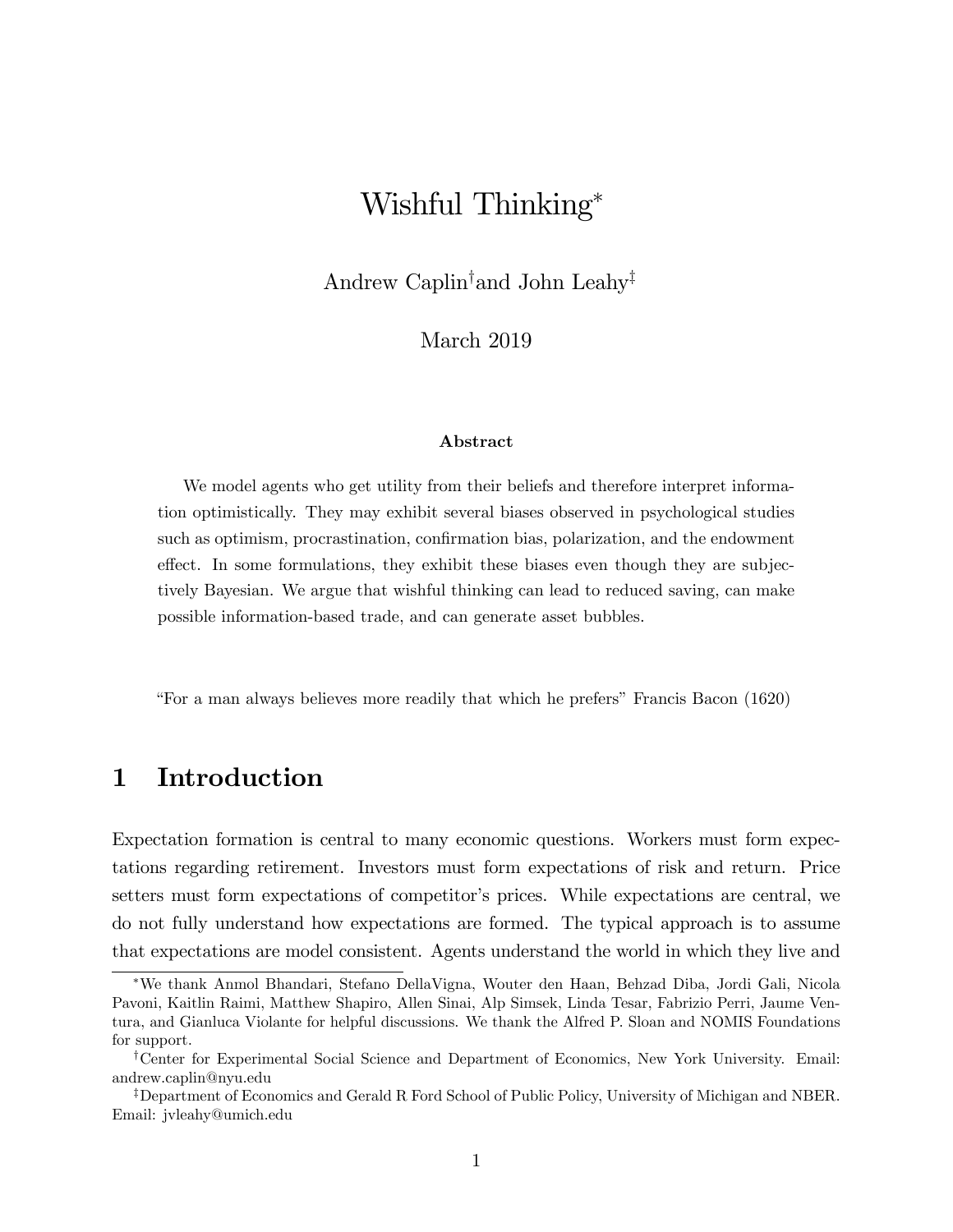# Wishful Thinking*

Andrew Caplin[†] and John Leahy[‡]

March 2019

### Abstract

We model agents who get utility from their beliefs and therefore interpret information optimistically. They may exhibit several biases observed in psychological studies such as optimism, procrastination, confirmation bias, polarization, and the endowment effect. In some formulations, they exhibit these biases even though they are subjectively Bayesian. We argue that wishful thinking can lead to reduced saving, can make possible information-based trade, and can generate asset bubbles.

"For a man always believes more readily that which he prefers" Francis Bacon (1620)

## 1 Introduction

Expectation formation is central to many economic questions. Workers must form expectations regarding retirement. Investors must form expectations of risk and return. Price setters must form expectations of competitor's prices. While expectations are central, we do not fully understand how expectations are formed. The typical approach is to assume that expectations are model consistent. Agents understand the world in which they live and

---

*We thank Anmol Bhandari, Stefano DellaVigna, Wouter den Haan, Behzad Diba, Jordi Gali, Nicola Pavoni, Kaitlin Raimi, Matthew Shapiro, Allen Sinai, Alp Simsek, Linda Tesar, Fabrizio Perri, Jaume Ventura, and Gianluca Violante for helpful discussions. We thank the Alfred P. Sloan and NOMIS Foundations for support.

†Center for Experimental Social Science and Department of Economics, New York University. Email: andrew.caplin@nyu.edu

‡Department of Economics and Gerald R Ford School of Public Policy, University of Michigan and NBER. Email: jvleahy@umich.edu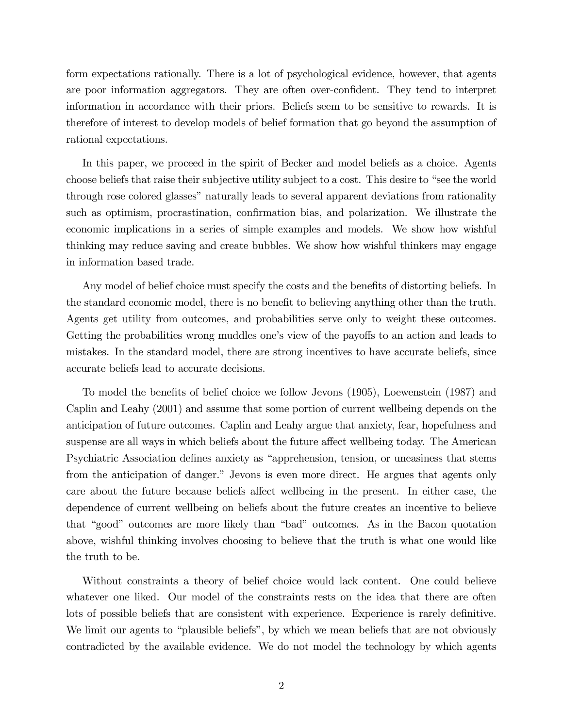form expectations rationally. There is a lot of psychological evidence, however, that agents are poor information aggregators. They are often over-confident. They tend to interpret information in accordance with their priors. Beliefs seem to be sensitive to rewards. It is therefore of interest to develop models of belief formation that go beyond the assumption of rational expectations.

In this paper, we proceed in the spirit of Becker and model beliefs as a choice. Agents choose beliefs that raise their subjective utility subject to a cost. This desire to "see the world through rose colored glasses" naturally leads to several apparent deviations from rationality such as optimism, procrastination, confirmation bias, and polarization. We illustrate the economic implications in a series of simple examples and models. We show how wishful thinking may reduce saving and create bubbles. We show how wishful thinkers may engage in information based trade.

Any model of belief choice must specify the costs and the benefits of distorting beliefs. In the standard economic model, there is no benefit to believing anything other than the truth. Agents get utility from outcomes, and probabilities serve only to weight these outcomes. Getting the probabilities wrong muddles one's view of the payoffs to an action and leads to mistakes. In the standard model, there are strong incentives to have accurate beliefs, since accurate beliefs lead to accurate decisions.

To model the benefits of belief choice we follow Jevons (1905), Loewenstein (1987) and Caplin and Leahy (2001) and assume that some portion of current wellbeing depends on the anticipation of future outcomes. Caplin and Leahy argue that anxiety, fear, hopefulness and suspense are all ways in which beliefs about the future affect wellbeing today. The American Psychiatric Association defines anxiety as "apprehension, tension, or uneasiness that stems from the anticipation of danger." Jevons is even more direct. He argues that agents only care about the future because beliefs affect wellbeing in the present. In either case, the dependence of current wellbeing on beliefs about the future creates an incentive to believe that "good" outcomes are more likely than "bad" outcomes. As in the Bacon quotation above, wishful thinking involves choosing to believe that the truth is what one would like the truth to be.

Without constraints a theory of belief choice would lack content. One could believe whatever one liked. Our model of the constraints rests on the idea that there are often lots of possible beliefs that are consistent with experience. Experience is rarely definitive. We limit our agents to "plausible beliefs", by which we mean beliefs that are not obviously contradicted by the available evidence. We do not model the technology by which agents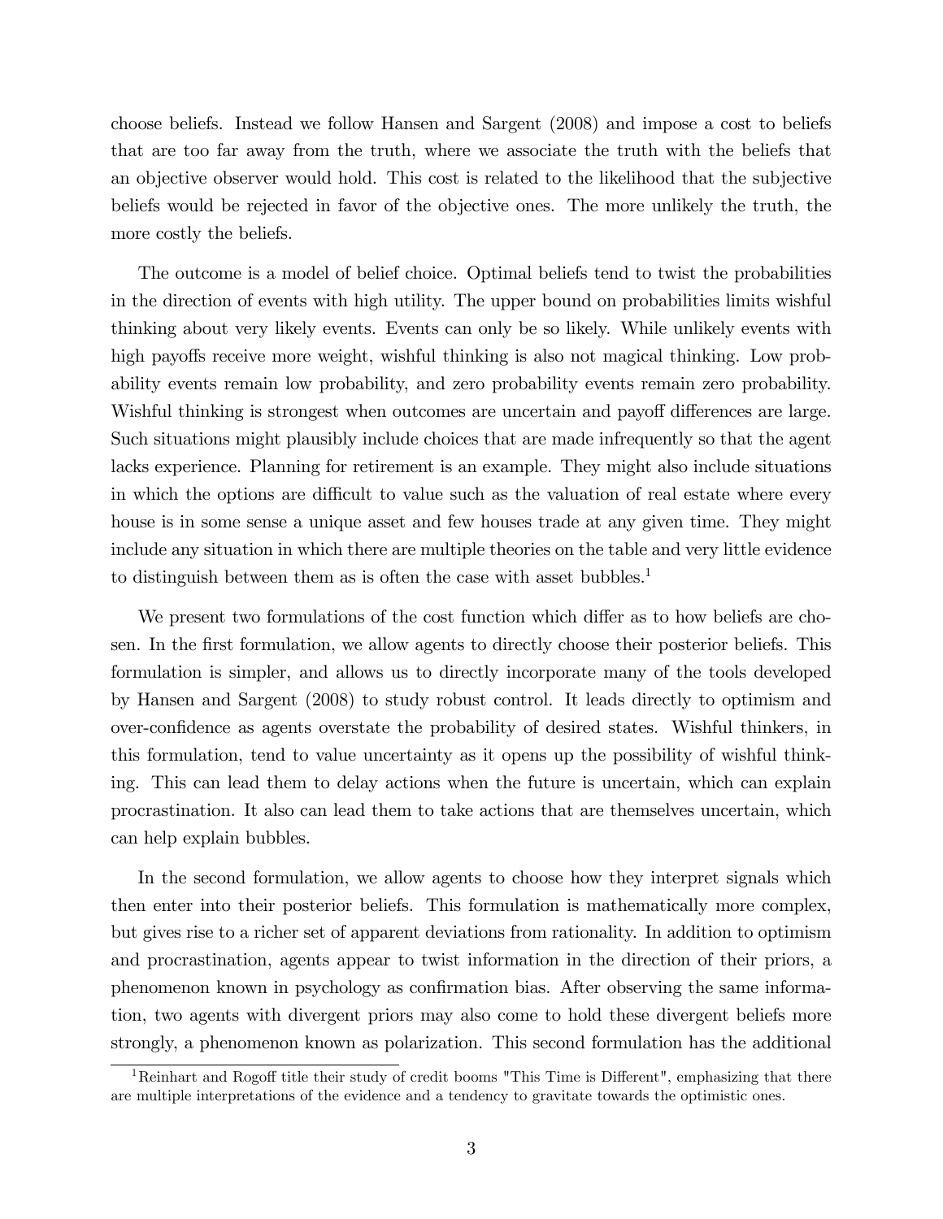choose beliefs. Instead we follow Hansen and Sargent (2008) and impose a cost to beliefs that are too far away from the truth, where we associate the truth with the beliefs that an objective observer would hold. This cost is related to the likelihood that the subjective beliefs would be rejected in favor of the objective ones. The more unlikely the truth, the more costly the beliefs.

The outcome is a model of belief choice. Optimal beliefs tend to twist the probabilities in the direction of events with high utility. The upper bound on probabilities limits wishful thinking about very likely events. Events can only be so likely. While unlikely events with high payoffs receive more weight, wishful thinking is also not magical thinking. Low probability events remain low probability, and zero probability events remain zero probability. Wishful thinking is strongest when outcomes are uncertain and payoff differences are large. Such situations might plausibly include choices that are made infrequently so that the agent lacks experience. Planning for retirement is an example. They might also include situations in which the options are difficult to value such as the valuation of real estate where every house is in some sense a unique asset and few houses trade at any given time. They might include any situation in which there are multiple theories on the table and very little evidence to distinguish between them as is often the case with asset bubbles.[1]

We present two formulations of the cost function which differ as to how beliefs are chosen. In the first formulation, we allow agents to directly choose their posterior beliefs. This formulation is simpler, and allows us to directly incorporate many of the tools developed by Hansen and Sargent (2008) to study robust control. It leads directly to optimism and over-confidence as agents overstate the probability of desired states. Wishful thinkers, in this formulation, tend to value uncertainty as it opens up the possibility of wishful thinking. This can lead them to delay actions when the future is uncertain, which can explain procrastination. It also can lead them to take actions that are themselves uncertain, which can help explain bubbles.

In the second formulation, we allow agents to choose how they interpret signals which then enter into their posterior beliefs. This formulation is mathematically more complex, but gives rise to a richer set of apparent deviations from rationality. In addition to optimism and procrastination, agents appear to twist information in the direction of their priors, a phenomenon known in psychology as confirmation bias. After observing the same information, two agents with divergent priors may also come to hold these divergent beliefs more strongly, a phenomenon known as polarization. This second formulation has the additional

[1] Reinhart and Rogoff title their study of credit booms "This Time is Different", emphasizing that there are multiple interpretations of the evidence and a tendency to gravitate towards the optimistic ones.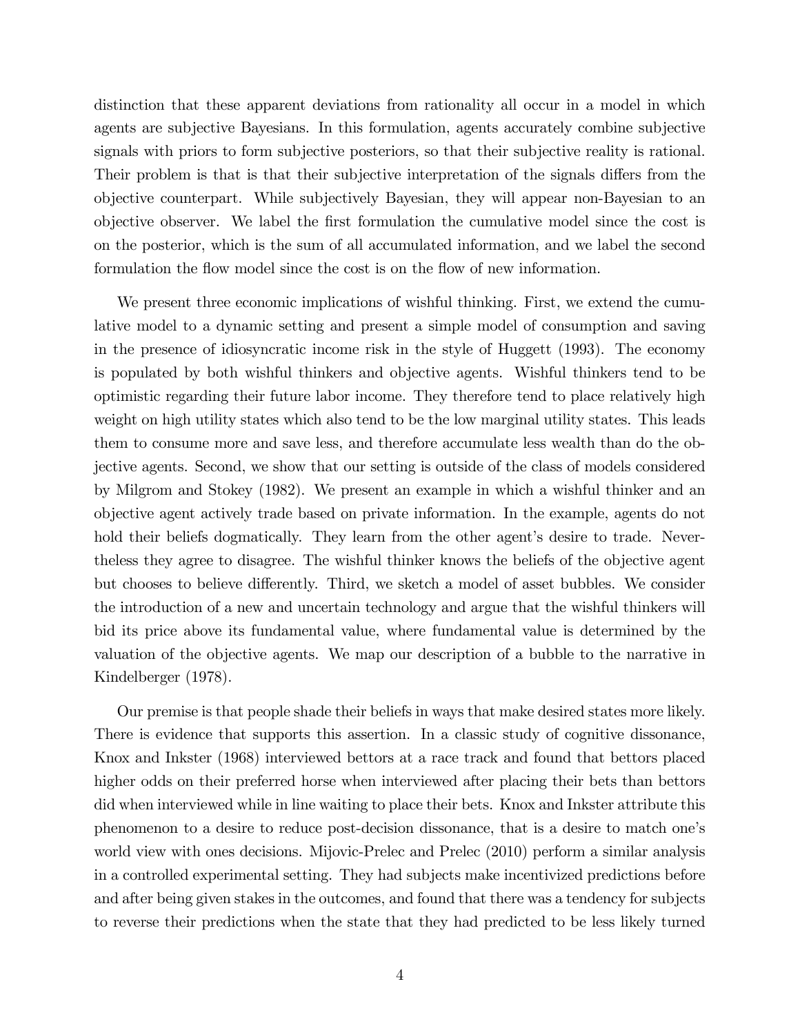distinction that these apparent deviations from rationality all occur in a model in which agents are subjective Bayesians. In this formulation, agents accurately combine subjective signals with priors to form subjective posteriors, so that their subjective reality is rational. Their problem is that is that their subjective interpretation of the signals differs from the objective counterpart. While subjectively Bayesian, they will appear non-Bayesian to an objective observer. We label the first formulation the cumulative model since the cost is on the posterior, which is the sum of all accumulated information, and we label the second formulation the flow model since the cost is on the flow of new information.

We present three economic implications of wishful thinking. First, we extend the cumulative model to a dynamic setting and present a simple model of consumption and saving in the presence of idiosyncratic income risk in the style of Huggett (1993). The economy is populated by both wishful thinkers and objective agents. Wishful thinkers tend to be optimistic regarding their future labor income. They therefore tend to place relatively high weight on high utility states which also tend to be the low marginal utility states. This leads them to consume more and save less, and therefore accumulate less wealth than do the objective agents. Second, we show that our setting is outside of the class of models considered by Milgrom and Stokey (1982). We present an example in which a wishful thinker and an objective agent actively trade based on private information. In the example, agents do not hold their beliefs dogmatically. They learn from the other agent's desire to trade. Nevertheless they agree to disagree. The wishful thinker knows the beliefs of the objective agent but chooses to believe differently. Third, we sketch a model of asset bubbles. We consider the introduction of a new and uncertain technology and argue that the wishful thinkers will bid its price above its fundamental value, where fundamental value is determined by the valuation of the objective agents. We map our description of a bubble to the narrative in Kindelberger (1978).

Our premise is that people shade their beliefs in ways that make desired states more likely. There is evidence that supports this assertion. In a classic study of cognitive dissonance, Knox and Inkster (1968) interviewed bettors at a race track and found that bettors placed higher odds on their preferred horse when interviewed after placing their bets than bettors did when interviewed while in line waiting to place their bets. Knox and Inkster attribute this phenomenon to a desire to reduce post-decision dissonance, that is a desire to match one's world view with ones decisions. Mijovic-Prelec and Prelec (2010) perform a similar analysis in a controlled experimental setting. They had subjects make incentivized predictions before and after being given stakes in the outcomes, and found that there was a tendency for subjects to reverse their predictions when the state that they had predicted to be less likely turned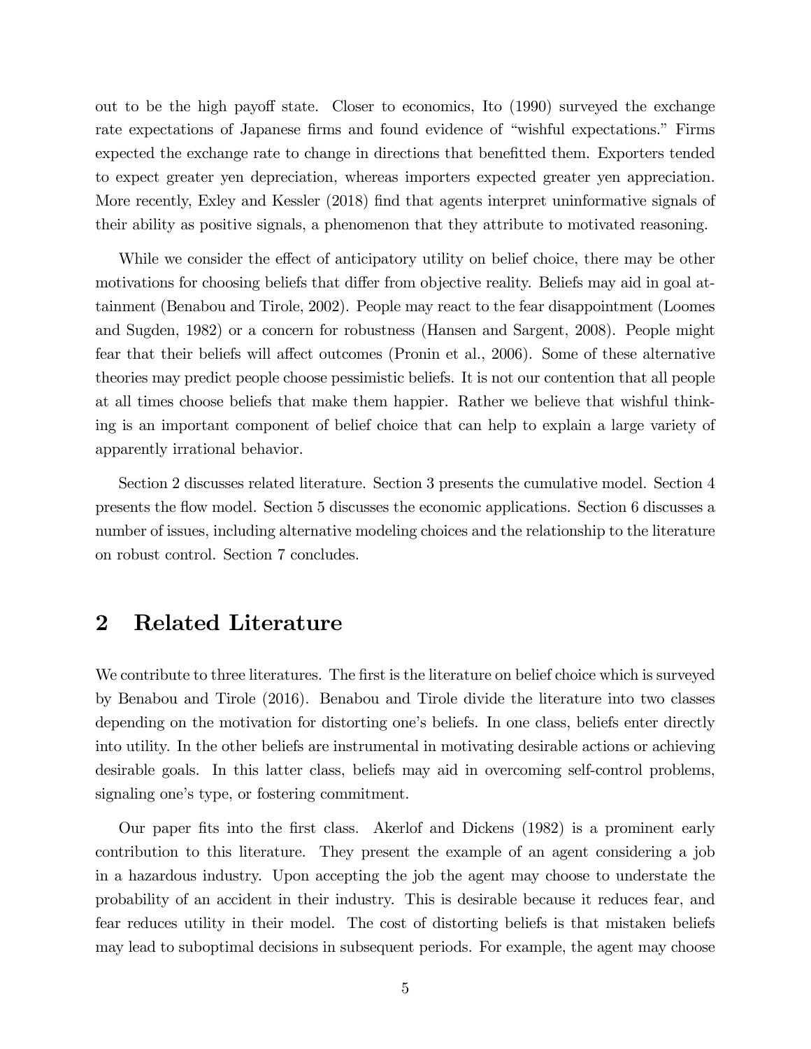out to be the high payoff state. Closer to economics, Ito (1990) surveyed the exchange rate expectations of Japanese firms and found evidence of "wishful expectations." Firms expected the exchange rate to change in directions that benefitted them. Exporters tended to expect greater yen depreciation, whereas importers expected greater yen appreciation. More recently, Exley and Kessler (2018) find that agents interpret uninformative signals of their ability as positive signals, a phenomenon that they attribute to motivated reasoning.

While we consider the effect of anticipatory utility on belief choice, there may be other motivations for choosing beliefs that differ from objective reality. Beliefs may aid in goal attainment (Benabou and Tirole, 2002). People may react to the fear disappointment (Loomes and Sugden, 1982) or a concern for robustness (Hansen and Sargent, 2008). People might fear that their beliefs will affect outcomes (Pronin et al., 2006). Some of these alternative theories may predict people choose pessimistic beliefs. It is not our contention that all people at all times choose beliefs that make them happier. Rather we believe that wishful thinking is an important component of belief choice that can help to explain a large variety of apparently irrational behavior.

Section 2 discusses related literature. Section 3 presents the cumulative model. Section 4 presents the flow model. Section 5 discusses the economic applications. Section 6 discusses a number of issues, including alternative modeling choices and the relationship to the literature on robust control. Section 7 concludes.

## 2 Related Literature

We contribute to three literatures. The first is the literature on belief choice which is surveyed by Benabou and Tirole (2016). Benabou and Tirole divide the literature into two classes depending on the motivation for distorting one's beliefs. In one class, beliefs enter directly into utility. In the other beliefs are instrumental in motivating desirable actions or achieving desirable goals. In this latter class, beliefs may aid in overcoming self-control problems, signaling one's type, or fostering commitment.

Our paper fits into the first class. Akerlof and Dickens (1982) is a prominent early contribution to this literature. They present the example of an agent considering a job in a hazardous industry. Upon accepting the job the agent may choose to understate the probability of an accident in their industry. This is desirable because it reduces fear, and fear reduces utility in their model. The cost of distorting beliefs is that mistaken beliefs may lead to suboptimal decisions in subsequent periods. For example, the agent may choose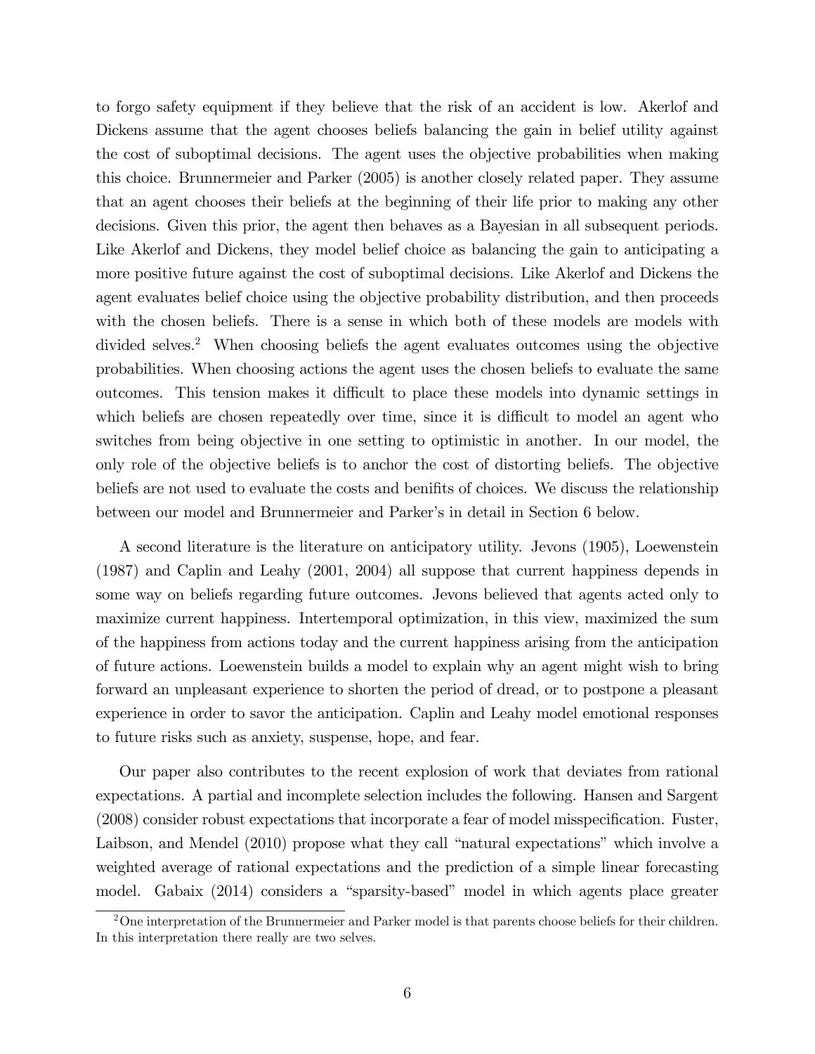to forgo safety equipment if they believe that the risk of an accident is low. Akerlof and Dickens assume that the agent chooses beliefs balancing the gain in belief utility against the cost of suboptimal decisions. The agent uses the objective probabilities when making this choice. Brunnermeier and Parker (2005) is another closely related paper. They assume that an agent chooses their beliefs at the beginning of their life prior to making any other decisions. Given this prior, the agent then behaves as a Bayesian in all subsequent periods. Like Akerlof and Dickens, they model belief choice as balancing the gain to anticipating a more positive future against the cost of suboptimal decisions. Like Akerlof and Dickens the agent evaluates belief choice using the objective probability distribution, and then proceeds with the chosen beliefs. There is a sense in which both of these models are models with divided selves.[2] When choosing beliefs the agent evaluates outcomes using the objective probabilities. When choosing actions the agent uses the chosen beliefs to evaluate the same outcomes. This tension makes it difficult to place these models into dynamic settings in which beliefs are chosen repeatedly over time, since it is difficult to model an agent who switches from being objective in one setting to optimistic in another. In our model, the only role of the objective beliefs is to anchor the cost of distorting beliefs. The objective beliefs are not used to evaluate the costs and benifits of choices. We discuss the relationship between our model and Brunnermeier and Parker's in detail in Section 6 below.

A second literature is the literature on anticipatory utility. Jevons (1905), Loewenstein (1987) and Caplin and Leahy (2001, 2004) all suppose that current happiness depends in some way on beliefs regarding future outcomes. Jevons believed that agents acted only to maximize current happiness. Intertemporal optimization, in this view, maximized the sum of the happiness from actions today and the current happiness arising from the anticipation of future actions. Loewenstein builds a model to explain why an agent might wish to bring forward an unpleasant experience to shorten the period of dread, or to postpone a pleasant experience in order to savor the anticipation. Caplin and Leahy model emotional responses to future risks such as anxiety, suspense, hope, and fear.

Our paper also contributes to the recent explosion of work that deviates from rational expectations. A partial and incomplete selection includes the following. Hansen and Sargent (2008) consider robust expectations that incorporate a fear of model misspecification. Fuster, Laibson, and Mendel (2010) propose what they call "natural expectations" which involve a weighted average of rational expectations and the prediction of a simple linear forecasting model. Gabaix (2014) considers a "sparsity-based" model in which agents place greater

[2] One interpretation of the Brunnermeier and Parker model is that parents choose beliefs for their children. In this interpretation there really are two selves.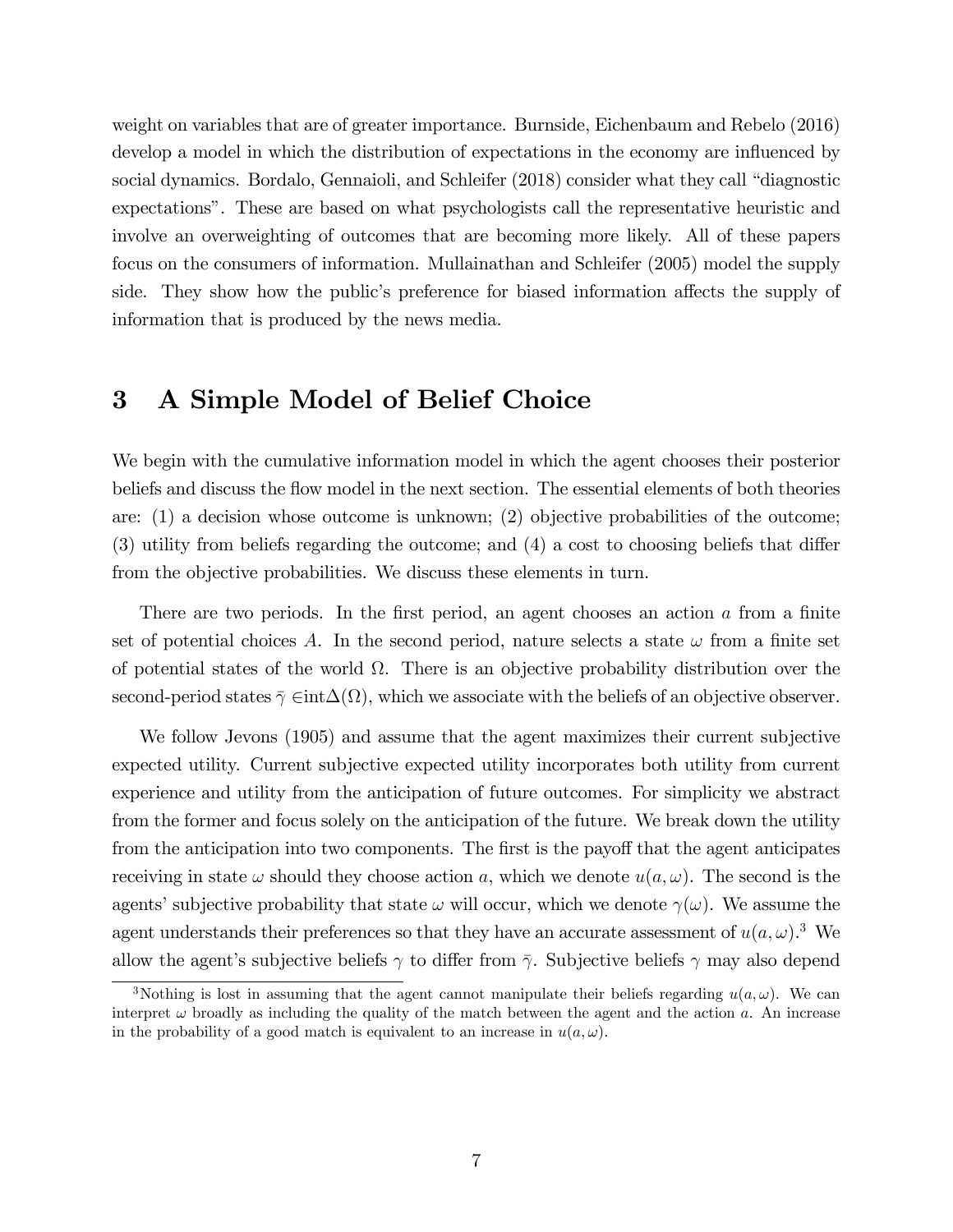weight on variables that are of greater importance. Burnside, Eichenbaum and Rebelo (2016) develop a model in which the distribution of expectations in the economy are influenced by social dynamics. Bordalo, Gennaioli, and Schleifer (2018) consider what they call "diagnostic expectations". These are based on what psychologists call the representative heuristic and involve an overweighting of outcomes that are becoming more likely. All of these papers focus on the consumers of information. Mullainathan and Schleifer (2005) model the supply side. They show how the public's preference for biased information affects the supply of information that is produced by the news media.

# 3 A Simple Model of Belief Choice

We begin with the cumulative information model in which the agent chooses their posterior beliefs and discuss the flow model in the next section. The essential elements of both theories are: (1) a decision whose outcome is unknown; (2) objective probabilities of the outcome; (3) utility from beliefs regarding the outcome; and (4) a cost to choosing beliefs that differ from the objective probabilities. We discuss these elements in turn.

There are two periods. In the first period, an agent chooses an action $a$ from a finite set of potential choices $A$. In the second period, nature selects a state $\omega$ from a finite set of potential states of the world $\Omega$. There is an objective probability distribution over the second-period states $\bar{\gamma} \in \text{int}\Delta(\Omega)$, which we associate with the beliefs of an objective observer.

We follow Jevons (1905) and assume that the agent maximizes their current subjective expected utility. Current subjective expected utility incorporates both utility from current experience and utility from the anticipation of future outcomes. For simplicity we abstract from the former and focus solely on the anticipation of the future. We break down the utility from the anticipation into two components. The first is the payoff that the agent anticipates receiving in state $\omega$ should they choose action $a$, which we denote $u(a, \omega)$. The second is the agents' subjective probability that state $\omega$ will occur, which we denote $\gamma(\omega)$. We assume the agent understands their preferences so that they have an accurate assessment of $u(a, \omega)$.[3] We allow the agent's subjective beliefs $\gamma$ to differ from $\bar{\gamma}$. Subjective beliefs $\gamma$ may also depend

[3]Nothing is lost in assuming that the agent cannot manipulate their beliefs regarding $u(a, \omega)$. We can interpret $\omega$ broadly as including the quality of the match between the agent and the action $a$. An increase in the probability of a good match is equivalent to an increase in $u(a, \omega)$.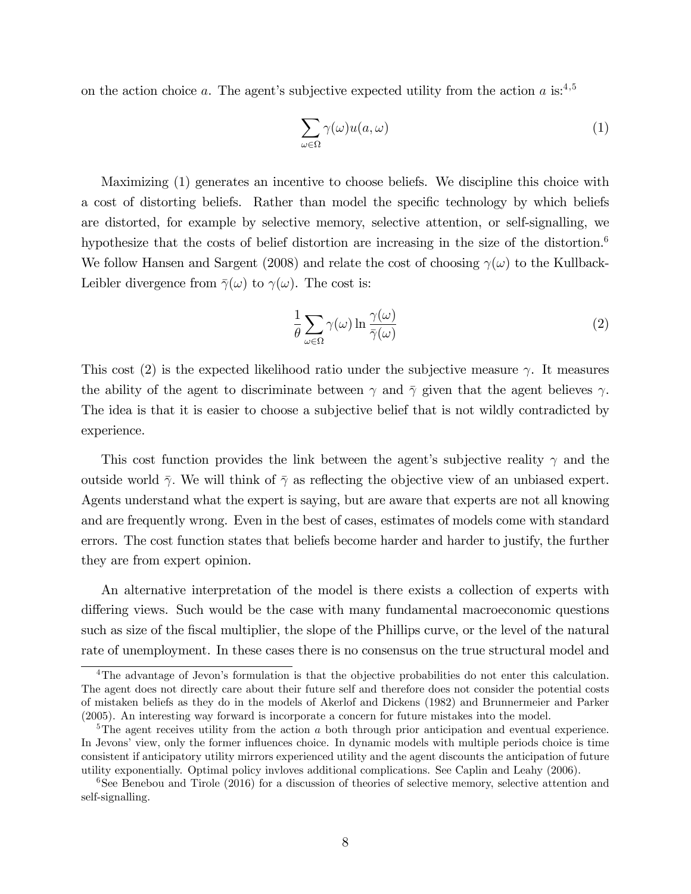on the action choice $a$. The agent's subjective expected utility from the action $a$ is:[4,5]

$$\sum_{\omega \in \Omega} \gamma(\omega) u(a, \omega) \tag{1}$$

Maximizing (1) generates an incentive to choose beliefs. We discipline this choice with a cost of distorting beliefs. Rather than model the specific technology by which beliefs are distorted, for example by selective memory, selective attention, or self-signalling, we hypothesize that the costs of belief distortion are increasing in the size of the distortion.[6] We follow Hansen and Sargent (2008) and relate the cost of choosing $\gamma(\omega)$ to the Kullback-Leibler divergence from $\bar{\gamma}(\omega)$ to $\gamma(\omega)$. The cost is:

$$\frac{1}{\theta} \sum_{\omega \in \Omega} \gamma(\omega) \ln \frac{\gamma(\omega)}{\bar{\gamma}(\omega)} \tag{2}$$

This cost (2) is the expected likelihood ratio under the subjective measure $\gamma$. It measures the ability of the agent to discriminate between $\gamma$ and $\bar{\gamma}$ given that the agent believes $\gamma$. The idea is that it is easier to choose a subjective belief that is not wildly contradicted by experience.

This cost function provides the link between the agent's subjective reality $\gamma$ and the outside world $\bar{\gamma}$. We will think of $\bar{\gamma}$ as reflecting the objective view of an unbiased expert. Agents understand what the expert is saying, but are aware that experts are not all knowing and are frequently wrong. Even in the best of cases, estimates of models come with standard errors. The cost function states that beliefs become harder and harder to justify, the further they are from expert opinion.

An alternative interpretation of the model is there exists a collection of experts with differing views. Such would be the case with many fundamental macroeconomic questions such as size of the fiscal multiplier, the slope of the Phillips curve, or the level of the natural rate of unemployment. In these cases there is no consensus on the true structural model and

---

[4] The advantage of Jevon's formulation is that the objective probabilities do not enter this calculation. The agent does not directly care about their future self and therefore does not consider the potential costs of mistaken beliefs as they do in the models of Akerlof and Dickens (1982) and Brunnermeier and Parker (2005). An interesting way forward is incorporate a concern for future mistakes into the model.

[5] The agent receives utility from the action $a$ both through prior anticipation and eventual experience. In Jevons' view, only the former influences choice. In dynamic models with multiple periods choice is time consistent if anticipatory utility mirrors experienced utility and the agent discounts the anticipation of future utility exponentially. Optimal policy invloves additional complications. See Caplin and Leahy (2006).

[6] See Benebou and Tirole (2016) for a discussion of theories of selective memory, selective attention and self-signalling.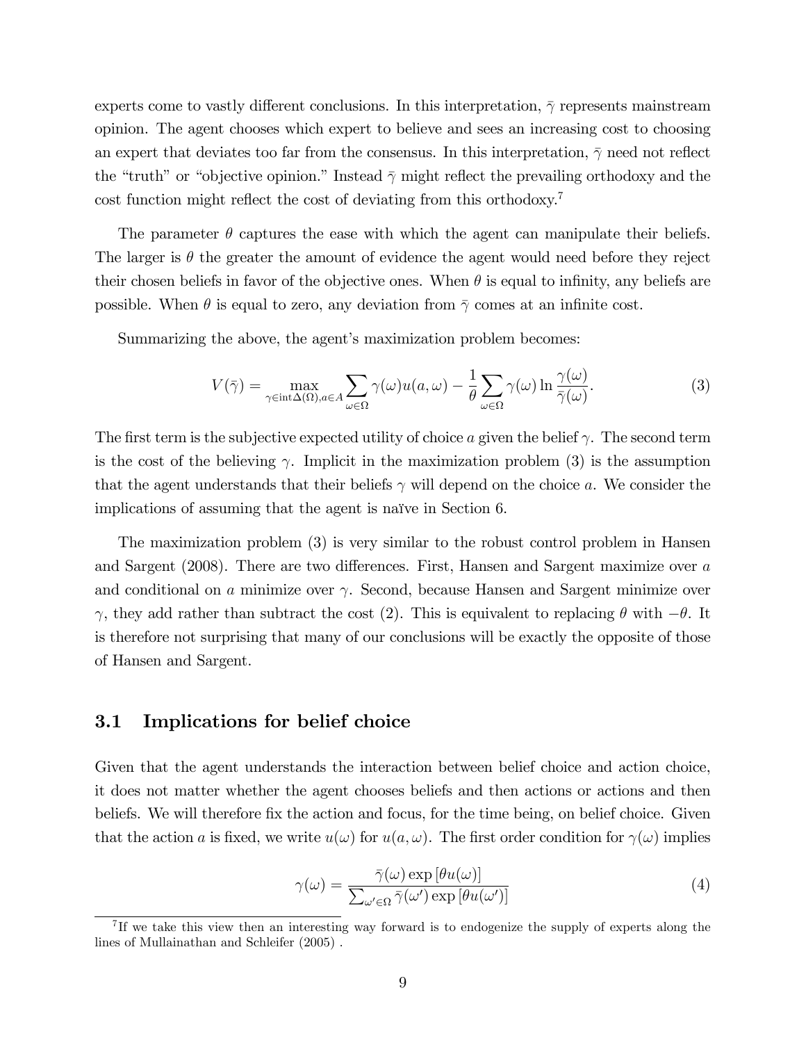experts come to vastly different conclusions. In this interpretation, $\bar{\gamma}$ represents mainstream opinion. The agent chooses which expert to believe and sees an increasing cost to choosing an expert that deviates too far from the consensus. In this interpretation, $\bar{\gamma}$ need not reflect the "truth" or "objective opinion." Instead $\bar{\gamma}$ might reflect the prevailing orthodoxy and the cost function might reflect the cost of deviating from this orthodoxy.[7]

The parameter $\theta$ captures the ease with which the agent can manipulate their beliefs. The larger is $\theta$ the greater the amount of evidence the agent would need before they reject their chosen beliefs in favor of the objective ones. When $\theta$ is equal to infinity, any beliefs are possible. When $\theta$ is equal to zero, any deviation from $\bar{\gamma}$ comes at an infinite cost.

Summarizing the above, the agent's maximization problem becomes:

$$V(\bar{\gamma}) = \max_{\gamma \in \text{int}\Delta(\Omega), a \in A} \sum_{\omega \in \Omega} \gamma(\omega) u(a, \omega) - \frac{1}{\theta} \sum_{\omega \in \Omega} \gamma(\omega) \ln \frac{\gamma(\omega)}{\bar{\gamma}(\omega)}. \tag{3}$$

The first term is the subjective expected utility of choice $a$ given the belief $\gamma$. The second term is the cost of the believing $\gamma$. Implicit in the maximization problem (3) is the assumption that the agent understands that their beliefs $\gamma$ will depend on the choice $a$. We consider the implications of assuming that the agent is naïve in Section 6.

The maximization problem (3) is very similar to the robust control problem in Hansen and Sargent (2008). There are two differences. First, Hansen and Sargent maximize over $a$ and conditional on $a$ minimize over $\gamma$. Second, because Hansen and Sargent minimize over $\gamma$, they add rather than subtract the cost (2). This is equivalent to replacing $\theta$ with $-\theta$. It is therefore not surprising that many of our conclusions will be exactly the opposite of those of Hansen and Sargent.

### 3.1 Implications for belief choice

Given that the agent understands the interaction between belief choice and action choice, it does not matter whether the agent chooses beliefs and then actions or actions and then beliefs. We will therefore fix the action and focus, for the time being, on belief choice. Given that the action $a$ is fixed, we write $u(\omega)$ for $u(a, \omega)$. The first order condition for $\gamma(\omega)$ implies

$$\gamma(\omega) = \frac{\bar{\gamma}(\omega) \exp[\theta u(\omega)]}{\sum_{\omega' \in \Omega} \bar{\gamma}(\omega') \exp[\theta u(\omega')]} \tag{4}$$

[7] If we take this view then an interesting way forward is to endogenize the supply of experts along the lines of Mullainathan and Schleifer (2005) .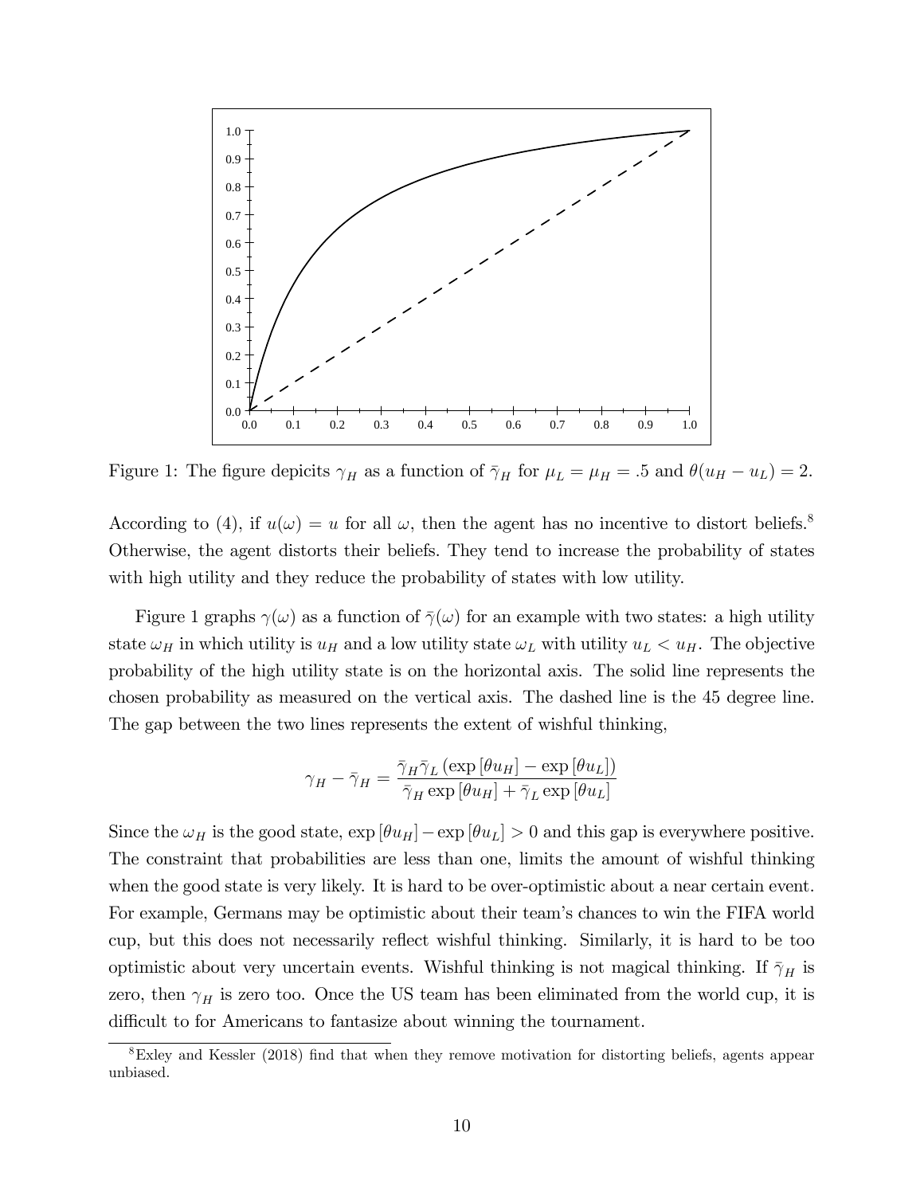Figure 1: The figure depicits $\gamma_H$ as a function of $\bar{\gamma}_H$ for $\mu_L = \mu_H = .5$ and $\theta(u_H - u_L) = 2$.

According to (4), if $u(\omega) = u$ for all $\omega$, then the agent has no incentive to distort beliefs.[8] Otherwise, the agent distorts their beliefs. They tend to increase the probability of states with high utility and they reduce the probability of states with low utility.

Figure 1 graphs $\gamma(\omega)$ as a function of $\bar{\gamma}(\omega)$ for an example with two states: a high utility state $\omega_H$ in which utility is $u_H$ and a low utility state $\omega_L$ with utility $u_L < u_H$. The objective probability of the high utility state is on the horizontal axis. The solid line represents the chosen probability as measured on the vertical axis. The dashed line is the 45 degree line. The gap between the two lines represents the extent of wishful thinking,

$$\gamma_H - \bar{\gamma}_H = \frac{\bar{\gamma}_H \bar{\gamma}_L \left(\exp\left[\theta u_H\right] - \exp\left[\theta u_L\right]\right)}{\bar{\gamma}_H \exp\left[\theta u_H\right] + \bar{\gamma}_L \exp\left[\theta u_L\right]}$$

Since the $\omega_H$ is the good state, $\exp\left[\theta u_H\right] - \exp\left[\theta u_L\right] > 0$ and this gap is everywhere positive. The constraint that probabilities are less than one, limits the amount of wishful thinking when the good state is very likely. It is hard to be over-optimistic about a near certain event. For example, Germans may be optimistic about their team's chances to win the FIFA world cup, but this does not necessarily reflect wishful thinking. Similarly, it is hard to be too optimistic about very uncertain events. Wishful thinking is not magical thinking. If $\bar{\gamma}_H$ is zero, then $\gamma_H$ is zero too. Once the US team has been eliminated from the world cup, it is difficult to for Americans to fantasize about winning the tournament.

[8] Exley and Kessler (2018) find that when they remove motivation for distorting beliefs, agents appear unbiased.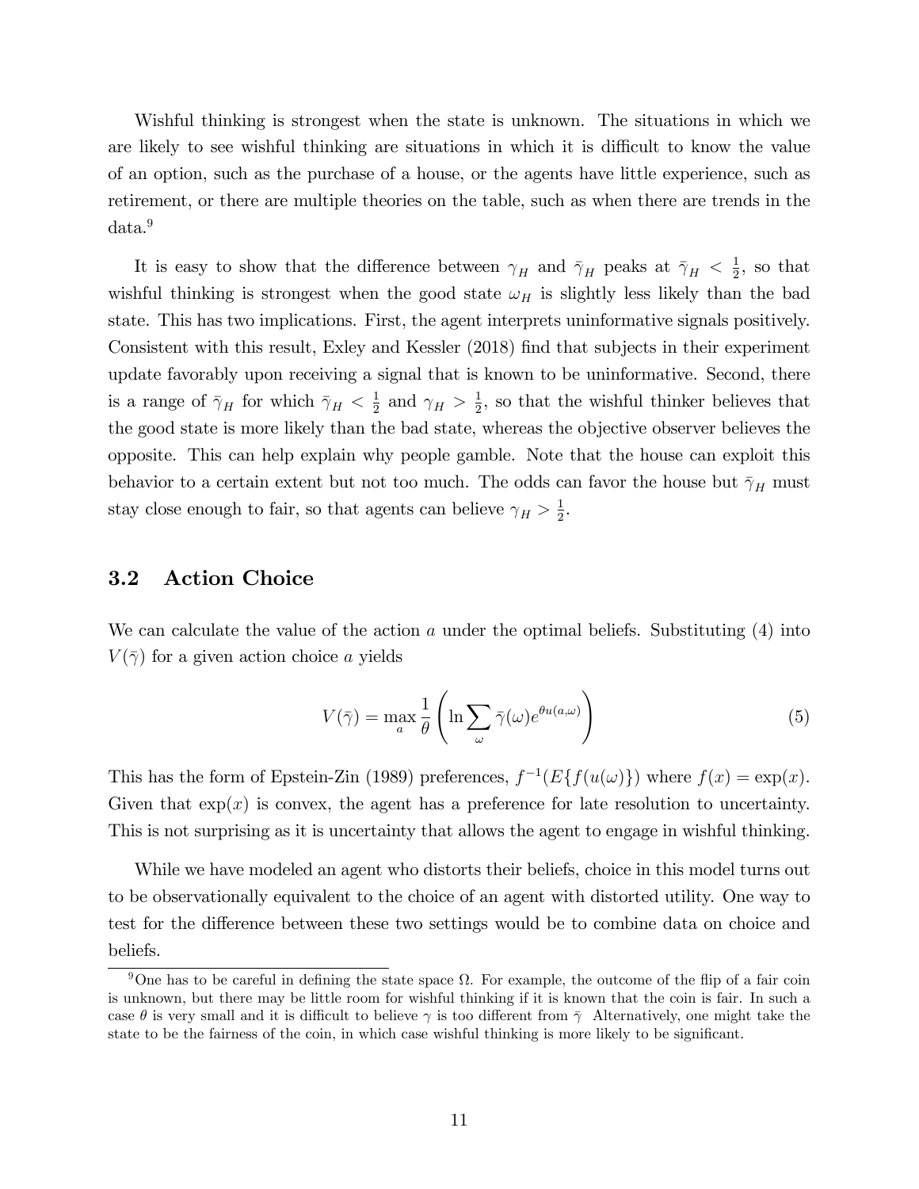Wishful thinking is strongest when the state is unknown. The situations in which we are likely to see wishful thinking are situations in which it is difficult to know the value of an option, such as the purchase of a house, or the agents have little experience, such as retirement, or there are multiple theories on the table, such as when there are trends in the data.[9]

It is easy to show that the difference between $\gamma_H$ and $\bar{\gamma}_H$ peaks at $\bar{\gamma}_H < \frac{1}{2}$, so that wishful thinking is strongest when the good state $\omega_H$ is slightly less likely than the bad state. This has two implications. First, the agent interprets uninformative signals positively. Consistent with this result, Exley and Kessler (2018) find that subjects in their experiment update favorably upon receiving a signal that is known to be uninformative. Second, there is a range of $\bar{\gamma}_H$ for which $\bar{\gamma}_H < \frac{1}{2}$ and $\gamma_H > \frac{1}{2}$, so that the wishful thinker believes that the good state is more likely than the bad state, whereas the objective observer believes the opposite. This can help explain why people gamble. Note that the house can exploit this behavior to a certain extent but not too much. The odds can favor the house but $\bar{\gamma}_H$ must stay close enough to fair, so that agents can believe $\gamma_H > \frac{1}{2}$.

## 3.2 Action Choice

We can calculate the value of the action $a$ under the optimal beliefs. Substituting (4) into $V(\bar{\gamma})$ for a given action choice $a$ yields

$$V(\bar{\gamma}) = \max_a \frac{1}{\theta} \left( \ln \sum_{\omega} \bar{\gamma}(\omega) e^{\theta u(a,\omega)} \right) \tag{5}$$

This has the form of Epstein-Zin (1989) preferences, $f^{-1}(E\{f(u(\omega)\})$ where $f(x) = \exp(x)$. Given that $\exp(x)$ is convex, the agent has a preference for late resolution to uncertainty. This is not surprising as it is uncertainty that allows the agent to engage in wishful thinking.

While we have modeled an agent who distorts their beliefs, choice in this model turns out to be observationally equivalent to the choice of an agent with distorted utility. One way to test for the difference between these two settings would be to combine data on choice and beliefs.

[9] One has to be careful in defining the state space $\Omega$. For example, the outcome of the flip of a fair coin is unknown, but there may be little room for wishful thinking if it is known that the coin is fair. In such a case $\theta$ is very small and it is difficult to believe $\gamma$ is too different from $\bar{\gamma}$ Alternatively, one might take the state to be the fairness of the coin, in which case wishful thinking is more likely to be significant.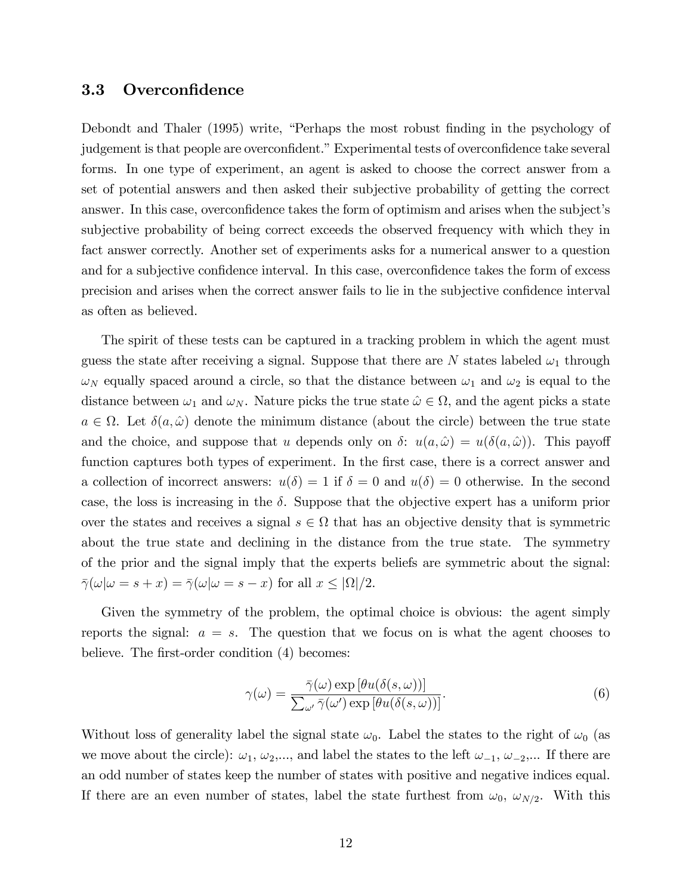### 3.3 Overconfidence

Debondt and Thaler (1995) write, "Perhaps the most robust finding in the psychology of judgement is that people are overconfident." Experimental tests of overconfidence take several forms. In one type of experiment, an agent is asked to choose the correct answer from a set of potential answers and then asked their subjective probability of getting the correct answer. In this case, overconfidence takes the form of optimism and arises when the subject's subjective probability of being correct exceeds the observed frequency with which they in fact answer correctly. Another set of experiments asks for a numerical answer to a question and for a subjective confidence interval. In this case, overconfidence takes the form of excess precision and arises when the correct answer fails to lie in the subjective confidence interval as often as believed.

The spirit of these tests can be captured in a tracking problem in which the agent must guess the state after receiving a signal. Suppose that there are $N$ states labeled $\omega_1$ through $\omega_N$ equally spaced around a circle, so that the distance between $\omega_1$ and $\omega_2$ is equal to the distance between $\omega_1$ and $\omega_N$. Nature picks the true state $\hat{\omega} \in \Omega$, and the agent picks a state $a \in \Omega$. Let $\delta(a, \hat{\omega})$ denote the minimum distance (about the circle) between the true state and the choice, and suppose that $u$ depends only on $\delta$: $u(a, \hat{\omega}) = u(\delta(a, \hat{\omega}))$. This payoff function captures both types of experiment. In the first case, there is a correct answer and a collection of incorrect answers: $u(\delta) = 1$ if $\delta = 0$ and $u(\delta) = 0$ otherwise. In the second case, the loss is increasing in the $\delta$. Suppose that the objective expert has a uniform prior over the states and receives a signal $s \in \Omega$ that has an objective density that is symmetric about the true state and declining in the distance from the true state. The symmetry of the prior and the signal imply that the experts beliefs are symmetric about the signal: $\bar{\gamma}(\omega|\omega = s + x) = \bar{\gamma}(\omega|\omega = s - x)$ for all $x \leq |\Omega|/2$.

Given the symmetry of the problem, the optimal choice is obvious: the agent simply reports the signal: $a = s$. The question that we focus on is what the agent chooses to believe. The first-order condition (4) becomes:

$$\gamma(\omega) = \frac{\bar{\gamma}(\omega) \exp\left[\theta u(\delta(s, \omega))\right]}{\sum_{\omega'} \bar{\gamma}(\omega') \exp\left[\theta u(\delta(s, \omega))\right]}. \tag{6}$$

Without loss of generality label the signal state $\omega_0$. Label the states to the right of $\omega_0$ (as we move about the circle): $\omega_1$, $\omega_2$,..., and label the states to the left $\omega_{-1}$, $\omega_{-2}$,... If there are an odd number of states keep the number of states with positive and negative indices equal. If there are an even number of states, label the state furthest from $\omega_0$, $\omega_{N/2}$. With this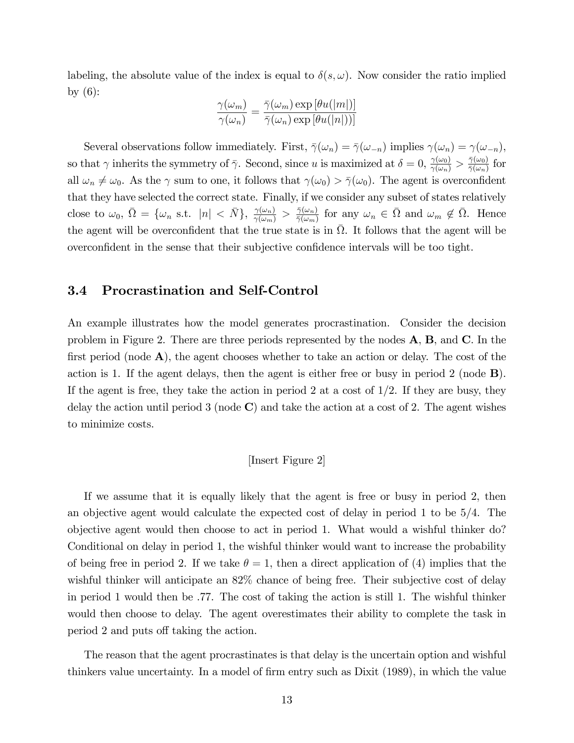labeling, the absolute value of the index is equal to $\delta(s, \omega)$. Now consider the ratio implied by (6):

$$\frac{\gamma(\omega_m)}{\gamma(\omega_n)} = \frac{\bar{\gamma}(\omega_m)\exp\left[\theta u(|m|)\right]}{\bar{\gamma}(\omega_n)\exp\left[\theta u(|n|))\right]}$$

Several observations follow immediately. First, $\bar{\gamma}(\omega_n) = \bar{\gamma}(\omega_{-n})$ implies $\gamma(\omega_n) = \gamma(\omega_{-n})$, so that $\gamma$ inherits the symmetry of $\bar{\gamma}$. Second, since $u$ is maximized at $\delta = 0$, $\frac{\gamma(\omega_0)}{\gamma(\omega_n)} > \frac{\bar{\gamma}(\omega_0)}{\bar{\gamma}(\omega_n)}$ for all $\omega_n \neq \omega_0$. As the $\gamma$ sum to one, it follows that $\gamma(\omega_0) > \bar{\gamma}(\omega_0)$. The agent is overconfident that they have selected the correct state. Finally, if we consider any subset of states relatively close to $\omega_0$, $\bar{\Omega} = \{\omega_n \text{ s.t. } |n| < \bar{N}\}$, $\frac{\gamma(\omega_n)}{\gamma(\omega_m)} > \frac{\bar{\gamma}(\omega_n)}{\bar{\gamma}(\omega_m)}$ for any $\omega_n \in \bar{\Omega}$ and $\omega_m \notin \bar{\Omega}$. Hence the agent will be overconfident that the true state is in $\bar{\Omega}$. It follows that the agent will be overconfident in the sense that their subjective confidence intervals will be too tight.

### 3.4 Procrastination and Self-Control

An example illustrates how the model generates procrastination. Consider the decision problem in Figure 2. There are three periods represented by the nodes **A**, **B**, and **C**. In the first period (node **A**), the agent chooses whether to take an action or delay. The cost of the action is 1. If the agent delays, then the agent is either free or busy in period 2 (node **B**). If the agent is free, they take the action in period 2 at a cost of 1/2. If they are busy, they delay the action until period 3 (node **C**) and take the action at a cost of 2. The agent wishes to minimize costs.

[Insert Figure 2]

If we assume that it is equally likely that the agent is free or busy in period 2, then an objective agent would calculate the expected cost of delay in period 1 to be 5/4. The objective agent would then choose to act in period 1. What would a wishful thinker do? Conditional on delay in period 1, the wishful thinker would want to increase the probability of being free in period 2. If we take $\theta = 1$, then a direct application of (4) implies that the wishful thinker will anticipate an 82% chance of being free. Their subjective cost of delay in period 1 would then be .77. The cost of taking the action is still 1. The wishful thinker would then choose to delay. The agent overestimates their ability to complete the task in period 2 and puts off taking the action.

The reason that the agent procrastinates is that delay is the uncertain option and wishful thinkers value uncertainty. In a model of firm entry such as Dixit (1989), in which the value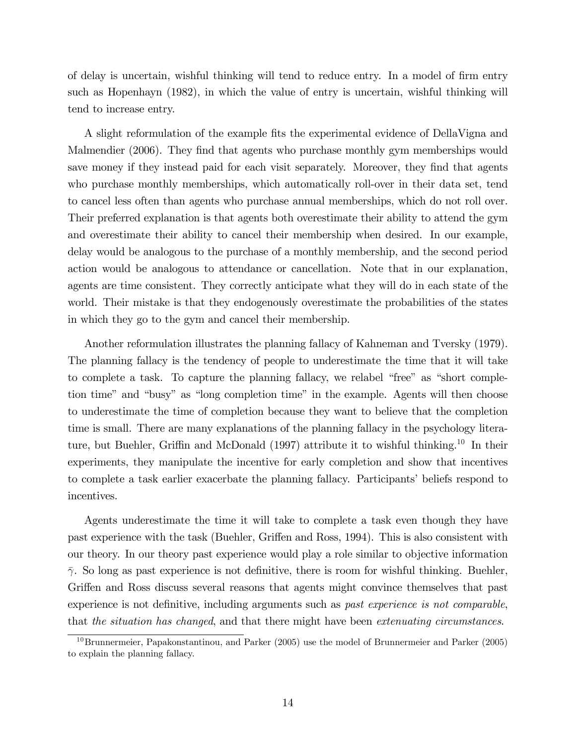of delay is uncertain, wishful thinking will tend to reduce entry. In a model of firm entry such as Hopenhayn (1982), in which the value of entry is uncertain, wishful thinking will tend to increase entry.

A slight reformulation of the example fits the experimental evidence of DellaVigna and Malmendier (2006). They find that agents who purchase monthly gym memberships would save money if they instead paid for each visit separately. Moreover, they find that agents who purchase monthly memberships, which automatically roll-over in their data set, tend to cancel less often than agents who purchase annual memberships, which do not roll over. Their preferred explanation is that agents both overestimate their ability to attend the gym and overestimate their ability to cancel their membership when desired. In our example, delay would be analogous to the purchase of a monthly membership, and the second period action would be analogous to attendance or cancellation. Note that in our explanation, agents are time consistent. They correctly anticipate what they will do in each state of the world. Their mistake is that they endogenously overestimate the probabilities of the states in which they go to the gym and cancel their membership.

Another reformulation illustrates the planning fallacy of Kahneman and Tversky (1979). The planning fallacy is the tendency of people to underestimate the time that it will take to complete a task. To capture the planning fallacy, we relabel "free" as "short completion time" and "busy" as "long completion time" in the example. Agents will then choose to underestimate the time of completion because they want to believe that the completion time is small. There are many explanations of the planning fallacy in the psychology literature, but Buehler, Griffin and McDonald (1997) attribute it to wishful thinking.[10] In their experiments, they manipulate the incentive for early completion and show that incentives to complete a task earlier exacerbate the planning fallacy. Participants' beliefs respond to incentives.

Agents underestimate the time it will take to complete a task even though they have past experience with the task (Buehler, Griffen and Ross, 1994). This is also consistent with our theory. In our theory past experience would play a role similar to objective information $\bar{\gamma}$. So long as past experience is not definitive, there is room for wishful thinking. Buehler, Griffen and Ross discuss several reasons that agents might convince themselves that past experience is not definitive, including arguments such as *past experience is not comparable*, that *the situation has changed*, and that there might have been *extenuating circumstances*.

[10] Brunnermeier, Papakonstantinou, and Parker (2005) use the model of Brunnermeier and Parker (2005) to explain the planning fallacy.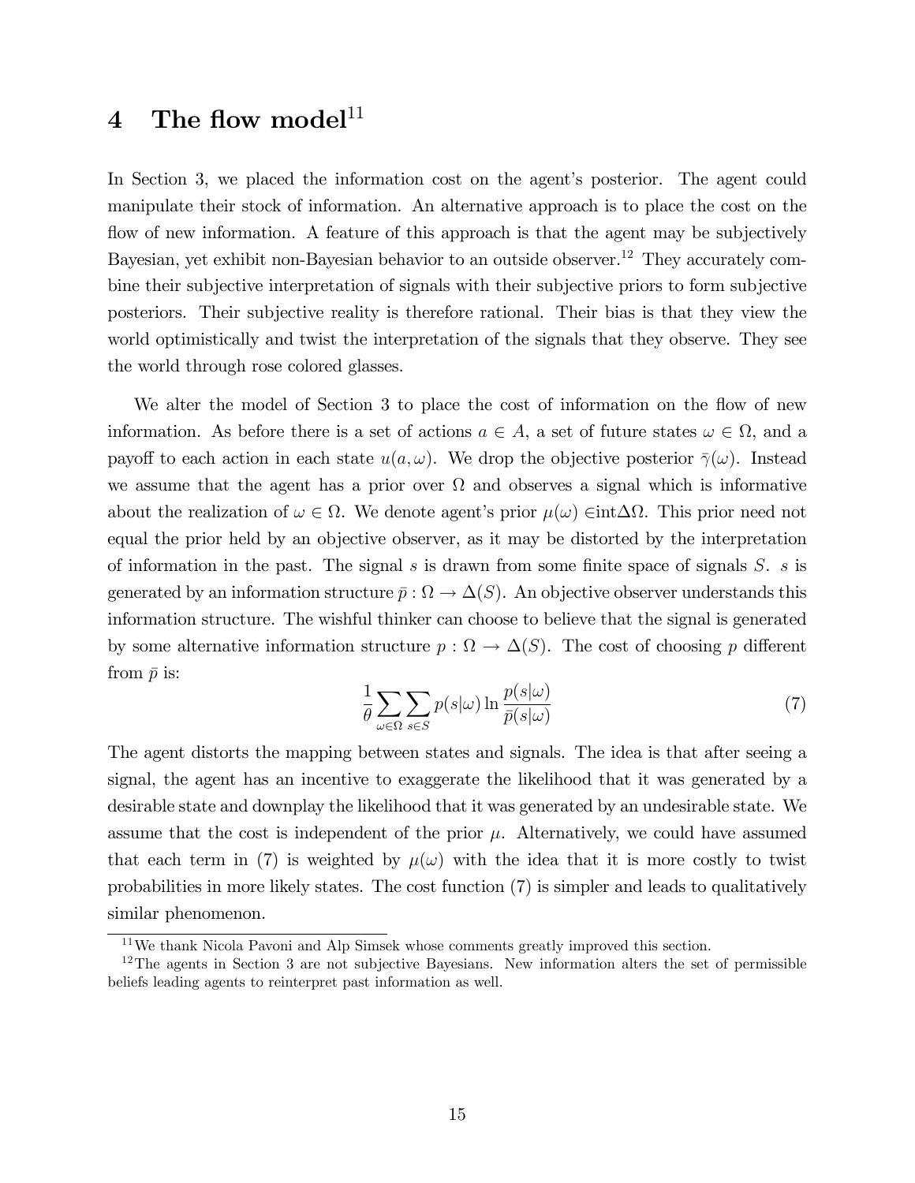# 4 The flow model[11]

In Section 3, we placed the information cost on the agent's posterior. The agent could manipulate their stock of information. An alternative approach is to place the cost on the flow of new information. A feature of this approach is that the agent may be subjectively Bayesian, yet exhibit non-Bayesian behavior to an outside observer.[12] They accurately combine their subjective interpretation of signals with their subjective priors to form subjective posteriors. Their subjective reality is therefore rational. Their bias is that they view the world optimistically and twist the interpretation of the signals that they observe. They see the world through rose colored glasses.

We alter the model of Section 3 to place the cost of information on the flow of new information. As before there is a set of actions $a \in A$, a set of future states $\omega \in \Omega$, and a payoff to each action in each state $u(a, \omega)$. We drop the objective posterior $\bar{\gamma}(\omega)$. Instead we assume that the agent has a prior over $\Omega$ and observes a signal which is informative about the realization of $\omega \in \Omega$. We denote agent's prior $\mu(\omega) \in \text{int}\Delta\Omega$. This prior need not equal the prior held by an objective observer, as it may be distorted by the interpretation of information in the past. The signal $s$ is drawn from some finite space of signals $S$. $s$ is generated by an information structure $\bar{p} : \Omega \to \Delta(S)$. An objective observer understands this information structure. The wishful thinker can choose to believe that the signal is generated by some alternative information structure $p : \Omega \to \Delta(S)$. The cost of choosing $p$ different from $\bar{p}$ is:

$$\frac{1}{\theta} \sum_{\omega \in \Omega} \sum_{s \in S} p(s|\omega) \ln \frac{p(s|\omega)}{\bar{p}(s|\omega)} \tag{7}$$

The agent distorts the mapping between states and signals. The idea is that after seeing a signal, the agent has an incentive to exaggerate the likelihood that it was generated by a desirable state and downplay the likelihood that it was generated by an undesirable state. We assume that the cost is independent of the prior $\mu$. Alternatively, we could have assumed that each term in (7) is weighted by $\mu(\omega)$ with the idea that it is more costly to twist probabilities in more likely states. The cost function (7) is simpler and leads to qualitatively similar phenomenon.

[11] We thank Nicola Pavoni and Alp Simsek whose comments greatly improved this section.

[12] The agents in Section 3 are not subjective Bayesians. New information alters the set of permissible beliefs leading agents to reinterpret past information as well.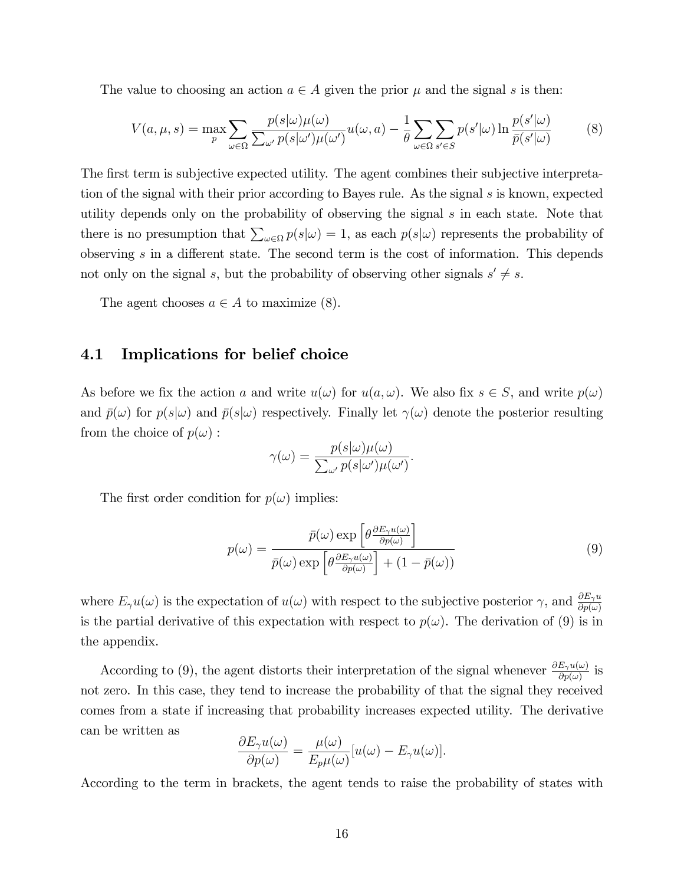The value to choosing an action $a \in A$ given the prior $\mu$ and the signal $s$ is then:

$$V(a, \mu, s) = \max_{p} \sum_{\omega \in \Omega} \frac{p(s|\omega)\mu(\omega)}{\sum_{\omega'} p(s|\omega')\mu(\omega')} u(\omega, a) - \frac{1}{\theta} \sum_{\omega \in \Omega} \sum_{s' \in S} p(s'|\omega) \ln \frac{p(s'|\omega)}{\bar{p}(s'|\omega)} \tag{8}$$

The first term is subjective expected utility. The agent combines their subjective interpretation of the signal with their prior according to Bayes rule. As the signal $s$ is known, expected utility depends only on the probability of observing the signal $s$ in each state. Note that there is no presumption that $\sum_{\omega \in \Omega} p(s|\omega) = 1$, as each $p(s|\omega)$ represents the probability of observing $s$ in a different state. The second term is the cost of information. This depends not only on the signal $s$, but the probability of observing other signals $s' \neq s$.

The agent chooses $a \in A$ to maximize (8).

## 4.1 Implications for belief choice

As before we fix the action $a$ and write $u(\omega)$ for $u(a, \omega)$. We also fix $s \in S$, and write $p(\omega)$ and $\bar{p}(\omega)$ for $p(s|\omega)$ and $\bar{p}(s|\omega)$ respectively. Finally let $\gamma(\omega)$ denote the posterior resulting from the choice of $p(\omega)$ :

$$\gamma(\omega) = \frac{p(s|\omega)\mu(\omega)}{\sum_{\omega'} p(s|\omega')\mu(\omega')}.$$

The first order condition for $p(\omega)$ implies:

$$p(\omega) = \frac{\bar{p}(\omega) \exp\left[\theta \frac{\partial E_{\gamma} u(\omega)}{\partial p(\omega)}\right]}{\bar{p}(\omega) \exp\left[\theta \frac{\partial E_{\gamma} u(\omega)}{\partial p(\omega)}\right] + (1 - \bar{p}(\omega))} \tag{9}$$

where $E_{\gamma} u(\omega)$ is the expectation of $u(\omega)$ with respect to the subjective posterior $\gamma$, and $\frac{\partial E_{\gamma} u}{\partial p(\omega)}$ is the partial derivative of this expectation with respect to $p(\omega)$. The derivation of (9) is in the appendix.

According to (9), the agent distorts their interpretation of the signal whenever $\frac{\partial E_{\gamma} u(\omega)}{\partial p(\omega)}$ is not zero. In this case, they tend to increase the probability of that the signal they received comes from a state if increasing that probability increases expected utility. The derivative can be written as

$$\frac{\partial E_{\gamma} u(\omega)}{\partial p(\omega)} = \frac{\mu(\omega)}{E_{p} \mu(\omega)} [u(\omega) - E_{\gamma} u(\omega)].$$

According to the term in brackets, the agent tends to raise the probability of states with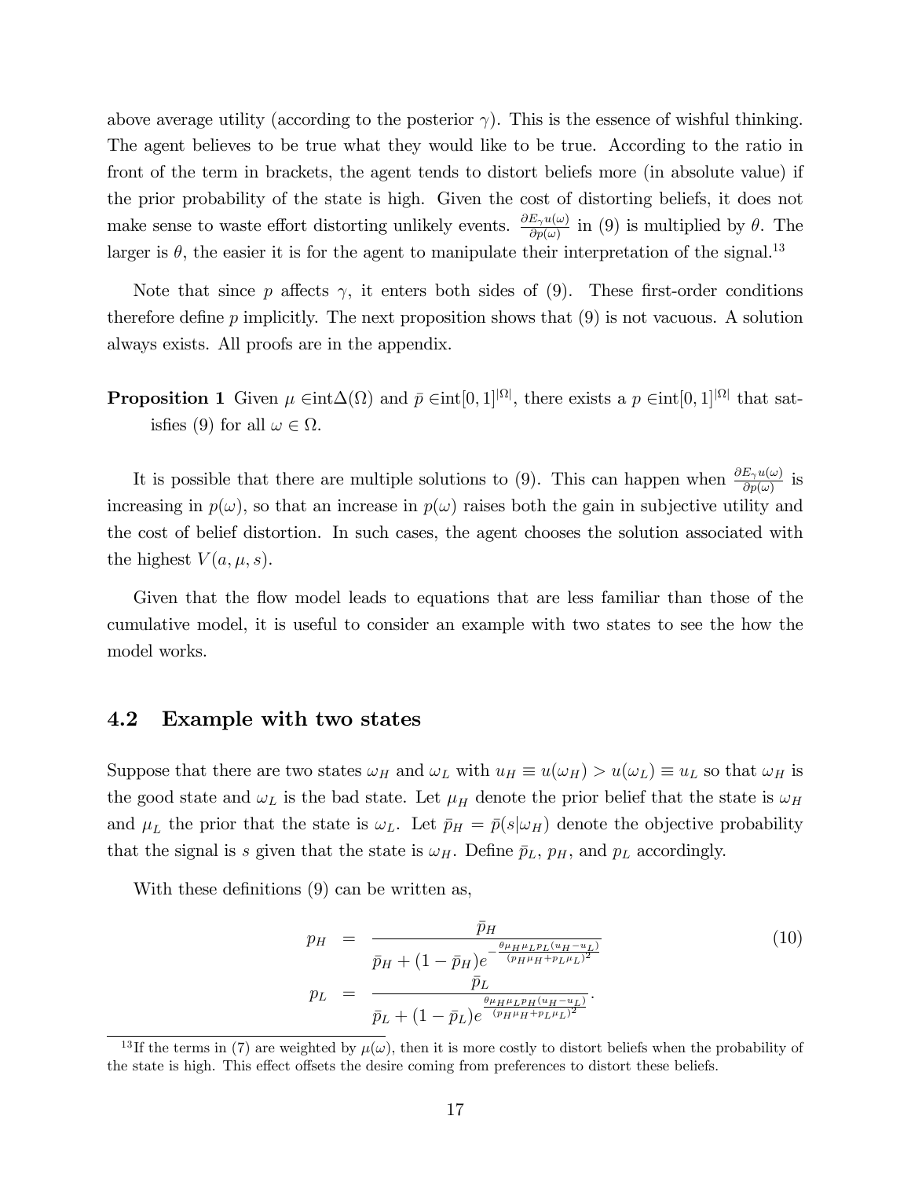above average utility (according to the posterior $\gamma$). This is the essence of wishful thinking. The agent believes to be true what they would like to be true. According to the ratio in front of the term in brackets, the agent tends to distort beliefs more (in absolute value) if the prior probability of the state is high. Given the cost of distorting beliefs, it does not make sense to waste effort distorting unlikely events. $\frac{\partial E_\gamma u(\omega)}{\partial p(\omega)}$ in (9) is multiplied by $\theta$. The larger is $\theta$, the easier it is for the agent to manipulate their interpretation of the signal.[13]

Note that since $p$ affects $\gamma$, it enters both sides of (9). These first-order conditions therefore define $p$ implicitly. The next proposition shows that (9) is not vacuous. A solution always exists. All proofs are in the appendix.

**Proposition 1** Given $\mu \in \text{int}\Delta(\Omega)$ and $\bar{p} \in \text{int}[0,1]^{|\Omega|}$, there exists a $p \in \text{int}[0,1]^{|\Omega|}$ that satisfies (9) for all $\omega \in \Omega$.

It is possible that there are multiple solutions to (9). This can happen when $\frac{\partial E_\gamma u(\omega)}{\partial p(\omega)}$ is increasing in $p(\omega)$, so that an increase in $p(\omega)$ raises both the gain in subjective utility and the cost of belief distortion. In such cases, the agent chooses the solution associated with the highest $V(a, \mu, s)$.

Given that the flow model leads to equations that are less familiar than those of the cumulative model, it is useful to consider an example with two states to see the how the model works.

## 4.2 Example with two states

Suppose that there are two states $\omega_H$ and $\omega_L$ with $u_H \equiv u(\omega_H) > u(\omega_L) \equiv u_L$ so that $\omega_H$ is the good state and $\omega_L$ is the bad state. Let $\mu_H$ denote the prior belief that the state is $\omega_H$ and $\mu_L$ the prior that the state is $\omega_L$. Let $\bar{p}_H = \bar{p}(s|\omega_H)$ denote the objective probability that the signal is $s$ given that the state is $\omega_H$. Define $\bar{p}_L$, $p_H$, and $p_L$ accordingly.

With these definitions (9) can be written as,

$$
\begin{aligned}
p_H &= \frac{\bar{p}_H}{\bar{p}_H + (1-\bar{p}_H)e^{-\frac{\theta\mu_H\mu_L p_L(u_H - u_L)}{(p_H\mu_H + p_L\mu_L)^2}}} \\
p_L &= \frac{\bar{p}_L}{\bar{p}_L + (1-\bar{p}_L)e^{\frac{\theta\mu_H\mu_L p_H(u_H - u_L)}{(p_H\mu_H + p_L\mu_L)^2}}}.
\end{aligned}
\tag{10}
$$

[13] If the terms in (7) are weighted by $\mu(\omega)$, then it is more costly to distort beliefs when the probability of the state is high. This effect offsets the desire coming from preferences to distort these beliefs.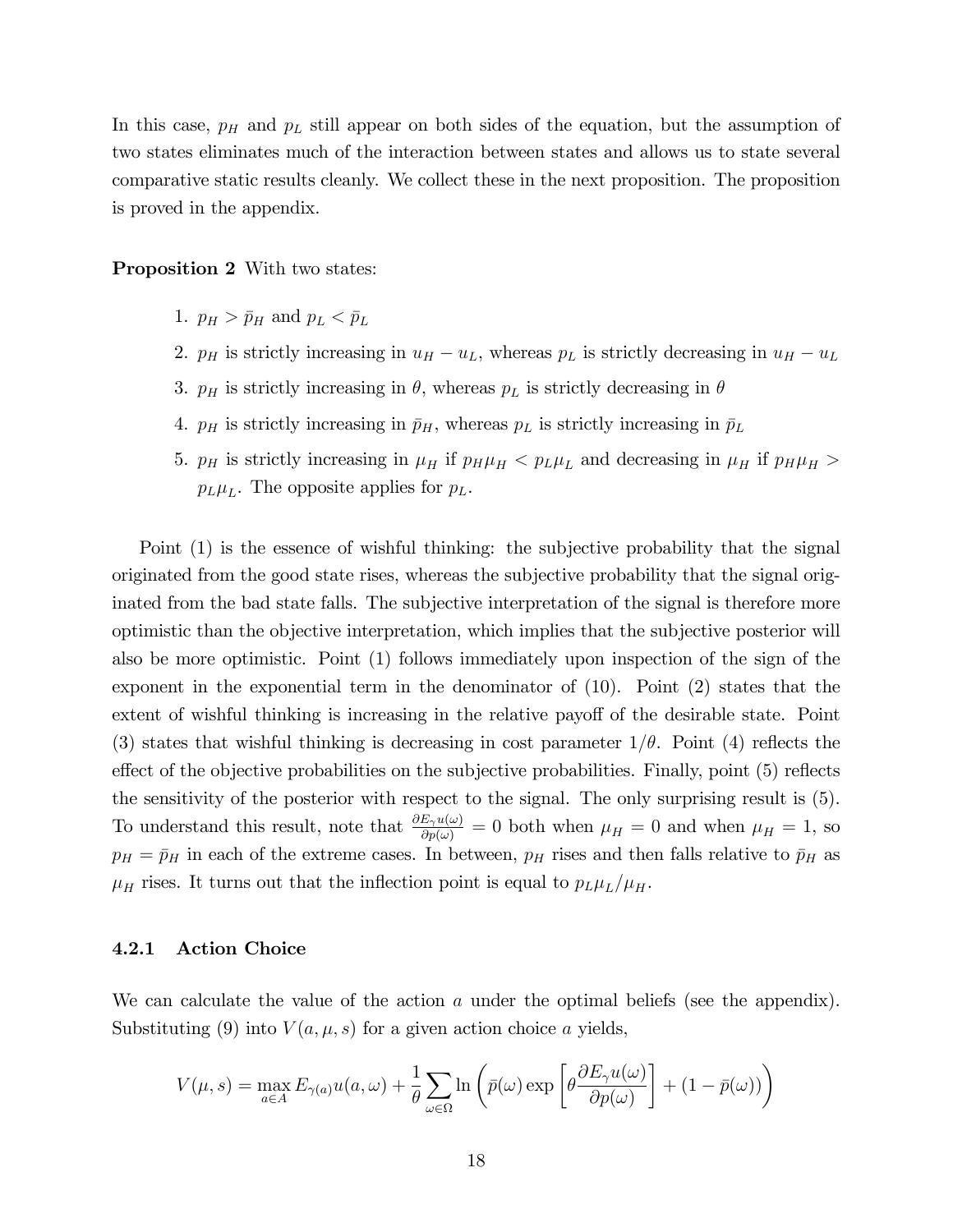In this case, $p_H$ and $p_L$ still appear on both sides of the equation, but the assumption of two states eliminates much of the interaction between states and allows us to state several comparative static results cleanly. We collect these in the next proposition. The proposition is proved in the appendix.

**Proposition 2** With two states:

1. $p_H > \bar{p}_H$ and $p_L < \bar{p}_L$
2. $p_H$ is strictly increasing in $u_H - u_L$, whereas $p_L$ is strictly decreasing in $u_H - u_L$
3. $p_H$ is strictly increasing in $\theta$, whereas $p_L$ is strictly decreasing in $\theta$
4. $p_H$ is strictly increasing in $\bar{p}_H$, whereas $p_L$ is strictly increasing in $\bar{p}_L$
5. $p_H$ is strictly increasing in $\mu_H$ if $p_H\mu_H < p_L\mu_L$ and decreasing in $\mu_H$ if $p_H\mu_H > p_L\mu_L$. The opposite applies for $p_L$.

Point (1) is the essence of wishful thinking: the subjective probability that the signal originated from the good state rises, whereas the subjective probability that the signal originated from the bad state falls. The subjective interpretation of the signal is therefore more optimistic than the objective interpretation, which implies that the subjective posterior will also be more optimistic. Point (1) follows immediately upon inspection of the sign of the exponent in the exponential term in the denominator of (10). Point (2) states that the extent of wishful thinking is increasing in the relative payoff of the desirable state. Point (3) states that wishful thinking is decreasing in cost parameter $1/\theta$. Point (4) reflects the effect of the objective probabilities on the subjective probabilities. Finally, point (5) reflects the sensitivity of the posterior with respect to the signal. The only surprising result is (5). To understand this result, note that $\frac{\partial E_\gamma u(\omega)}{\partial p(\omega)} = 0$ both when $\mu_H = 0$ and when $\mu_H = 1$, so $p_H = \bar{p}_H$ in each of the extreme cases. In between, $p_H$ rises and then falls relative to $\bar{p}_H$ as $\mu_H$ rises. It turns out that the inflection point is equal to $p_L\mu_L/\mu_H$.

### 4.2.1 Action Choice

We can calculate the value of the action $a$ under the optimal beliefs (see the appendix). Substituting (9) into $V(a, \mu, s)$ for a given action choice $a$ yields,

$$V(\mu, s) = \max_{a \in A} E_{\gamma(a)} u(a, \omega) + \frac{1}{\theta} \sum_{\omega \in \Omega} \ln \left( \bar{p}(\omega) \exp \left[ \theta \frac{\partial E_\gamma u(\omega)}{\partial p(\omega)} \right] + (1 - \bar{p}(\omega)) \right)$$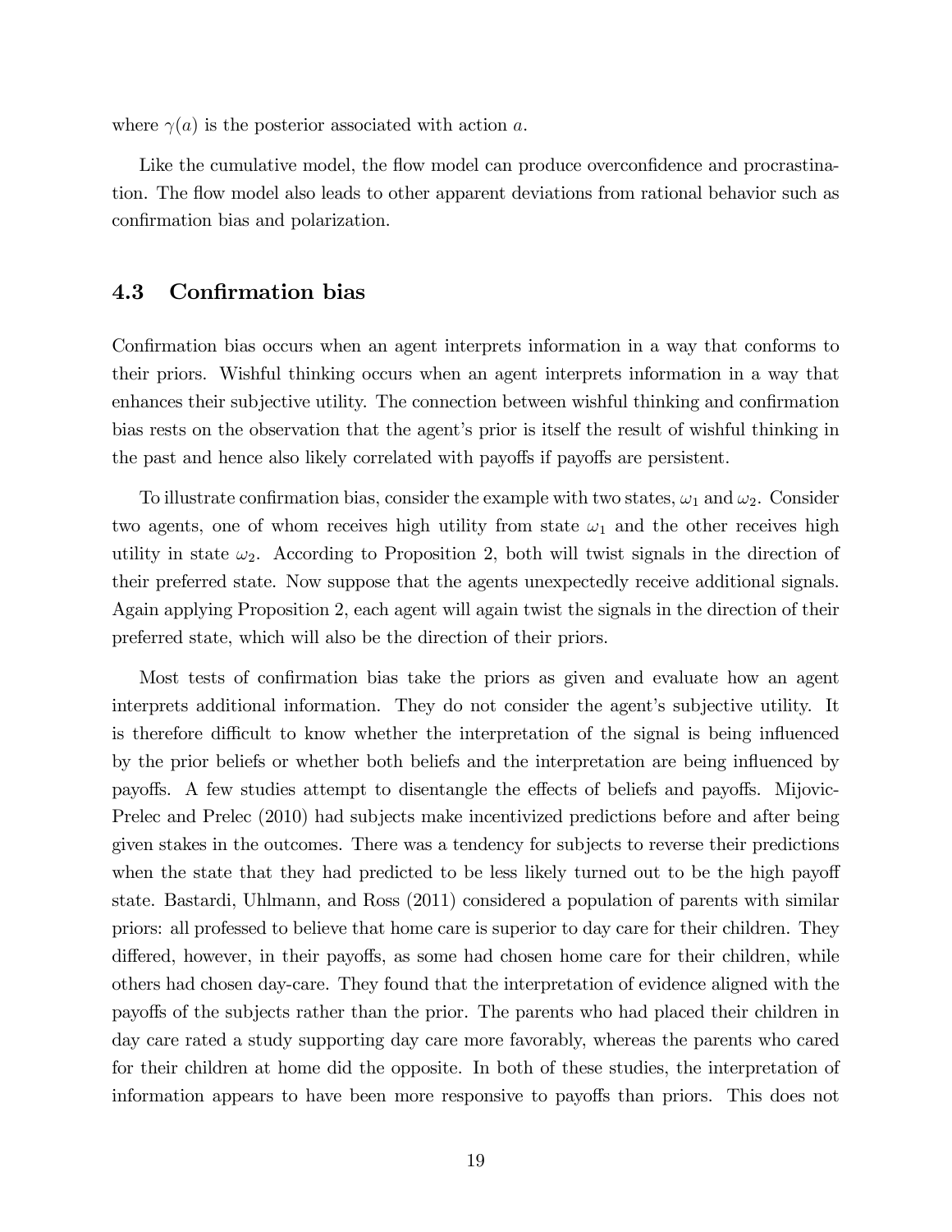where $\gamma(a)$ is the posterior associated with action $a$.

Like the cumulative model, the flow model can produce overconfidence and procrastination. The flow model also leads to other apparent deviations from rational behavior such as confirmation bias and polarization.

### 4.3 Confirmation bias

Confirmation bias occurs when an agent interprets information in a way that conforms to their priors. Wishful thinking occurs when an agent interprets information in a way that enhances their subjective utility. The connection between wishful thinking and confirmation bias rests on the observation that the agent's prior is itself the result of wishful thinking in the past and hence also likely correlated with payoffs if payoffs are persistent.

To illustrate confirmation bias, consider the example with two states, $\omega_1$ and $\omega_2$. Consider two agents, one of whom receives high utility from state $\omega_1$ and the other receives high utility in state $\omega_2$. According to Proposition 2, both will twist signals in the direction of their preferred state. Now suppose that the agents unexpectedly receive additional signals. Again applying Proposition 2, each agent will again twist the signals in the direction of their preferred state, which will also be the direction of their priors.

Most tests of confirmation bias take the priors as given and evaluate how an agent interprets additional information. They do not consider the agent's subjective utility. It is therefore difficult to know whether the interpretation of the signal is being influenced by the prior beliefs or whether both beliefs and the interpretation are being influenced by payoffs. A few studies attempt to disentangle the effects of beliefs and payoffs. Mijovic-Prelec and Prelec (2010) had subjects make incentivized predictions before and after being given stakes in the outcomes. There was a tendency for subjects to reverse their predictions when the state that they had predicted to be less likely turned out to be the high payoff state. Bastardi, Uhlmann, and Ross (2011) considered a population of parents with similar priors: all professed to believe that home care is superior to day care for their children. They differed, however, in their payoffs, as some had chosen home care for their children, while others had chosen day-care. They found that the interpretation of evidence aligned with the payoffs of the subjects rather than the prior. The parents who had placed their children in day care rated a study supporting day care more favorably, whereas the parents who cared for their children at home did the opposite. In both of these studies, the interpretation of information appears to have been more responsive to payoffs than priors. This does not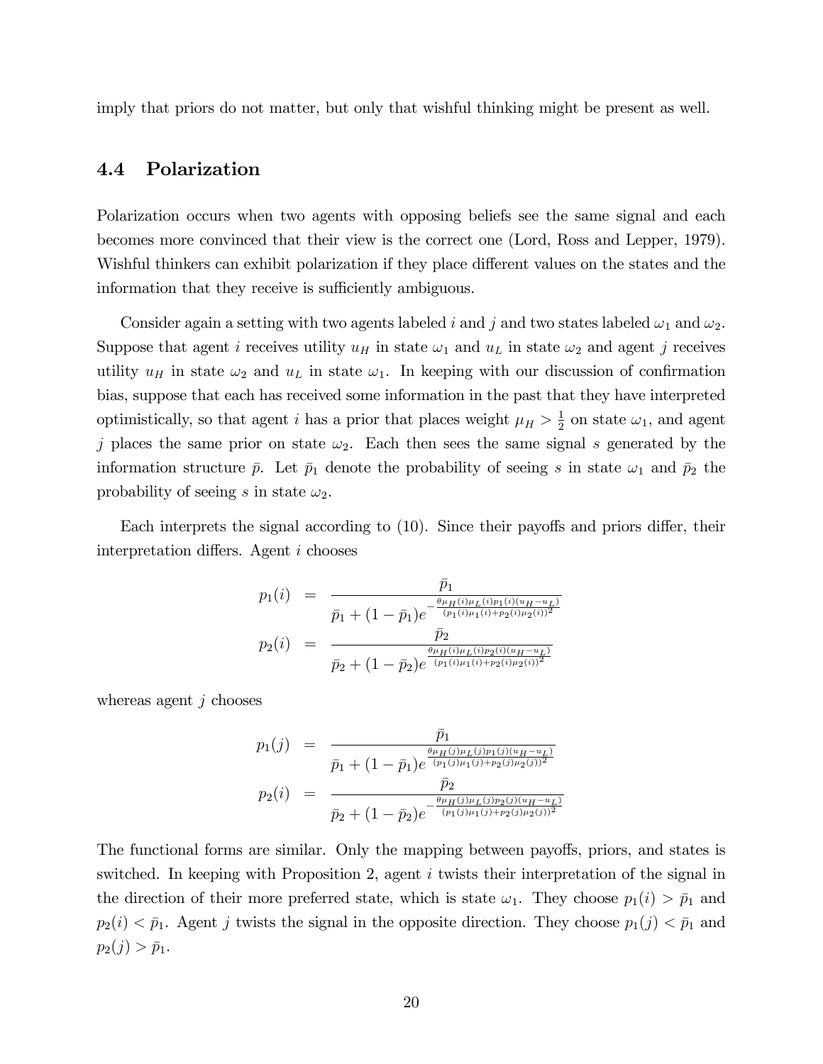imply that priors do not matter, but only that wishful thinking might be present as well.

## 4.4 Polarization

Polarization occurs when two agents with opposing beliefs see the same signal and each becomes more convinced that their view is the correct one (Lord, Ross and Lepper, 1979). Wishful thinkers can exhibit polarization if they place different values on the states and the information that they receive is sufficiently ambiguous.

Consider again a setting with two agents labeled $i$ and $j$ and two states labeled $\omega_1$ and $\omega_2$. Suppose that agent $i$ receives utility $u_H$ in state $\omega_1$ and $u_L$ in state $\omega_2$ and agent $j$ receives utility $u_H$ in state $\omega_2$ and $u_L$ in state $\omega_1$. In keeping with our discussion of confirmation bias, suppose that each has received some information in the past that they have interpreted optimistically, so that agent $i$ has a prior that places weight $\mu_H > \frac{1}{2}$ on state $\omega_1$, and agent $j$ places the same prior on state $\omega_2$. Each then sees the same signal $s$ generated by the information structure $\bar{p}$. Let $\bar{p}_1$ denote the probability of seeing $s$ in state $\omega_1$ and $\bar{p}_2$ the probability of seeing $s$ in state $\omega_2$.

Each interprets the signal according to (10). Since their payoffs and priors differ, their interpretation differs. Agent $i$ chooses

$$
\begin{aligned}
p_1(i) &= \frac{\bar{p}_1}{\bar{p}_1 + (1-\bar{p}_1)e^{-\frac{\theta\mu_H(i)\mu_L(i)p_1(i)(u_H-u_L)}{(p_1(i)\mu_1(i)+p_2(i)\mu_2(i))^2}}} \\
p_2(i) &= \frac{\bar{p}_2}{\bar{p}_2 + (1-\bar{p}_2)e^{\frac{\theta\mu_H(i)\mu_L(i)p_2(i)(u_H-u_L)}{(p_1(i)\mu_1(i)+p_2(i)\mu_2(i))^2}}}
\end{aligned}
$$

whereas agent $j$ chooses

$$
\begin{aligned}
p_1(j) &= \frac{\bar{p}_1}{\bar{p}_1 + (1-\bar{p}_1)e^{\frac{\theta\mu_H(j)\mu_L(j)p_1(j)(u_H-u_L)}{(p_1(j)\mu_1(j)+p_2(j)\mu_2(j))^2}}} \\
p_2(i) &= \frac{\bar{p}_2}{\bar{p}_2 + (1-\bar{p}_2)e^{-\frac{\theta\mu_H(j)\mu_L(j)p_2(j)(u_H-u_L)}{(p_1(j)\mu_1(j)+p_2(j)\mu_2(j))^2}}}
\end{aligned}
$$

The functional forms are similar. Only the mapping between payoffs, priors, and states is switched. In keeping with Proposition 2, agent $i$ twists their interpretation of the signal in the direction of their more preferred state, which is state $\omega_1$. They choose $p_1(i) > \bar{p}_1$ and $p_2(i) < \bar{p}_1$. Agent $j$ twists the signal in the opposite direction. They choose $p_1(j) < \bar{p}_1$ and $p_2(j) > \bar{p}_1$.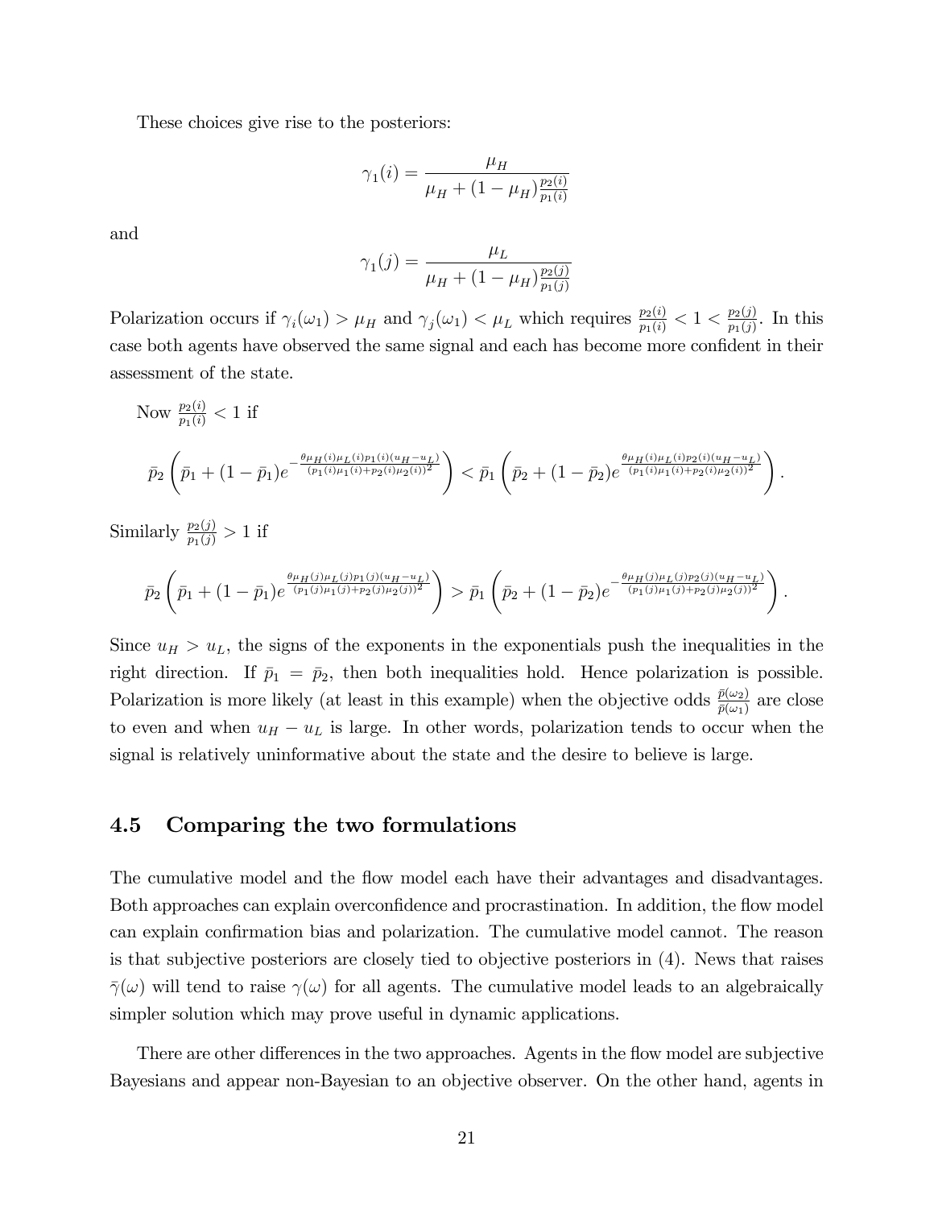These choices give rise to the posteriors:

$$\gamma_1(i) = \frac{\mu_H}{\mu_H + (1-\mu_H)\frac{p_2(i)}{p_1(i)}}$$

and

$$\gamma_1(j) = \frac{\mu_L}{\mu_H + (1-\mu_H)\frac{p_2(j)}{p_1(j)}}$$

Polarization occurs if $\gamma_i(\omega_1) > \mu_H$ and $\gamma_j(\omega_1) < \mu_L$ which requires $\frac{p_2(i)}{p_1(i)} < 1 < \frac{p_2(j)}{p_1(j)}$. In this case both agents have observed the same signal and each has become more confident in their assessment of the state.

Now $\frac{p_2(i)}{p_1(i)} < 1$ if

$$\bar{p}_2\left(\bar{p}_1 + (1-\bar{p}_1)e^{-\frac{\theta\mu_H(i)\mu_L(i)p_1(i)(u_H-u_L)}{(p_1(i)\mu_1(i)+p_2(i)\mu_2(i))^2}}\right) < \bar{p}_1\left(\bar{p}_2 + (1-\bar{p}_2)e^{\frac{\theta\mu_H(i)\mu_L(i)p_2(i)(u_H-u_L)}{(p_1(i)\mu_1(i)+p_2(i)\mu_2(i))^2}}\right).$$

Similarly $\frac{p_2(j)}{p_1(j)} > 1$ if

$$\bar{p}_2\left(\bar{p}_1 + (1-\bar{p}_1)e^{\frac{\theta\mu_H(j)\mu_L(j)p_1(j)(u_H-u_L)}{(p_1(j)\mu_1(j)+p_2(j)\mu_2(j))^2}}\right) > \bar{p}_1\left(\bar{p}_2 + (1-\bar{p}_2)e^{-\frac{\theta\mu_H(j)\mu_L(j)p_2(j)(u_H-u_L)}{(p_1(j)\mu_1(j)+p_2(j)\mu_2(j))^2}}\right).$$

Since $u_H > u_L$, the signs of the exponents in the exponentials push the inequalities in the right direction. If $\bar{p}_1 = \bar{p}_2$, then both inequalities hold. Hence polarization is possible. Polarization is more likely (at least in this example) when the objective odds $\frac{\bar{p}(\omega_2)}{\bar{p}(\omega_1)}$ are close to even and when $u_H - u_L$ is large. In other words, polarization tends to occur when the signal is relatively uninformative about the state and the desire to believe is large.

## 4.5 Comparing the two formulations

The cumulative model and the flow model each have their advantages and disadvantages. Both approaches can explain overconfidence and procrastination. In addition, the flow model can explain confirmation bias and polarization. The cumulative model cannot. The reason is that subjective posteriors are closely tied to objective posteriors in (4). News that raises $\bar{\gamma}(\omega)$ will tend to raise $\gamma(\omega)$ for all agents. The cumulative model leads to an algebraically simpler solution which may prove useful in dynamic applications.

There are other differences in the two approaches. Agents in the flow model are subjective Bayesians and appear non-Bayesian to an objective observer. On the other hand, agents in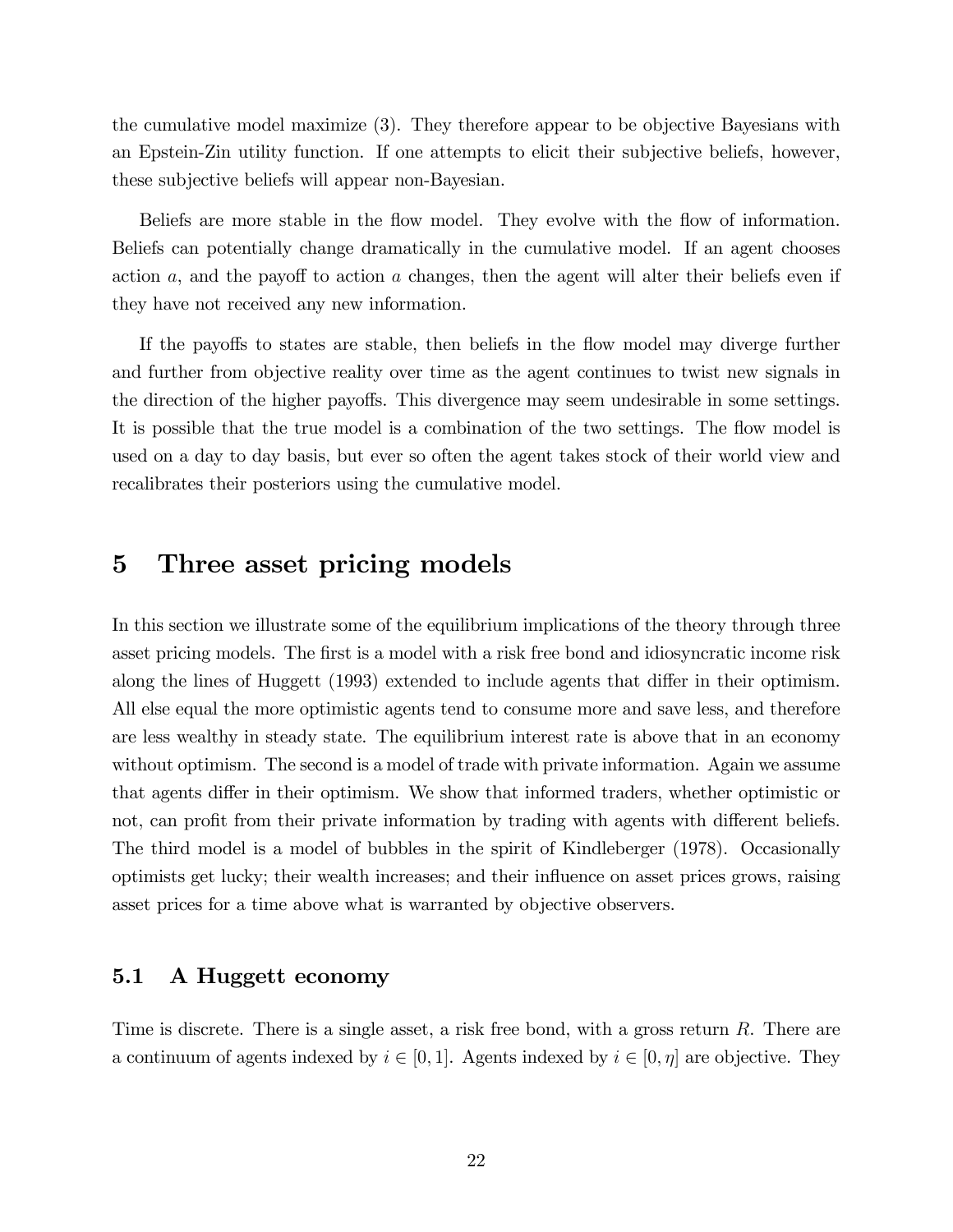the cumulative model maximize (3). They therefore appear to be objective Bayesians with an Epstein-Zin utility function. If one attempts to elicit their subjective beliefs, however, these subjective beliefs will appear non-Bayesian.

Beliefs are more stable in the flow model. They evolve with the flow of information. Beliefs can potentially change dramatically in the cumulative model. If an agent chooses action $a$, and the payoff to action $a$ changes, then the agent will alter their beliefs even if they have not received any new information.

If the payoffs to states are stable, then beliefs in the flow model may diverge further and further from objective reality over time as the agent continues to twist new signals in the direction of the higher payoffs. This divergence may seem undesirable in some settings. It is possible that the true model is a combination of the two settings. The flow model is used on a day to day basis, but ever so often the agent takes stock of their world view and recalibrates their posteriors using the cumulative model.

# 5 Three asset pricing models

In this section we illustrate some of the equilibrium implications of the theory through three asset pricing models. The first is a model with a risk free bond and idiosyncratic income risk along the lines of Huggett (1993) extended to include agents that differ in their optimism. All else equal the more optimistic agents tend to consume more and save less, and therefore are less wealthy in steady state. The equilibrium interest rate is above that in an economy without optimism. The second is a model of trade with private information. Again we assume that agents differ in their optimism. We show that informed traders, whether optimistic or not, can profit from their private information by trading with agents with different beliefs. The third model is a model of bubbles in the spirit of Kindleberger (1978). Occasionally optimists get lucky; their wealth increases; and their influence on asset prices grows, raising asset prices for a time above what is warranted by objective observers.

## 5.1 A Huggett economy

Time is discrete. There is a single asset, a risk free bond, with a gross return $R$. There are a continuum of agents indexed by $i \in [0, 1]$. Agents indexed by $i \in [0, \eta]$ are objective. They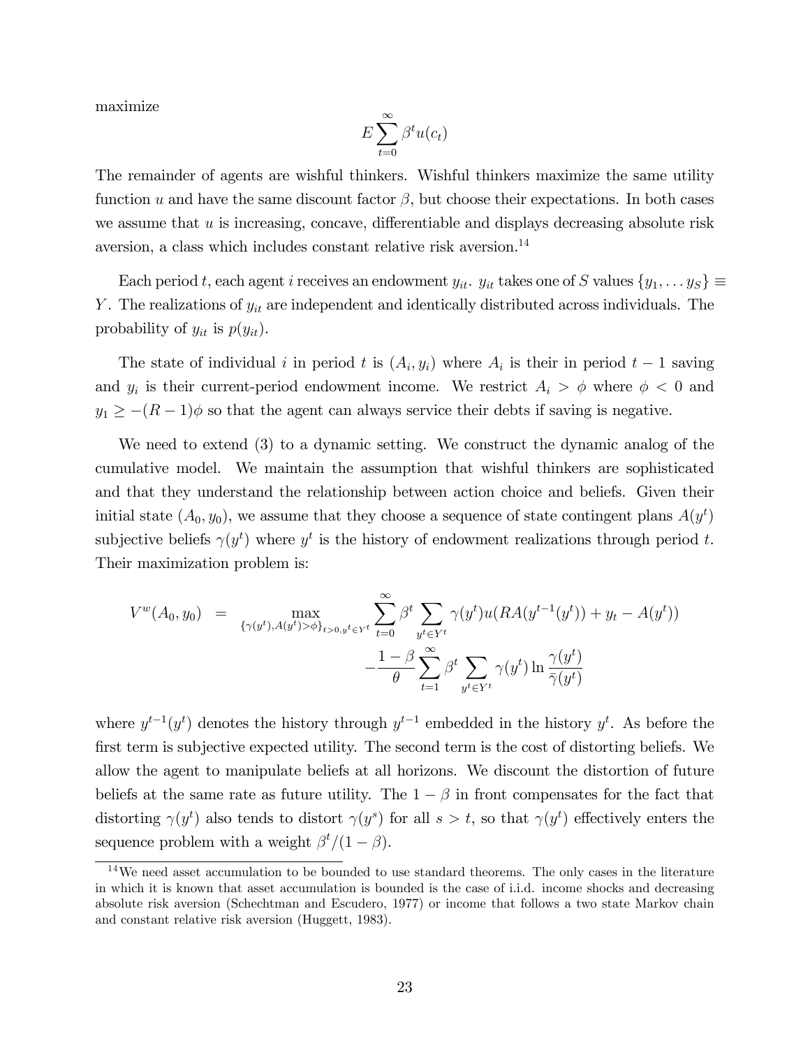maximize

$$E\sum_{t=0}^{\infty}\beta^t u(c_t)$$

The remainder of agents are wishful thinkers. Wishful thinkers maximize the same utility function $u$ and have the same discount factor $\beta$, but choose their expectations. In both cases we assume that $u$ is increasing, concave, differentiable and displays decreasing absolute risk aversion, a class which includes constant relative risk aversion.[14]

Each period $t$, each agent $i$ receives an endowment $y_{it}$. $y_{it}$ takes one of $S$ values $\{y_1, \dots y_S\} \equiv Y$. The realizations of $y_{it}$ are independent and identically distributed across individuals. The probability of $y_{it}$ is $p(y_{it})$.

The state of individual $i$ in period $t$ is $(A_i, y_i)$ where $A_i$ is their in period $t-1$ saving and $y_i$ is their current-period endowment income. We restrict $A_i > \phi$ where $\phi < 0$ and $y_1 \geq -(R-1)\phi$ so that the agent can always service their debts if saving is negative.

We need to extend (3) to a dynamic setting. We construct the dynamic analog of the cumulative model. We maintain the assumption that wishful thinkers are sophisticated and that they understand the relationship between action choice and beliefs. Given their initial state $(A_0, y_0)$, we assume that they choose a sequence of state contingent plans $A(y^t)$ subjective beliefs $\gamma(y^t)$ where $y^t$ is the history of endowment realizations through period $t$. Their maximization problem is:

$$\begin{aligned} V^w(A_0, y_0) \;\; = & \max_{\{\gamma(y^t), A(y^t)>\phi\}_{t>0, y^t \in Y^t}} \sum_{t=0}^{\infty}\beta^t \sum_{y^t\in Y^t}\gamma(y^t)u(RA(y^{t-1}(y^t)) + y_t - A(y^t)) \\ & -\frac{1-\beta}{\theta}\sum_{t=1}^{\infty}\beta^t \sum_{y^t\in Y^t}\gamma(y^t)\ln\frac{\gamma(y^t)}{\bar{\gamma}(y^t)} \end{aligned}$$

where $y^{t-1}(y^t)$ denotes the history through $y^{t-1}$ embedded in the history $y^t$. As before the first term is subjective expected utility. The second term is the cost of distorting beliefs. We allow the agent to manipulate beliefs at all horizons. We discount the distortion of future beliefs at the same rate as future utility. The $1-\beta$ in front compensates for the fact that distorting $\gamma(y^t)$ also tends to distort $\gamma(y^s)$ for all $s > t$, so that $\gamma(y^t)$ effectively enters the sequence problem with a weight $\beta^t/(1-\beta)$.

[14] We need asset accumulation to be bounded to use standard theorems. The only cases in the literature in which it is known that asset accumulation is bounded is the case of i.i.d. income shocks and decreasing absolute risk aversion (Schechtman and Escudero, 1977) or income that follows a two state Markov chain and constant relative risk aversion (Huggett, 1983).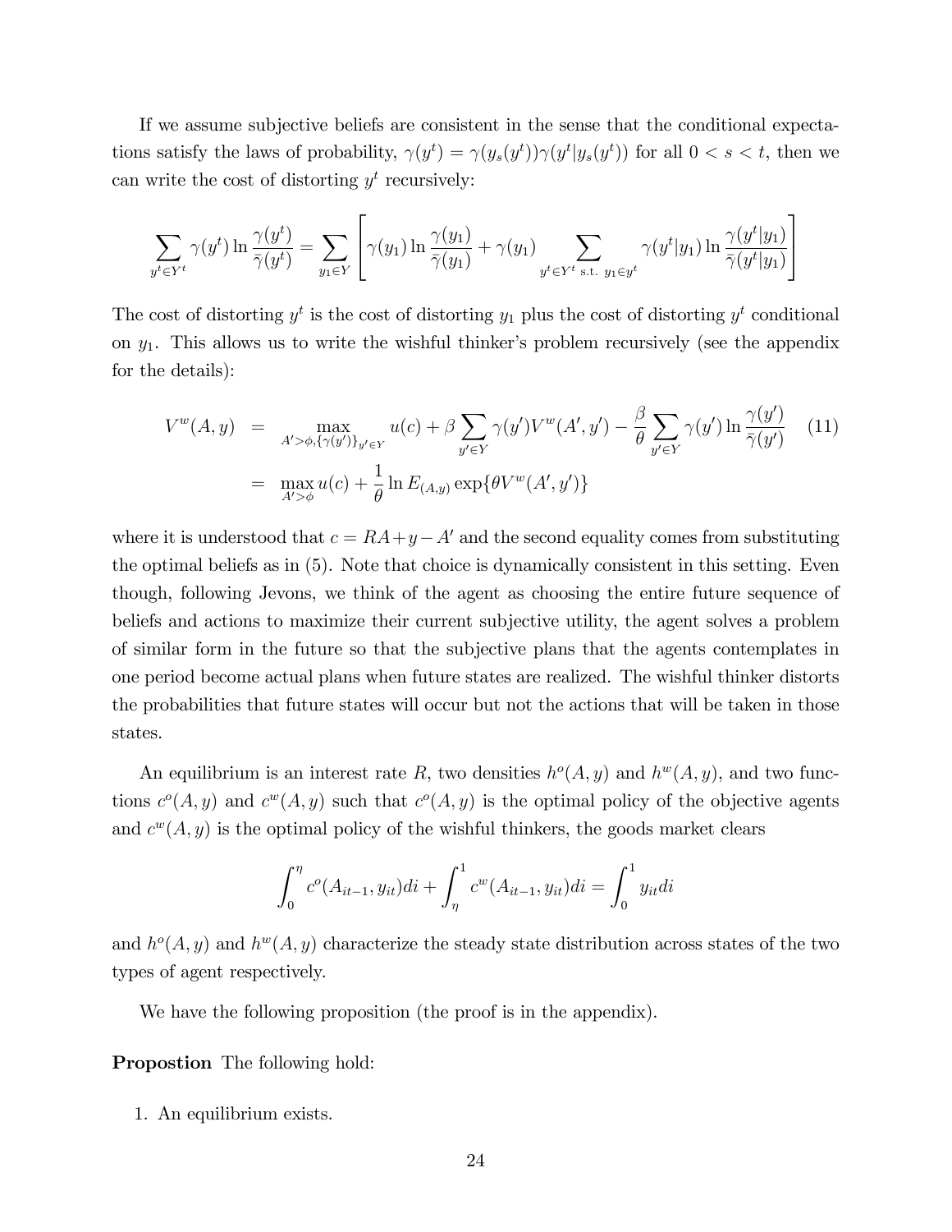If we assume subjective beliefs are consistent in the sense that the conditional expectations satisfy the laws of probability, $\gamma(y^t) = \gamma(y_s(y^t))\gamma(y^t|y_s(y^t))$ for all $0 < s < t$, then we can write the cost of distorting $y^t$ recursively:

$$\sum_{y^t \in Y^t} \gamma(y^t) \ln \frac{\gamma(y^t)}{\bar{\gamma}(y^t)} = \sum_{y_1 \in Y} \left[ \gamma(y_1) \ln \frac{\gamma(y_1)}{\bar{\gamma}(y_1)} + \gamma(y_1) \sum_{y^t \in Y^t \text{ s.t. } y_1 \in y^t} \gamma(y^t|y_1) \ln \frac{\gamma(y^t|y_1)}{\bar{\gamma}(y^t|y_1)} \right]$$

The cost of distorting $y^t$ is the cost of distorting $y_1$ plus the cost of distorting $y^t$ conditional on $y_1$. This allows us to write the wishful thinker's problem recursively (see the appendix for the details):

$$\begin{aligned} V^w(A, y) &= \max_{A' > \phi, \{\gamma(y')\}_{y' \in Y}} u(c) + \beta \sum_{y' \in Y} \gamma(y') V^w(A', y') - \frac{\beta}{\theta} \sum_{y' \in Y} \gamma(y') \ln \frac{\gamma(y')}{\bar{\gamma}(y')} \qquad (11) \\ &= \max_{A' > \phi} u(c) + \frac{1}{\theta} \ln E_{(A,y)} \exp\{\theta V^w(A', y')\} \end{aligned}$$

where it is understood that $c = RA + y - A'$ and the second equality comes from substituting the optimal beliefs as in (5). Note that choice is dynamically consistent in this setting. Even though, following Jevons, we think of the agent as choosing the entire future sequence of beliefs and actions to maximize their current subjective utility, the agent solves a problem of similar form in the future so that the subjective plans that the agents contemplates in one period become actual plans when future states are realized. The wishful thinker distorts the probabilities that future states will occur but not the actions that will be taken in those states.

An equilibrium is an interest rate $R$, two densities $h^o(A, y)$ and $h^w(A, y)$, and two functions $c^o(A, y)$ and $c^w(A, y)$ such that $c^o(A, y)$ is the optimal policy of the objective agents and $c^w(A, y)$ is the optimal policy of the wishful thinkers, the goods market clears

$$\int_0^\eta c^o(A_{it-1}, y_{it}) di + \int_\eta^1 c^w(A_{it-1}, y_{it}) di = \int_0^1 y_{it} di$$

and $h^o(A, y)$ and $h^w(A, y)$ characterize the steady state distribution across states of the two types of agent respectively.

We have the following proposition (the proof is in the appendix).

**Propostion** The following hold:

1. An equilibrium exists.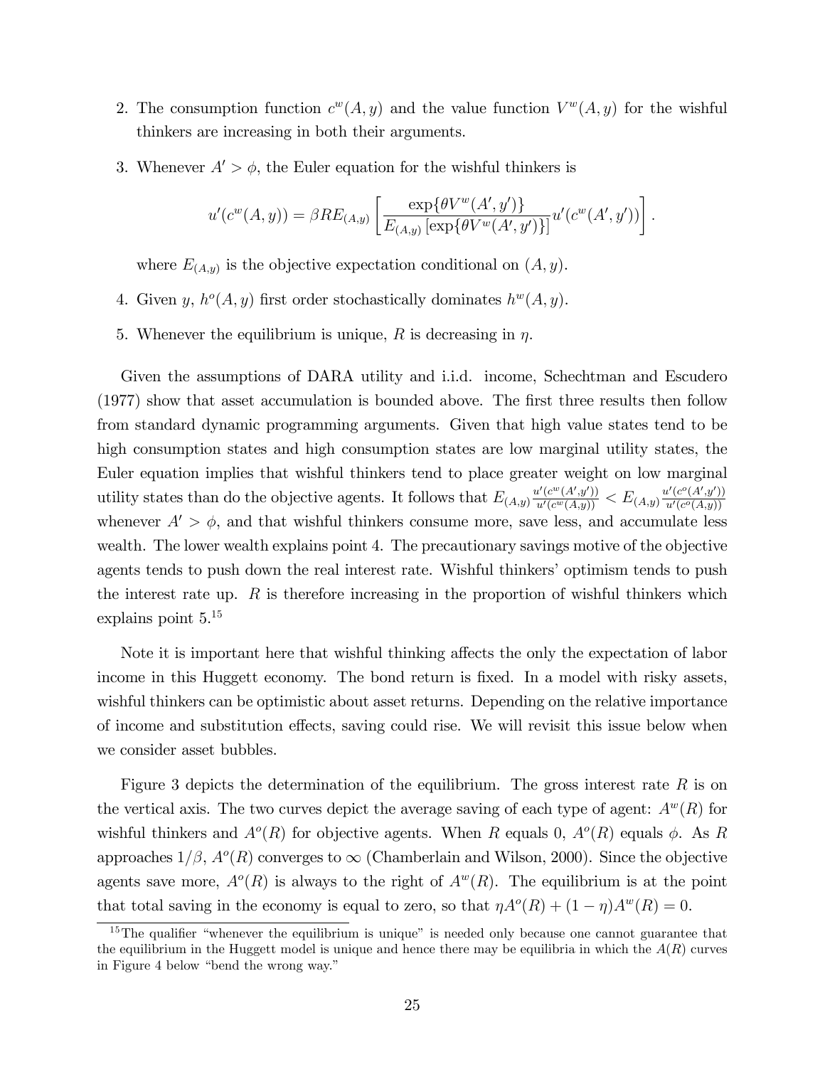2. The consumption function $c^w(A, y)$ and the value function $V^w(A, y)$ for the wishful thinkers are increasing in both their arguments.

3. Whenever $A' > \phi$, the Euler equation for the wishful thinkers is

$$u'(c^w(A, y)) = \beta R E_{(A,y)} \left[ \frac{\exp\{\theta V^w(A', y')\}}{E_{(A,y)} \left[\exp\{\theta V^w(A', y')\}\right]} u'(c^w(A', y')) \right].$$

   where $E_{(A,y)}$ is the objective expectation conditional on $(A, y)$.

4. Given $y$, $h^o(A, y)$ first order stochastically dominates $h^w(A, y)$.

5. Whenever the equilibrium is unique, $R$ is decreasing in $\eta$.

Given the assumptions of DARA utility and i.i.d. income, Schechtman and Escudero (1977) show that asset accumulation is bounded above. The first three results then follow from standard dynamic programming arguments. Given that high value states tend to be high consumption states and high consumption states are low marginal utility states, the Euler equation implies that wishful thinkers tend to place greater weight on low marginal utility states than do the objective agents. It follows that $E_{(A,y)} \frac{u'(c^w(A',y'))}{u'(c^w(A,y))} < E_{(A,y)} \frac{u'(c^o(A',y'))}{u'(c^o(A,y))}$ whenever $A' > \phi$, and that wishful thinkers consume more, save less, and accumulate less wealth. The lower wealth explains point 4. The precautionary savings motive of the objective agents tends to push down the real interest rate. Wishful thinkers' optimism tends to push the interest rate up. $R$ is therefore increasing in the proportion of wishful thinkers which explains point 5.[15]

Note it is important here that wishful thinking affects the only the expectation of labor income in this Huggett economy. The bond return is fixed. In a model with risky assets, wishful thinkers can be optimistic about asset returns. Depending on the relative importance of income and substitution effects, saving could rise. We will revisit this issue below when we consider asset bubbles.

Figure 3 depicts the determination of the equilibrium. The gross interest rate $R$ is on the vertical axis. The two curves depict the average saving of each type of agent: $A^w(R)$ for wishful thinkers and $A^o(R)$ for objective agents. When $R$ equals 0, $A^o(R)$ equals $\phi$. As $R$ approaches $1/\beta$, $A^o(R)$ converges to $\infty$ (Chamberlain and Wilson, 2000). Since the objective agents save more, $A^o(R)$ is always to the right of $A^w(R)$. The equilibrium is at the point that total saving in the economy is equal to zero, so that $\eta A^o(R) + (1 - \eta) A^w(R) = 0$.

[15] The qualifier "whenever the equilibrium is unique" is needed only because one cannot guarantee that the equilibrium in the Huggett model is unique and hence there may be equilibria in which the $A(R)$ curves in Figure 4 below "bend the wrong way."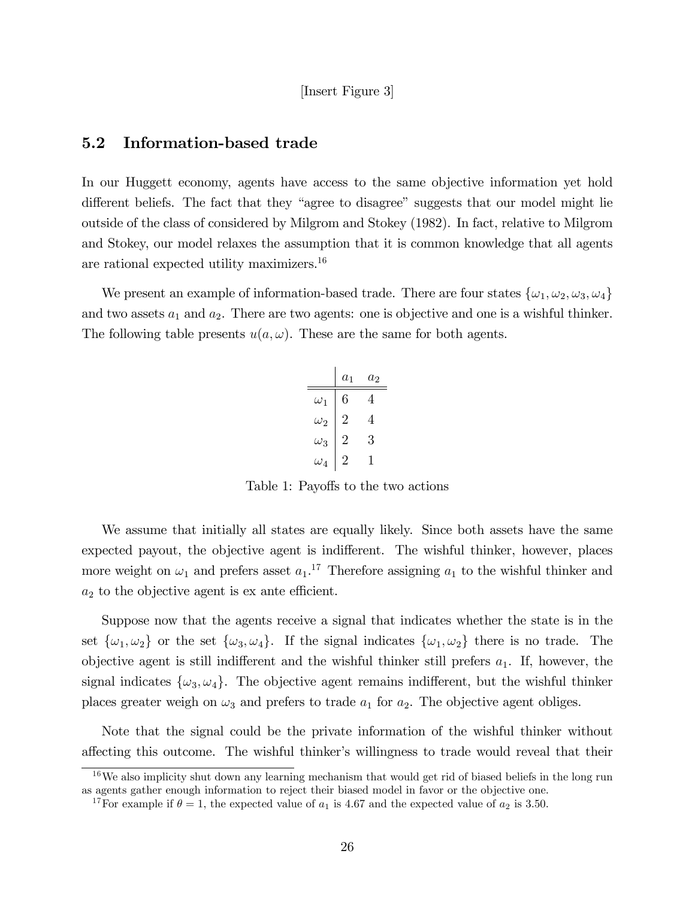[Insert Figure 3]

### 5.2 Information-based trade

In our Huggett economy, agents have access to the same objective information yet hold different beliefs. The fact that they "agree to disagree" suggests that our model might lie outside of the class of considered by Milgrom and Stokey (1982). In fact, relative to Milgrom and Stokey, our model relaxes the assumption that it is common knowledge that all agents are rational expected utility maximizers.[16]

We present an example of information-based trade. There are four states $\{\omega_1, \omega_2, \omega_3, \omega_4\}$ and two assets $a_1$ and $a_2$. There are two agents: one is objective and one is a wishful thinker. The following table presents $u(a, \omega)$. These are the same for both agents.

| | $a_1$ | $a_2$ |
|---|---|---|
| $\omega_1$ | 6 | 4 |
| $\omega_2$ | 2 | 4 |
| $\omega_3$ | 2 | 3 |
| $\omega_4$ | 2 | 1 |

Table 1: Payoffs to the two actions

We assume that initially all states are equally likely. Since both assets have the same expected payout, the objective agent is indifferent. The wishful thinker, however, places more weight on $\omega_1$ and prefers asset $a_1$.[17] Therefore assigning $a_1$ to the wishful thinker and $a_2$ to the objective agent is ex ante efficient.

Suppose now that the agents receive a signal that indicates whether the state is in the set $\{\omega_1, \omega_2\}$ or the set $\{\omega_3, \omega_4\}$. If the signal indicates $\{\omega_1, \omega_2\}$ there is no trade. The objective agent is still indifferent and the wishful thinker still prefers $a_1$. If, however, the signal indicates $\{\omega_3, \omega_4\}$. The objective agent remains indifferent, but the wishful thinker places greater weigh on $\omega_3$ and prefers to trade $a_1$ for $a_2$. The objective agent obliges.

Note that the signal could be the private information of the wishful thinker without affecting this outcome. The wishful thinker's willingness to trade would reveal that their

[16] We also implicity shut down any learning mechanism that would get rid of biased beliefs in the long run as agents gather enough information to reject their biased model in favor or the objective one.

[17] For example if $\theta = 1$, the expected value of $a_1$ is 4.67 and the expected value of $a_2$ is 3.50.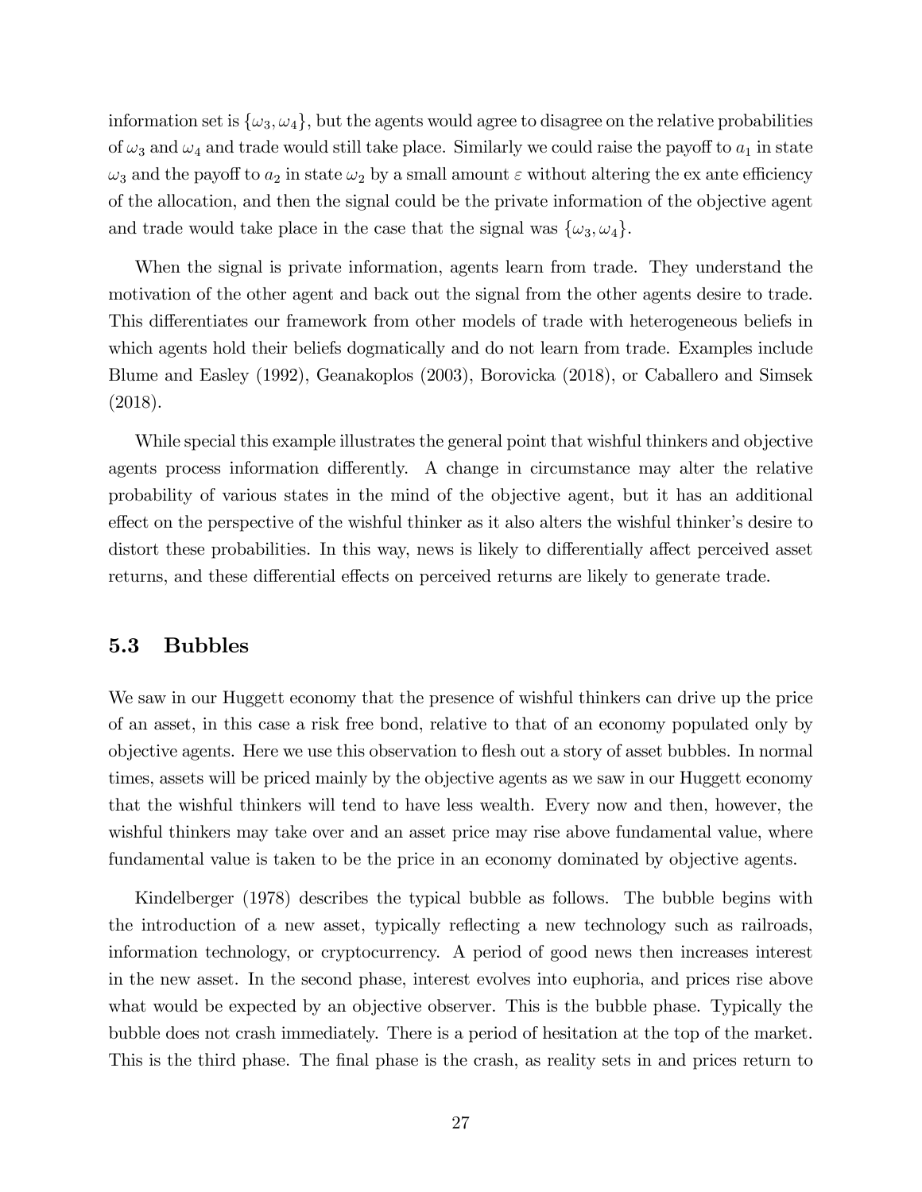information set is $\{\omega_3, \omega_4\}$, but the agents would agree to disagree on the relative probabilities of $\omega_3$ and $\omega_4$ and trade would still take place. Similarly we could raise the payoff to $a_1$ in state $\omega_3$ and the payoff to $a_2$ in state $\omega_2$ by a small amount $\varepsilon$ without altering the ex ante efficiency of the allocation, and then the signal could be the private information of the objective agent and trade would take place in the case that the signal was $\{\omega_3, \omega_4\}$.

When the signal is private information, agents learn from trade. They understand the motivation of the other agent and back out the signal from the other agents desire to trade. This differentiates our framework from other models of trade with heterogeneous beliefs in which agents hold their beliefs dogmatically and do not learn from trade. Examples include Blume and Easley (1992), Geanakoplos (2003), Borovicka (2018), or Caballero and Simsek (2018).

While special this example illustrates the general point that wishful thinkers and objective agents process information differently. A change in circumstance may alter the relative probability of various states in the mind of the objective agent, but it has an additional effect on the perspective of the wishful thinker as it also alters the wishful thinker's desire to distort these probabilities. In this way, news is likely to differentially affect perceived asset returns, and these differential effects on perceived returns are likely to generate trade.

### 5.3 Bubbles

We saw in our Huggett economy that the presence of wishful thinkers can drive up the price of an asset, in this case a risk free bond, relative to that of an economy populated only by objective agents. Here we use this observation to flesh out a story of asset bubbles. In normal times, assets will be priced mainly by the objective agents as we saw in our Huggett economy that the wishful thinkers will tend to have less wealth. Every now and then, however, the wishful thinkers may take over and an asset price may rise above fundamental value, where fundamental value is taken to be the price in an economy dominated by objective agents.

Kindelberger (1978) describes the typical bubble as follows. The bubble begins with the introduction of a new asset, typically reflecting a new technology such as railroads, information technology, or cryptocurrency. A period of good news then increases interest in the new asset. In the second phase, interest evolves into euphoria, and prices rise above what would be expected by an objective observer. This is the bubble phase. Typically the bubble does not crash immediately. There is a period of hesitation at the top of the market. This is the third phase. The final phase is the crash, as reality sets in and prices return to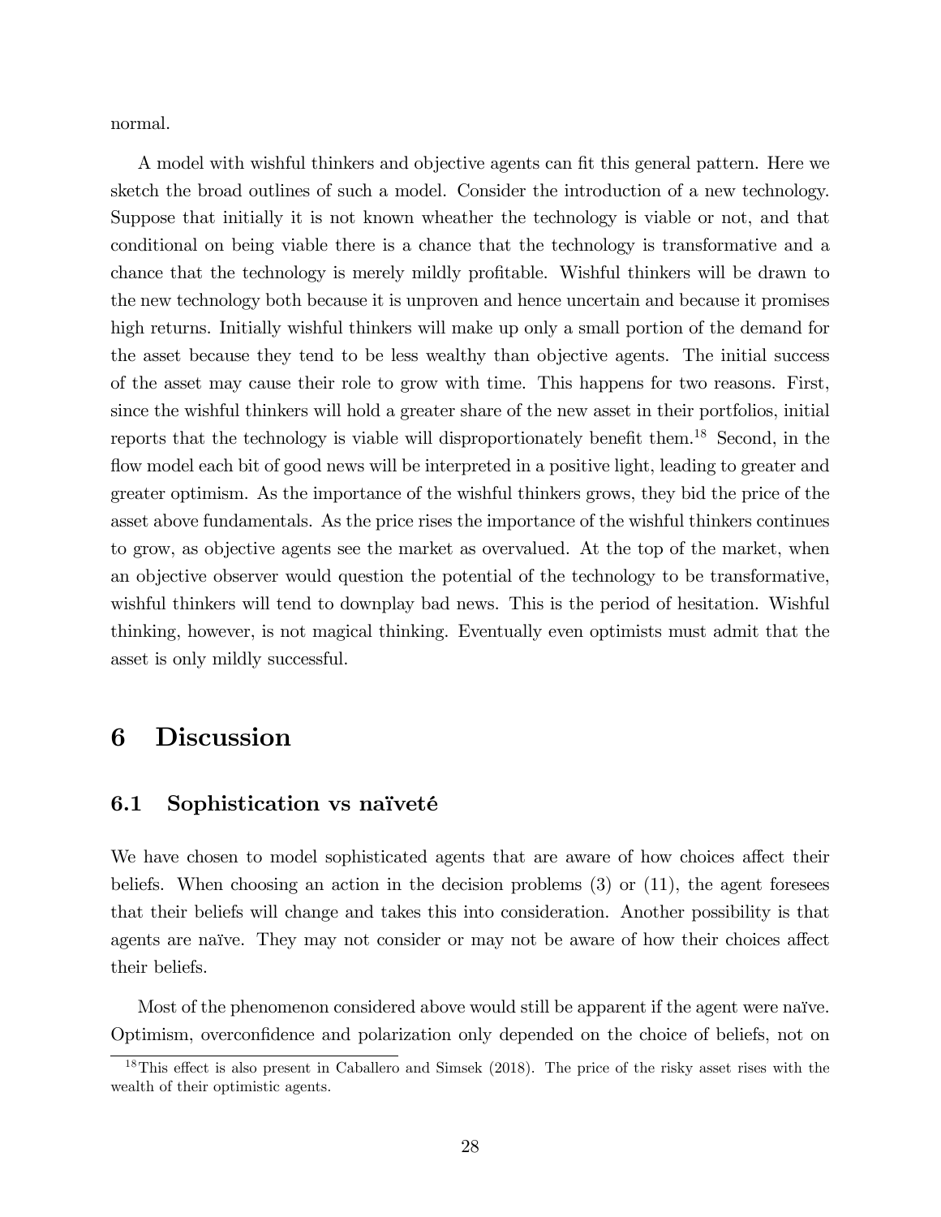normal.

A model with wishful thinkers and objective agents can fit this general pattern. Here we sketch the broad outlines of such a model. Consider the introduction of a new technology. Suppose that initially it is not known wheather the technology is viable or not, and that conditional on being viable there is a chance that the technology is transformative and a chance that the technology is merely mildly profitable. Wishful thinkers will be drawn to the new technology both because it is unproven and hence uncertain and because it promises high returns. Initially wishful thinkers will make up only a small portion of the demand for the asset because they tend to be less wealthy than objective agents. The initial success of the asset may cause their role to grow with time. This happens for two reasons. First, since the wishful thinkers will hold a greater share of the new asset in their portfolios, initial reports that the technology is viable will disproportionately benefit them.[18] Second, in the flow model each bit of good news will be interpreted in a positive light, leading to greater and greater optimism. As the importance of the wishful thinkers grows, they bid the price of the asset above fundamentals. As the price rises the importance of the wishful thinkers continues to grow, as objective agents see the market as overvalued. At the top of the market, when an objective observer would question the potential of the technology to be transformative, wishful thinkers will tend to downplay bad news. This is the period of hesitation. Wishful thinking, however, is not magical thinking. Eventually even optimists must admit that the asset is only mildly successful.

# 6 Discussion

## 6.1 Sophistication vs naïveté

We have chosen to model sophisticated agents that are aware of how choices affect their beliefs. When choosing an action in the decision problems (3) or (11), the agent foresees that their beliefs will change and takes this into consideration. Another possibility is that agents are naïve. They may not consider or may not be aware of how their choices affect their beliefs.

Most of the phenomenon considered above would still be apparent if the agent were naïve. Optimism, overconfidence and polarization only depended on the choice of beliefs, not on

[18] This effect is also present in Caballero and Simsek (2018). The price of the risky asset rises with the wealth of their optimistic agents.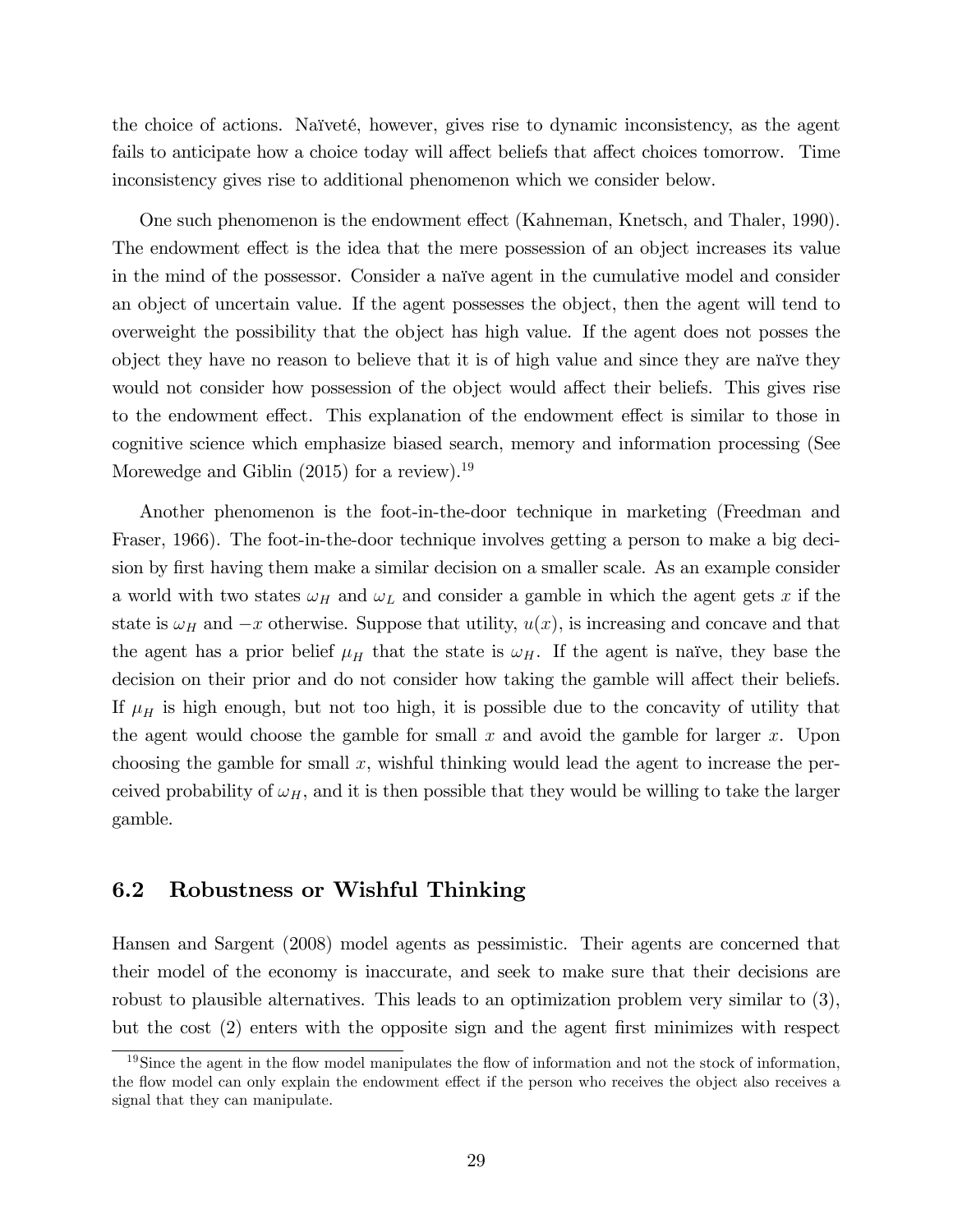the choice of actions. Naïveté, however, gives rise to dynamic inconsistency, as the agent fails to anticipate how a choice today will affect beliefs that affect choices tomorrow. Time inconsistency gives rise to additional phenomenon which we consider below.

One such phenomenon is the endowment effect (Kahneman, Knetsch, and Thaler, 1990). The endowment effect is the idea that the mere possession of an object increases its value in the mind of the possessor. Consider a naïve agent in the cumulative model and consider an object of uncertain value. If the agent possesses the object, then the agent will tend to overweight the possibility that the object has high value. If the agent does not posses the object they have no reason to believe that it is of high value and since they are naïve they would not consider how possession of the object would affect their beliefs. This gives rise to the endowment effect. This explanation of the endowment effect is similar to those in cognitive science which emphasize biased search, memory and information processing (See Morewedge and Giblin (2015) for a review).[19]

Another phenomenon is the foot-in-the-door technique in marketing (Freedman and Fraser, 1966). The foot-in-the-door technique involves getting a person to make a big decision by first having them make a similar decision on a smaller scale. As an example consider a world with two states $\omega_H$ and $\omega_L$ and consider a gamble in which the agent gets $x$ if the state is $\omega_H$ and $-x$ otherwise. Suppose that utility, $u(x)$, is increasing and concave and that the agent has a prior belief $\mu_H$ that the state is $\omega_H$. If the agent is naïve, they base the decision on their prior and do not consider how taking the gamble will affect their beliefs. If $\mu_H$ is high enough, but not too high, it is possible due to the concavity of utility that the agent would choose the gamble for small $x$ and avoid the gamble for larger $x$. Upon choosing the gamble for small $x$, wishful thinking would lead the agent to increase the perceived probability of $\omega_H$, and it is then possible that they would be willing to take the larger gamble.

### 6.2 Robustness or Wishful Thinking

Hansen and Sargent (2008) model agents as pessimistic. Their agents are concerned that their model of the economy is inaccurate, and seek to make sure that their decisions are robust to plausible alternatives. This leads to an optimization problem very similar to (3), but the cost (2) enters with the opposite sign and the agent first minimizes with respect

[19] Since the agent in the flow model manipulates the flow of information and not the stock of information, the flow model can only explain the endowment effect if the person who receives the object also receives a signal that they can manipulate.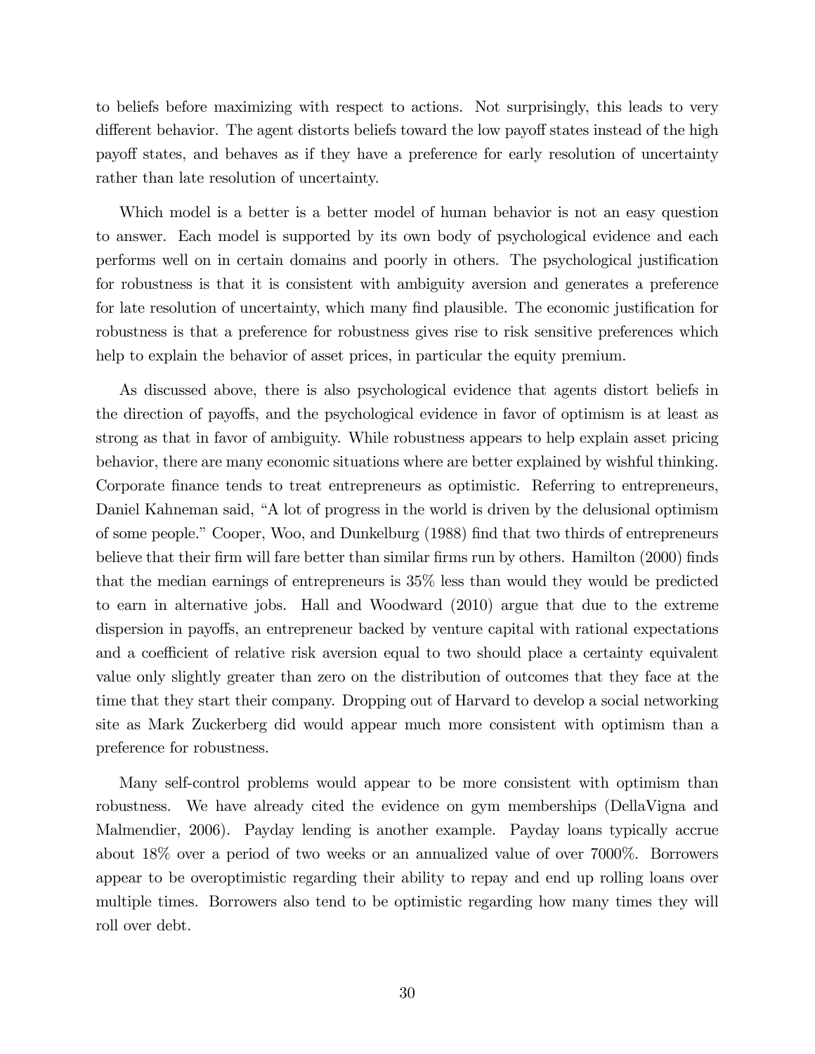to beliefs before maximizing with respect to actions. Not surprisingly, this leads to very different behavior. The agent distorts beliefs toward the low payoff states instead of the high payoff states, and behaves as if they have a preference for early resolution of uncertainty rather than late resolution of uncertainty.

Which model is a better is a better model of human behavior is not an easy question to answer. Each model is supported by its own body of psychological evidence and each performs well on in certain domains and poorly in others. The psychological justification for robustness is that it is consistent with ambiguity aversion and generates a preference for late resolution of uncertainty, which many find plausible. The economic justification for robustness is that a preference for robustness gives rise to risk sensitive preferences which help to explain the behavior of asset prices, in particular the equity premium.

As discussed above, there is also psychological evidence that agents distort beliefs in the direction of payoffs, and the psychological evidence in favor of optimism is at least as strong as that in favor of ambiguity. While robustness appears to help explain asset pricing behavior, there are many economic situations where are better explained by wishful thinking. Corporate finance tends to treat entrepreneurs as optimistic. Referring to entrepreneurs, Daniel Kahneman said, "A lot of progress in the world is driven by the delusional optimism of some people." Cooper, Woo, and Dunkelburg (1988) find that two thirds of entrepreneurs believe that their firm will fare better than similar firms run by others. Hamilton (2000) finds that the median earnings of entrepreneurs is 35% less than would they would be predicted to earn in alternative jobs. Hall and Woodward (2010) argue that due to the extreme dispersion in payoffs, an entrepreneur backed by venture capital with rational expectations and a coefficient of relative risk aversion equal to two should place a certainty equivalent value only slightly greater than zero on the distribution of outcomes that they face at the time that they start their company. Dropping out of Harvard to develop a social networking site as Mark Zuckerberg did would appear much more consistent with optimism than a preference for robustness.

Many self-control problems would appear to be more consistent with optimism than robustness. We have already cited the evidence on gym memberships (DellaVigna and Malmendier, 2006). Payday lending is another example. Payday loans typically accrue about 18% over a period of two weeks or an annualized value of over 7000%. Borrowers appear to be overoptimistic regarding their ability to repay and end up rolling loans over multiple times. Borrowers also tend to be optimistic regarding how many times they will roll over debt.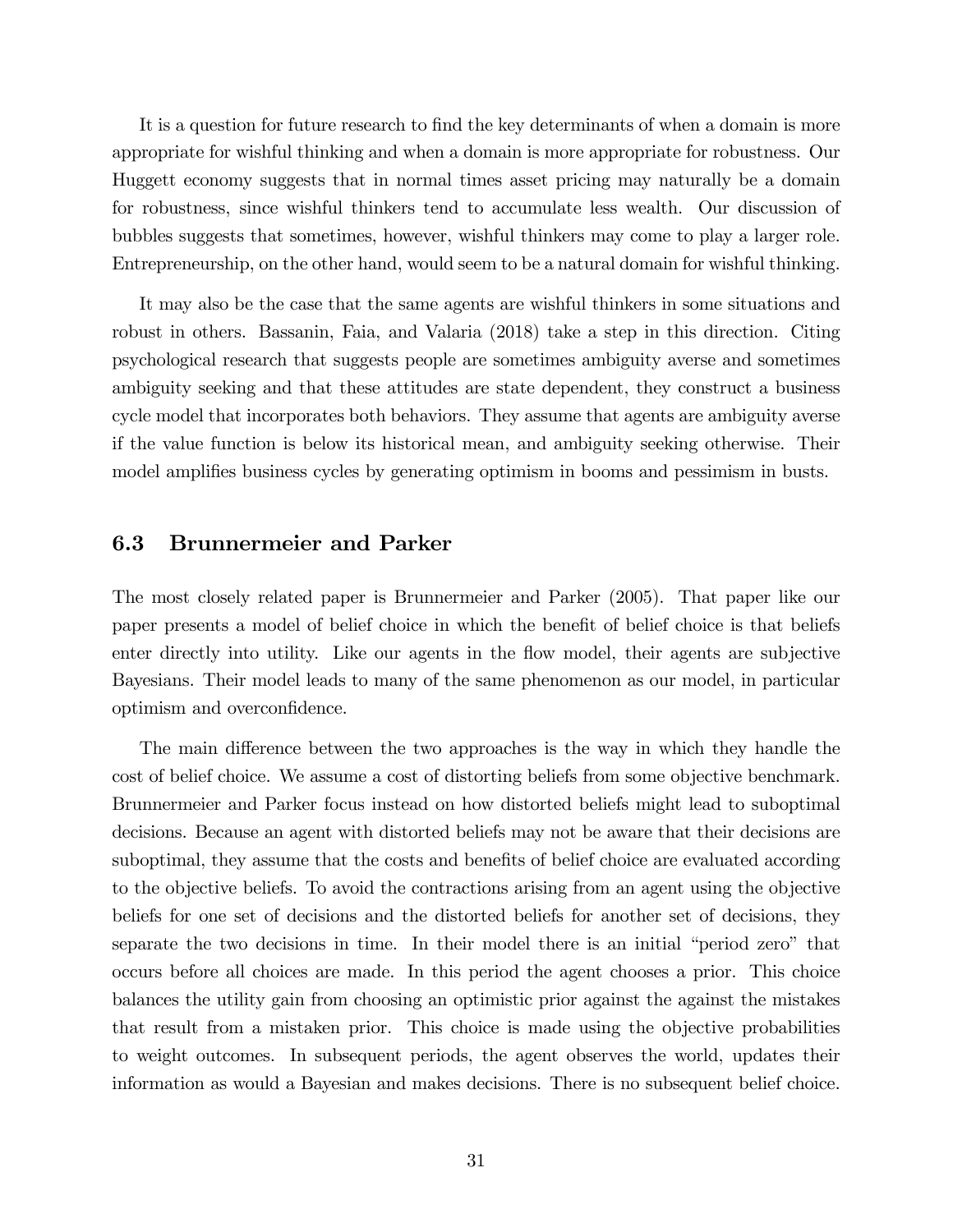It is a question for future research to find the key determinants of when a domain is more appropriate for wishful thinking and when a domain is more appropriate for robustness. Our Huggett economy suggests that in normal times asset pricing may naturally be a domain for robustness, since wishful thinkers tend to accumulate less wealth. Our discussion of bubbles suggests that sometimes, however, wishful thinkers may come to play a larger role. Entrepreneurship, on the other hand, would seem to be a natural domain for wishful thinking.

It may also be the case that the same agents are wishful thinkers in some situations and robust in others. Bassanin, Faia, and Valaria (2018) take a step in this direction. Citing psychological research that suggests people are sometimes ambiguity averse and sometimes ambiguity seeking and that these attitudes are state dependent, they construct a business cycle model that incorporates both behaviors. They assume that agents are ambiguity averse if the value function is below its historical mean, and ambiguity seeking otherwise. Their model amplifies business cycles by generating optimism in booms and pessimism in busts.

### 6.3 Brunnermeier and Parker

The most closely related paper is Brunnermeier and Parker (2005). That paper like our paper presents a model of belief choice in which the benefit of belief choice is that beliefs enter directly into utility. Like our agents in the flow model, their agents are subjective Bayesians. Their model leads to many of the same phenomenon as our model, in particular optimism and overconfidence.

The main difference between the two approaches is the way in which they handle the cost of belief choice. We assume a cost of distorting beliefs from some objective benchmark. Brunnermeier and Parker focus instead on how distorted beliefs might lead to suboptimal decisions. Because an agent with distorted beliefs may not be aware that their decisions are suboptimal, they assume that the costs and benefits of belief choice are evaluated according to the objective beliefs. To avoid the contractions arising from an agent using the objective beliefs for one set of decisions and the distorted beliefs for another set of decisions, they separate the two decisions in time. In their model there is an initial "period zero" that occurs before all choices are made. In this period the agent chooses a prior. This choice balances the utility gain from choosing an optimistic prior against the against the mistakes that result from a mistaken prior. This choice is made using the objective probabilities to weight outcomes. In subsequent periods, the agent observes the world, updates their information as would a Bayesian and makes decisions. There is no subsequent belief choice.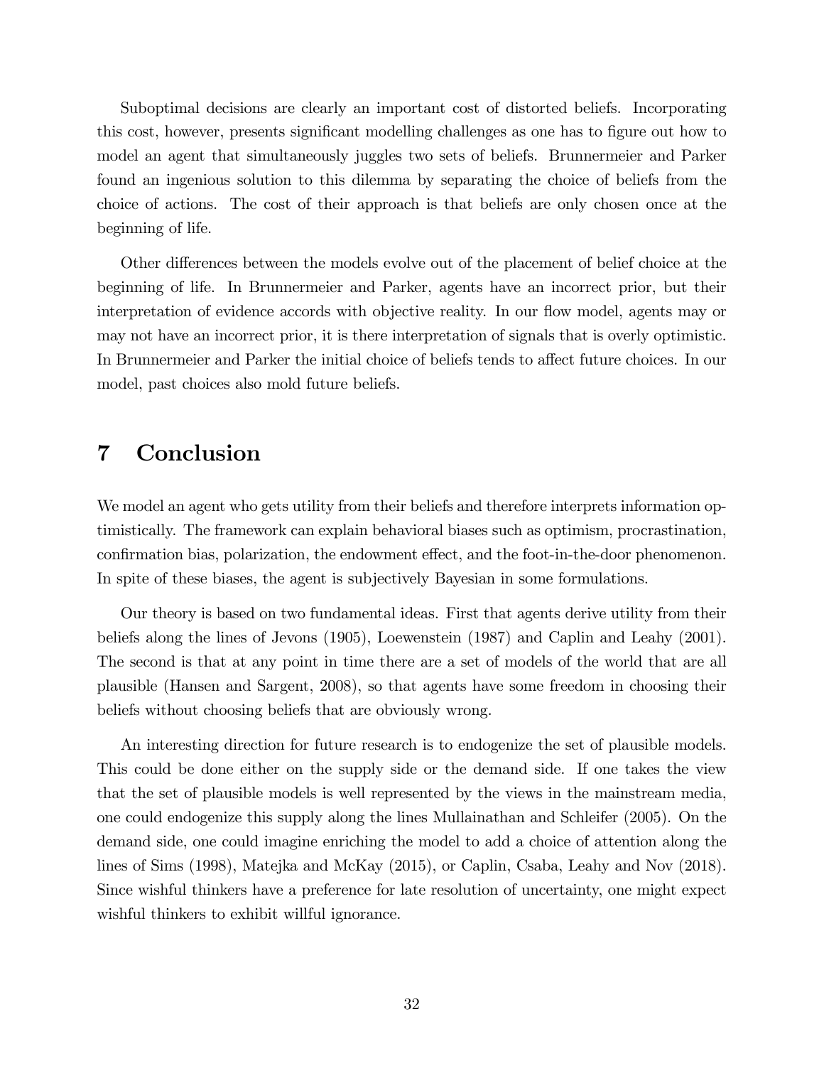Suboptimal decisions are clearly an important cost of distorted beliefs. Incorporating this cost, however, presents significant modelling challenges as one has to figure out how to model an agent that simultaneously juggles two sets of beliefs. Brunnermeier and Parker found an ingenious solution to this dilemma by separating the choice of beliefs from the choice of actions. The cost of their approach is that beliefs are only chosen once at the beginning of life.

Other differences between the models evolve out of the placement of belief choice at the beginning of life. In Brunnermeier and Parker, agents have an incorrect prior, but their interpretation of evidence accords with objective reality. In our flow model, agents may or may not have an incorrect prior, it is there interpretation of signals that is overly optimistic. In Brunnermeier and Parker the initial choice of beliefs tends to affect future choices. In our model, past choices also mold future beliefs.

# 7 Conclusion

We model an agent who gets utility from their beliefs and therefore interprets information optimistically. The framework can explain behavioral biases such as optimism, procrastination, confirmation bias, polarization, the endowment effect, and the foot-in-the-door phenomenon. In spite of these biases, the agent is subjectively Bayesian in some formulations.

Our theory is based on two fundamental ideas. First that agents derive utility from their beliefs along the lines of Jevons (1905), Loewenstein (1987) and Caplin and Leahy (2001). The second is that at any point in time there are a set of models of the world that are all plausible (Hansen and Sargent, 2008), so that agents have some freedom in choosing their beliefs without choosing beliefs that are obviously wrong.

An interesting direction for future research is to endogenize the set of plausible models. This could be done either on the supply side or the demand side. If one takes the view that the set of plausible models is well represented by the views in the mainstream media, one could endogenize this supply along the lines Mullainathan and Schleifer (2005). On the demand side, one could imagine enriching the model to add a choice of attention along the lines of Sims (1998), Matejka and McKay (2015), or Caplin, Csaba, Leahy and Nov (2018). Since wishful thinkers have a preference for late resolution of uncertainty, one might expect wishful thinkers to exhibit willful ignorance.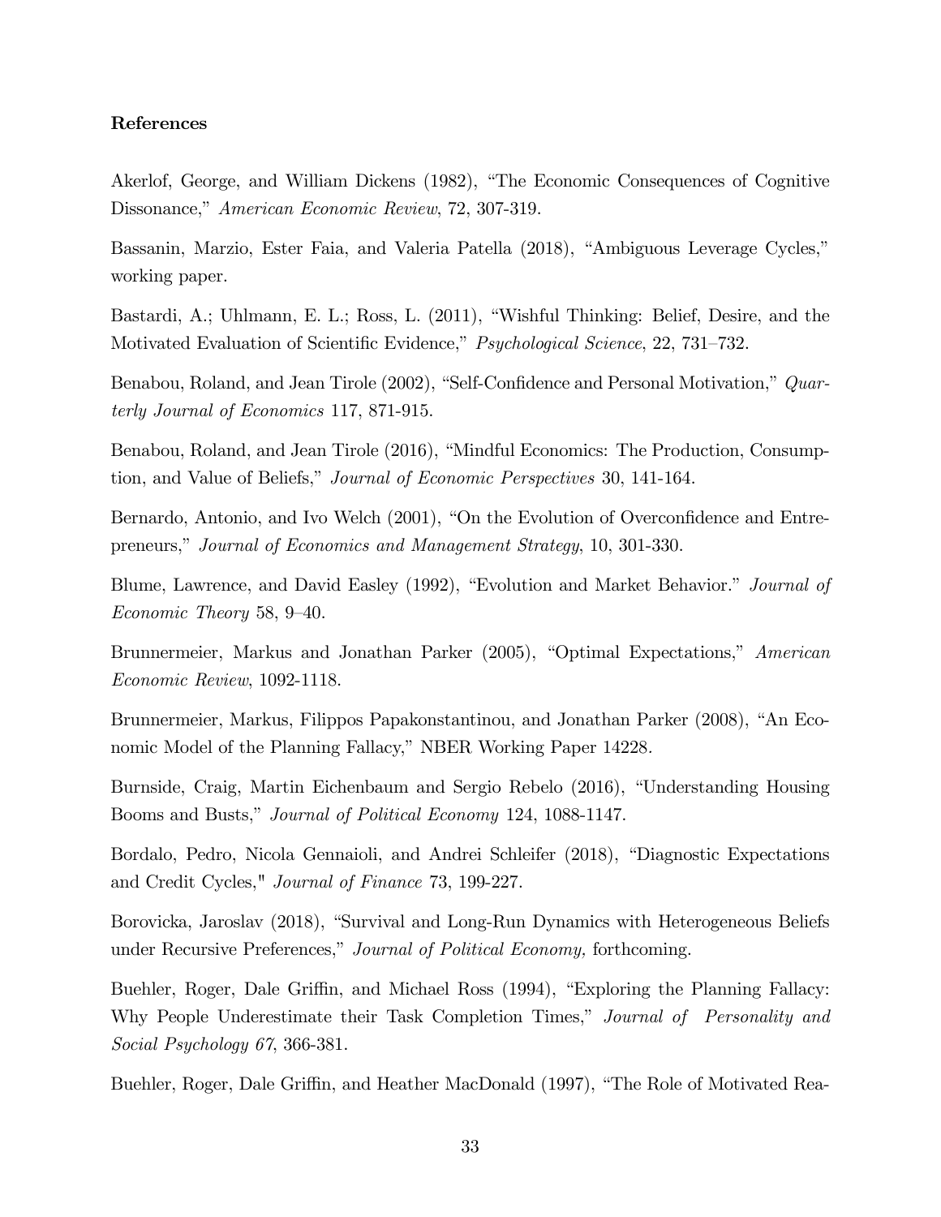**References**

Akerlof, George, and William Dickens (1982), "The Economic Consequences of Cognitive Dissonance," *American Economic Review*, 72, 307-319.

Bassanin, Marzio, Ester Faia, and Valeria Patella (2018), "Ambiguous Leverage Cycles," working paper.

Bastardi, A.; Uhlmann, E. L.; Ross, L. (2011), "Wishful Thinking: Belief, Desire, and the Motivated Evaluation of Scientific Evidence," *Psychological Science*, 22, 731–732.

Benabou, Roland, and Jean Tirole (2002), "Self-Confidence and Personal Motivation," *Quarterly Journal of Economics* 117, 871-915.

Benabou, Roland, and Jean Tirole (2016), "Mindful Economics: The Production, Consumption, and Value of Beliefs," *Journal of Economic Perspectives* 30, 141-164.

Bernardo, Antonio, and Ivo Welch (2001), "On the Evolution of Overconfidence and Entrepreneurs," *Journal of Economics and Management Strategy*, 10, 301-330.

Blume, Lawrence, and David Easley (1992), "Evolution and Market Behavior." *Journal of Economic Theory* 58, 9–40.

Brunnermeier, Markus and Jonathan Parker (2005), "Optimal Expectations," *American Economic Review*, 1092-1118.

Brunnermeier, Markus, Filippos Papakonstantinou, and Jonathan Parker (2008), "An Economic Model of the Planning Fallacy," NBER Working Paper 14228.

Burnside, Craig, Martin Eichenbaum and Sergio Rebelo (2016), "Understanding Housing Booms and Busts," *Journal of Political Economy* 124, 1088-1147.

Bordalo, Pedro, Nicola Gennaioli, and Andrei Schleifer (2018), "Diagnostic Expectations and Credit Cycles," *Journal of Finance* 73, 199-227.

Borovicka, Jaroslav (2018), "Survival and Long-Run Dynamics with Heterogeneous Beliefs under Recursive Preferences," *Journal of Political Economy,* forthcoming.

Buehler, Roger, Dale Griffin, and Michael Ross (1994), "Exploring the Planning Fallacy: Why People Underestimate their Task Completion Times," *Journal of Personality and Social Psychology 67*, 366-381.

Buehler, Roger, Dale Griffin, and Heather MacDonald (1997), "The Role of Motivated Rea-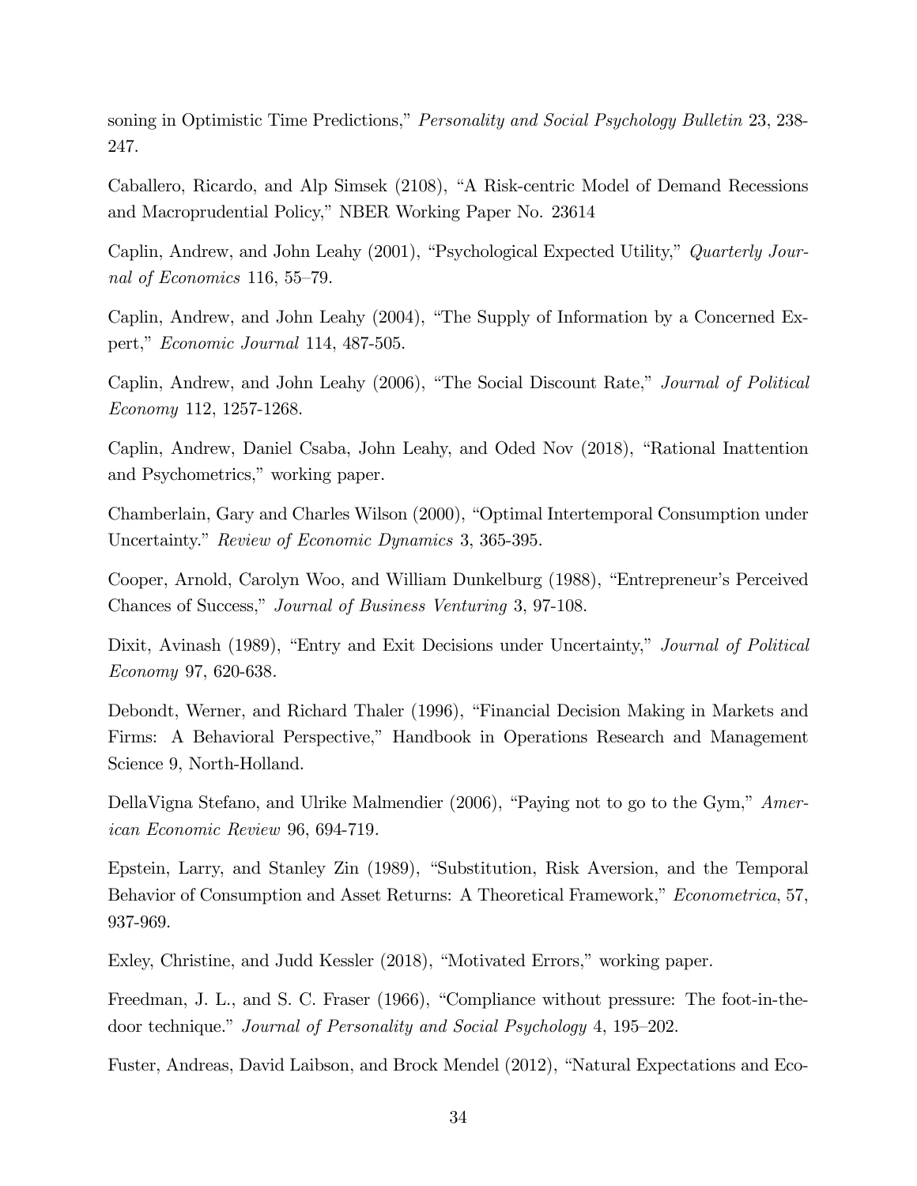soning in Optimistic Time Predictions," *Personality and Social Psychology Bulletin* 23, 238-247.

Caballero, Ricardo, and Alp Simsek (2108), "A Risk-centric Model of Demand Recessions and Macroprudential Policy," NBER Working Paper No. 23614

Caplin, Andrew, and John Leahy (2001), "Psychological Expected Utility," *Quarterly Journal of Economics* 116, 55–79.

Caplin, Andrew, and John Leahy (2004), "The Supply of Information by a Concerned Expert," *Economic Journal* 114, 487-505.

Caplin, Andrew, and John Leahy (2006), "The Social Discount Rate," *Journal of Political Economy* 112, 1257-1268.

Caplin, Andrew, Daniel Csaba, John Leahy, and Oded Nov (2018), "Rational Inattention and Psychometrics," working paper.

Chamberlain, Gary and Charles Wilson (2000), "Optimal Intertemporal Consumption under Uncertainty." *Review of Economic Dynamics* 3, 365-395.

Cooper, Arnold, Carolyn Woo, and William Dunkelburg (1988), "Entrepreneur's Perceived Chances of Success," *Journal of Business Venturing* 3, 97-108.

Dixit, Avinash (1989), "Entry and Exit Decisions under Uncertainty," *Journal of Political Economy* 97, 620-638.

Debondt, Werner, and Richard Thaler (1996), "Financial Decision Making in Markets and Firms: A Behavioral Perspective," Handbook in Operations Research and Management Science 9, North-Holland.

DellaVigna Stefano, and Ulrike Malmendier (2006), "Paying not to go to the Gym," *American Economic Review* 96, 694-719.

Epstein, Larry, and Stanley Zin (1989), "Substitution, Risk Aversion, and the Temporal Behavior of Consumption and Asset Returns: A Theoretical Framework," *Econometrica*, 57, 937-969.

Exley, Christine, and Judd Kessler (2018), "Motivated Errors," working paper.

Freedman, J. L., and S. C. Fraser (1966), "Compliance without pressure: The foot-in-the-door technique." *Journal of Personality and Social Psychology* 4, 195–202.

Fuster, Andreas, David Laibson, and Brock Mendel (2012), "Natural Expectations and Eco-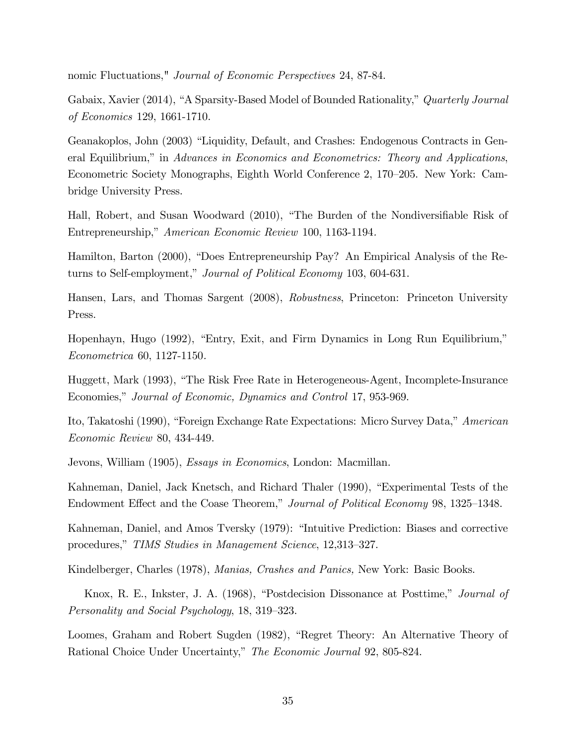nomic Fluctuations," *Journal of Economic Perspectives* 24, 87-84.

Gabaix, Xavier (2014), "A Sparsity-Based Model of Bounded Rationality," *Quarterly Journal of Economics* 129, 1661-1710.

Geanakoplos, John (2003) "Liquidity, Default, and Crashes: Endogenous Contracts in General Equilibrium," in *Advances in Economics and Econometrics: Theory and Applications*, Econometric Society Monographs, Eighth World Conference 2, 170–205. New York: Cambridge University Press.

Hall, Robert, and Susan Woodward (2010), "The Burden of the Nondiversifiable Risk of Entrepreneurship," *American Economic Review* 100, 1163-1194.

Hamilton, Barton (2000), "Does Entrepreneurship Pay? An Empirical Analysis of the Returns to Self-employment," *Journal of Political Economy* 103, 604-631.

Hansen, Lars, and Thomas Sargent (2008), *Robustness*, Princeton: Princeton University Press.

Hopenhayn, Hugo (1992), "Entry, Exit, and Firm Dynamics in Long Run Equilibrium," *Econometrica* 60, 1127-1150.

Huggett, Mark (1993), "The Risk Free Rate in Heterogeneous-Agent, Incomplete-Insurance Economies," *Journal of Economic, Dynamics and Control* 17, 953-969.

Ito, Takatoshi (1990), "Foreign Exchange Rate Expectations: Micro Survey Data," *American Economic Review* 80, 434-449.

Jevons, William (1905), *Essays in Economics*, London: Macmillan.

Kahneman, Daniel, Jack Knetsch, and Richard Thaler (1990), "Experimental Tests of the Endowment Effect and the Coase Theorem," *Journal of Political Economy* 98, 1325–1348.

Kahneman, Daniel, and Amos Tversky (1979): "Intuitive Prediction: Biases and corrective procedures," *TIMS Studies in Management Science*, 12,313–327.

Kindelberger, Charles (1978), *Manias, Crashes and Panics,* New York: Basic Books.

Knox, R. E., Inkster, J. A. (1968), "Postdecision Dissonance at Posttime," *Journal of Personality and Social Psychology*, 18, 319–323.

Loomes, Graham and Robert Sugden (1982), "Regret Theory: An Alternative Theory of Rational Choice Under Uncertainty," *The Economic Journal* 92, 805-824.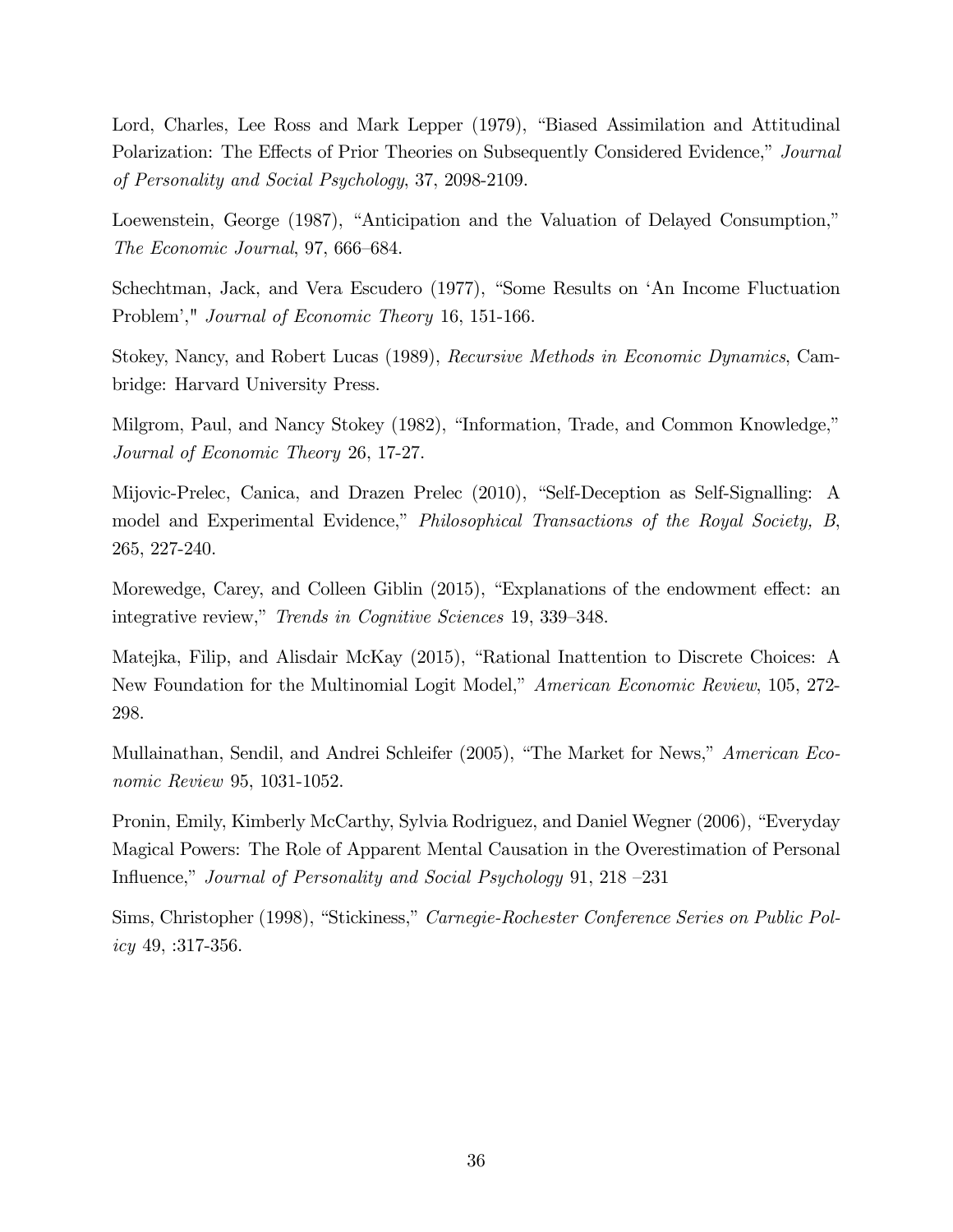Lord, Charles, Lee Ross and Mark Lepper (1979), "Biased Assimilation and Attitudinal Polarization: The Effects of Prior Theories on Subsequently Considered Evidence," *Journal of Personality and Social Psychology*, 37, 2098-2109.

Loewenstein, George (1987), "Anticipation and the Valuation of Delayed Consumption," *The Economic Journal*, 97, 666–684.

Schechtman, Jack, and Vera Escudero (1977), "Some Results on 'An Income Fluctuation Problem'," *Journal of Economic Theory* 16, 151-166.

Stokey, Nancy, and Robert Lucas (1989), *Recursive Methods in Economic Dynamics*, Cambridge: Harvard University Press.

Milgrom, Paul, and Nancy Stokey (1982), "Information, Trade, and Common Knowledge," *Journal of Economic Theory* 26, 17-27.

Mijovic-Prelec, Canica, and Drazen Prelec (2010), "Self-Deception as Self-Signalling: A model and Experimental Evidence," *Philosophical Transactions of the Royal Society, B*, 265, 227-240.

Morewedge, Carey, and Colleen Giblin (2015), "Explanations of the endowment effect: an integrative review," *Trends in Cognitive Sciences* 19, 339–348.

Matejka, Filip, and Alisdair McKay (2015), "Rational Inattention to Discrete Choices: A New Foundation for the Multinomial Logit Model," *American Economic Review*, 105, 272-298.

Mullainathan, Sendil, and Andrei Schleifer (2005), "The Market for News," *American Economic Review* 95, 1031-1052.

Pronin, Emily, Kimberly McCarthy, Sylvia Rodriguez, and Daniel Wegner (2006), "Everyday Magical Powers: The Role of Apparent Mental Causation in the Overestimation of Personal Influence," *Journal of Personality and Social Psychology* 91, 218 –231

Sims, Christopher (1998), "Stickiness," *Carnegie-Rochester Conference Series on Public Policy* 49, :317-356.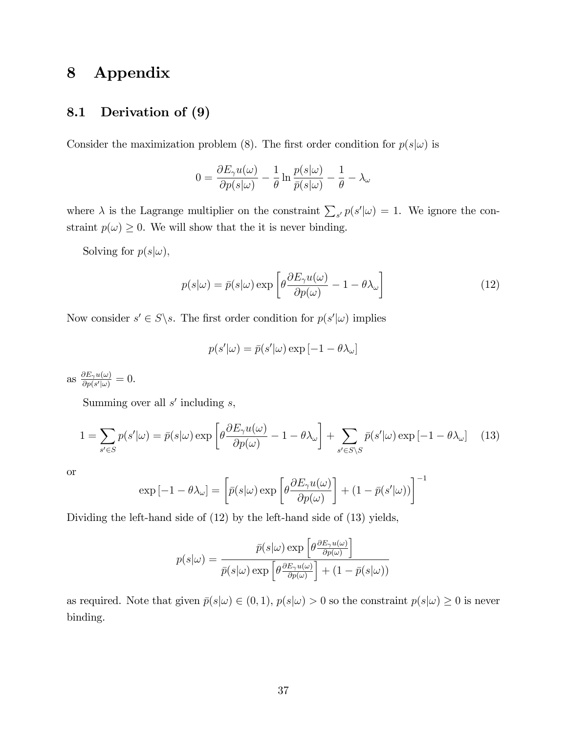# 8 Appendix

## 8.1 Derivation of (9)

Consider the maximization problem (8). The first order condition for $p(s|\omega)$ is

$$0 = \frac{\partial E_\gamma u(\omega)}{\partial p(s|\omega)} - \frac{1}{\theta} \ln \frac{p(s|\omega)}{\bar{p}(s|\omega)} - \frac{1}{\theta} - \lambda_\omega$$

where $\lambda$ is the Lagrange multiplier on the constraint $\sum_{s'} p(s'|\omega) = 1$. We ignore the constraint $p(\omega) \geq 0$. We will show that the it is never binding.

Solving for $p(s|\omega)$,

$$p(s|\omega) = \bar{p}(s|\omega) \exp\left[\theta \frac{\partial E_\gamma u(\omega)}{\partial p(\omega)} - 1 - \theta\lambda_\omega\right] \tag{12}$$

Now consider $s' \in S \backslash s$. The first order condition for $p(s'|\omega)$ implies

$$p(s'|\omega) = \bar{p}(s'|\omega) \exp\left[-1 - \theta\lambda_\omega\right]$$

as $\frac{\partial E_\gamma u(\omega)}{\partial p(s'|\omega)} = 0$.

Summing over all $s'$ including $s$,

$$1 = \sum_{s' \in S} p(s'|\omega) = \bar{p}(s|\omega) \exp\left[\theta \frac{\partial E_\gamma u(\omega)}{\partial p(\omega)} - 1 - \theta\lambda_\omega\right] + \sum_{s' \in S \backslash S} \bar{p}(s'|\omega) \exp\left[-1 - \theta\lambda_\omega\right] \tag{13}$$

or

$$\exp\left[-1 - \theta\lambda_\omega\right] = \left[\bar{p}(s|\omega) \exp\left[\theta \frac{\partial E_\gamma u(\omega)}{\partial p(\omega)}\right] + (1 - \bar{p}(s'|\omega))\right]^{-1}$$

Dividing the left-hand side of (12) by the left-hand side of (13) yields,

$$p(s|\omega) = \frac{\bar{p}(s|\omega) \exp\left[\theta \frac{\partial E_\gamma u(\omega)}{\partial p(\omega)}\right]}{\bar{p}(s|\omega) \exp\left[\theta \frac{\partial E_\gamma u(\omega)}{\partial p(\omega)}\right] + (1 - \bar{p}(s|\omega))}$$

as required. Note that given $\bar{p}(s|\omega) \in (0, 1)$, $p(s|\omega) > 0$ so the constraint $p(s|\omega) \geq 0$ is never binding.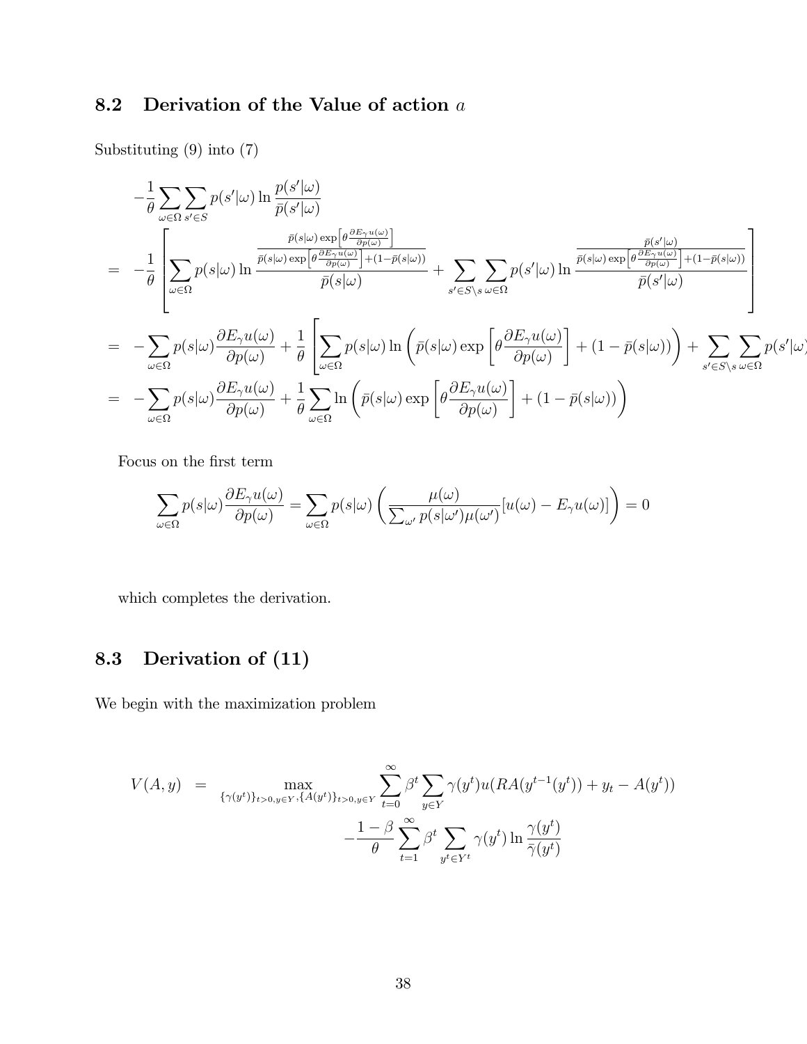## 8.2 Derivation of the Value of action $a$

Substituting (9) into (7)

$$
\begin{aligned}
& -\frac{1}{\theta}\sum_{\omega\in\Omega}\sum_{s'\in S} p(s'|\omega)\ln\frac{p(s'|\omega)}{\bar{p}(s'|\omega)} \\
= & -\frac{1}{\theta}\left[\sum_{\omega\in\Omega} p(s|\omega)\ln\frac{\frac{\bar{p}(s|\omega)\exp\left[\theta\frac{\partial E_\gamma u(\omega)}{\partial p(\omega)}\right]}{\bar{p}(s|\omega)\exp\left[\theta\frac{\partial E_\gamma u(\omega)}{\partial p(\omega)}\right]+(1-\bar{p}(s|\omega))}}{\bar{p}(s|\omega)} + \sum_{s'\in S\setminus s}\sum_{\omega\in\Omega} p(s'|\omega)\ln\frac{\frac{\bar{p}(s'|\omega)}{\bar{p}(s|\omega)\exp\left[\theta\frac{\partial E_\gamma u(\omega)}{\partial p(\omega)}\right]+(1-\bar{p}(s|\omega))}}{\bar{p}(s'|\omega)}\right] \\
= & -\sum_{\omega\in\Omega} p(s|\omega)\frac{\partial E_\gamma u(\omega)}{\partial p(\omega)} + \frac{1}{\theta}\left[\sum_{\omega\in\Omega} p(s|\omega)\ln\left(\bar{p}(s|\omega)\exp\left[\theta\frac{\partial E_\gamma u(\omega)}{\partial p(\omega)}\right]+(1-\bar{p}(s|\omega))\right) + \sum_{s'\in S\setminus s}\sum_{\omega\in\Omega} p(s'|\omega)\right. \\
= & -\sum_{\omega\in\Omega} p(s|\omega)\frac{\partial E_\gamma u(\omega)}{\partial p(\omega)} + \frac{1}{\theta}\sum_{\omega\in\Omega}\ln\left(\bar{p}(s|\omega)\exp\left[\theta\frac{\partial E_\gamma u(\omega)}{\partial p(\omega)}\right]+(1-\bar{p}(s|\omega))\right)
\end{aligned}
$$

Focus on the first term

$$
\sum_{\omega\in\Omega} p(s|\omega)\frac{\partial E_\gamma u(\omega)}{\partial p(\omega)} = \sum_{\omega\in\Omega} p(s|\omega)\left(\frac{\mu(\omega)}{\sum_{\omega'} p(s|\omega')\mu(\omega')}[u(\omega)-E_\gamma u(\omega)]\right) = 0
$$

which completes the derivation.

## 8.3 Derivation of (11)

We begin with the maximization problem

$$
\begin{aligned}
V(A,y) \quad = & \max_{\{\gamma(y^t)\}_{t>0,y\in Y},\{A(y^t)\}_{t>0,y\in Y}} \sum_{t=0}^{\infty}\beta^t\sum_{y\in Y}\gamma(y^t)u(RA(y^{t-1}(y^t))+y_t-A(y^t)) \\
& -\frac{1-\beta}{\theta}\sum_{t=1}^{\infty}\beta^t\sum_{y^t\in Y^t}\gamma(y^t)\ln\frac{\gamma(y^t)}{\bar{\gamma}(y^t)}
\end{aligned}
$$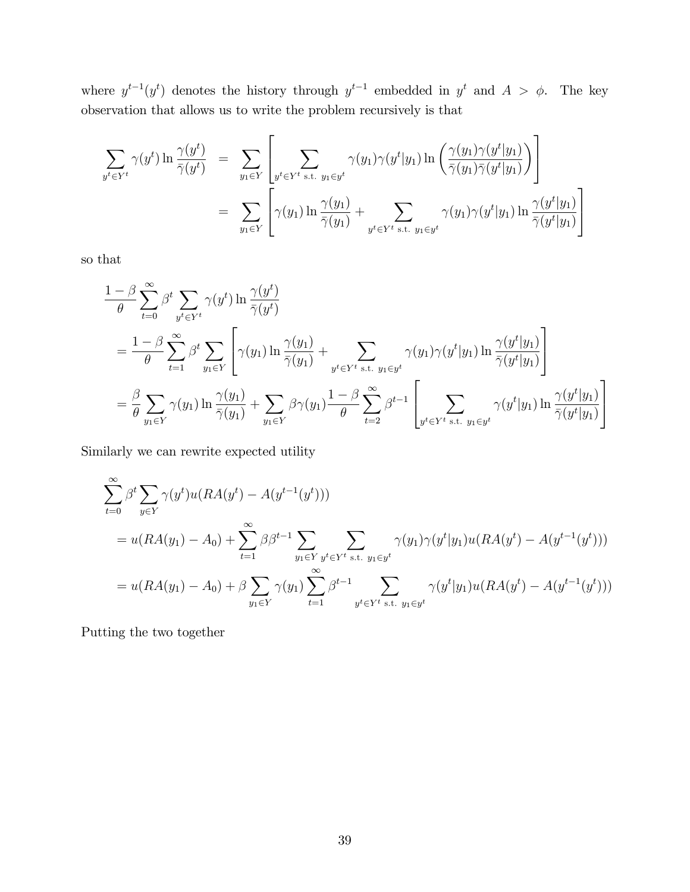where $y^{t-1}(y^t)$ denotes the history through $y^{t-1}$ embedded in $y^t$ and $A > \phi$. The key observation that allows us to write the problem recursively is that

$$
\begin{aligned}
\sum_{y^t \in Y^t} \gamma(y^t) \ln \frac{\gamma(y^t)}{\bar{\gamma}(y^t)} &= \sum_{y_1 \in Y} \left[ \sum_{y^t \in Y^t \text{ s.t. } y_1 \in y^t} \gamma(y_1)\gamma(y^t|y_1) \ln \left( \frac{\gamma(y_1)\gamma(y^t|y_1)}{\bar{\gamma}(y_1)\bar{\gamma}(y^t|y_1)} \right) \right] \\
&= \sum_{y_1 \in Y} \left[ \gamma(y_1) \ln \frac{\gamma(y_1)}{\bar{\gamma}(y_1)} + \sum_{y^t \in Y^t \text{ s.t. } y_1 \in y^t} \gamma(y_1)\gamma(y^t|y_1) \ln \frac{\gamma(y^t|y_1)}{\bar{\gamma}(y^t|y_1)} \right]
\end{aligned}
$$

so that

$$
\begin{aligned}
&\frac{1-\beta}{\theta} \sum_{t=0}^{\infty} \beta^t \sum_{y^t \in Y^t} \gamma(y^t) \ln \frac{\gamma(y^t)}{\bar{\gamma}(y^t)} \\
&= \frac{1-\beta}{\theta} \sum_{t=1}^{\infty} \beta^t \sum_{y_1 \in Y} \left[ \gamma(y_1) \ln \frac{\gamma(y_1)}{\bar{\gamma}(y_1)} + \sum_{y^t \in Y^t \text{ s.t. } y_1 \in y^t} \gamma(y_1)\gamma(y^t|y_1) \ln \frac{\gamma(y^t|y_1)}{\bar{\gamma}(y^t|y_1)} \right] \\
&= \frac{\beta}{\theta} \sum_{y_1 \in Y} \gamma(y_1) \ln \frac{\gamma(y_1)}{\bar{\gamma}(y_1)} + \sum_{y_1 \in Y} \beta \gamma(y_1) \frac{1-\beta}{\theta} \sum_{t=2}^{\infty} \beta^{t-1} \left[ \sum_{y^t \in Y^t \text{ s.t. } y_1 \in y^t} \gamma(y^t|y_1) \ln \frac{\gamma(y^t|y_1)}{\bar{\gamma}(y^t|y_1)} \right]
\end{aligned}
$$

Similarly we can rewrite expected utility

$$
\begin{aligned}
&\sum_{t=0}^{\infty} \beta^t \sum_{y \in Y} \gamma(y^t) u(RA(y^t) - A(y^{t-1}(y^t))) \\
&= u(RA(y_1) - A_0) + \sum_{t=1}^{\infty} \beta \beta^{t-1} \sum_{y_1 \in Y} \sum_{y^t \in Y^t \text{ s.t. } y_1 \in y^t} \gamma(y_1)\gamma(y^t|y_1) u(RA(y^t) - A(y^{t-1}(y^t))) \\
&= u(RA(y_1) - A_0) + \beta \sum_{y_1 \in Y} \gamma(y_1) \sum_{t=1}^{\infty} \beta^{t-1} \sum_{y^t \in Y^t \text{ s.t. } y_1 \in y^t} \gamma(y^t|y_1) u(RA(y^t) - A(y^{t-1}(y^t)))
\end{aligned}
$$

Putting the two together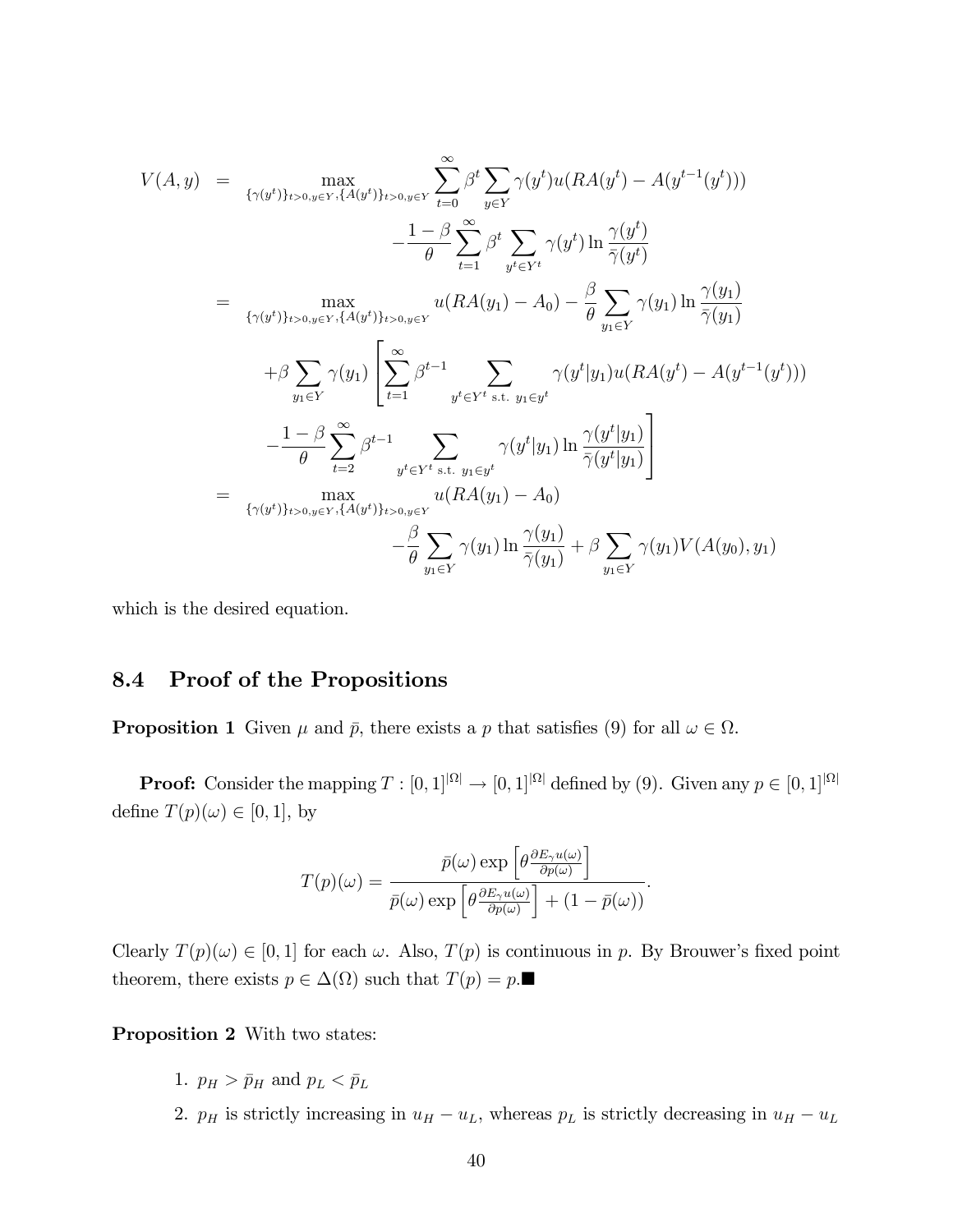$$
\begin{aligned}
V(A,y) &= \max_{\{\gamma(y^t)\}_{t>0,y\in Y},\{A(y^t)\}_{t>0,y\in Y}} \sum_{t=0}^{\infty}\beta^t \sum_{y\in Y}\gamma(y^t)u(RA(y^t)-A(y^{t-1}(y^t))) \\
&\qquad -\frac{1-\beta}{\theta}\sum_{t=1}^{\infty}\beta^t\sum_{y^t\in Y^t}\gamma(y^t)\ln\frac{\gamma(y^t)}{\bar{\gamma}(y^t)} \\
&= \max_{\{\gamma(y^t)\}_{t>0,y\in Y},\{A(y^t)\}_{t>0,y\in Y}} u(RA(y_1)-A_0)-\frac{\beta}{\theta}\sum_{y_1\in Y}\gamma(y_1)\ln\frac{\gamma(y_1)}{\bar{\gamma}(y_1)} \\
&\qquad +\beta\sum_{y_1\in Y}\gamma(y_1)\left[\sum_{t=1}^{\infty}\beta^{t-1}\sum_{y^t\in Y^t\text{ s.t. }y_1\in y^t}\gamma(y^t|y_1)u(RA(y^t)-A(y^{t-1}(y^t)))\right. \\
&\qquad \left.-\frac{1-\beta}{\theta}\sum_{t=2}^{\infty}\beta^{t-1}\sum_{y^t\in Y^t\text{ s.t. }y_1\in y^t}\gamma(y^t|y_1)\ln\frac{\gamma(y^t|y_1)}{\bar{\gamma}(y^t|y_1)}\right] \\
&= \max_{\{\gamma(y^t)\}_{t>0,y\in Y},\{A(y^t)\}_{t>0,y\in Y}} u(RA(y_1)-A_0) \\
&\qquad -\frac{\beta}{\theta}\sum_{y_1\in Y}\gamma(y_1)\ln\frac{\gamma(y_1)}{\bar{\gamma}(y_1)}+\beta\sum_{y_1\in Y}\gamma(y_1)V(A(y_0),y_1)
\end{aligned}
$$

which is the desired equation.

## 8.4 Proof of the Propositions

**Proposition 1** Given $\mu$ and $\bar{p}$, there exists a $p$ that satisfies (9) for all $\omega \in \Omega$.

**Proof:** Consider the mapping $T : [0,1]^{|\Omega|} \to [0,1]^{|\Omega|}$ defined by (9). Given any $p \in [0,1]^{|\Omega|}$ define $T(p)(\omega) \in [0,1]$, by

$$
T(p)(\omega) = \frac{\bar{p}(\omega)\exp\left[\theta\frac{\partial E_{\gamma}u(\omega)}{\partial p(\omega)}\right]}{\bar{p}(\omega)\exp\left[\theta\frac{\partial E_{\gamma}u(\omega)}{\partial p(\omega)}\right]+(1-\bar{p}(\omega))}.
$$

Clearly $T(p)(\omega) \in [0,1]$ for each $\omega$. Also, $T(p)$ is continuous in $p$. By Brouwer's fixed point theorem, there exists $p \in \Delta(\Omega)$ such that $T(p) = p$.■

**Proposition 2** With two states:

1. $p_H > \bar{p}_H$ and $p_L < \bar{p}_L$
2. $p_H$ is strictly increasing in $u_H - u_L$, whereas $p_L$ is strictly decreasing in $u_H - u_L$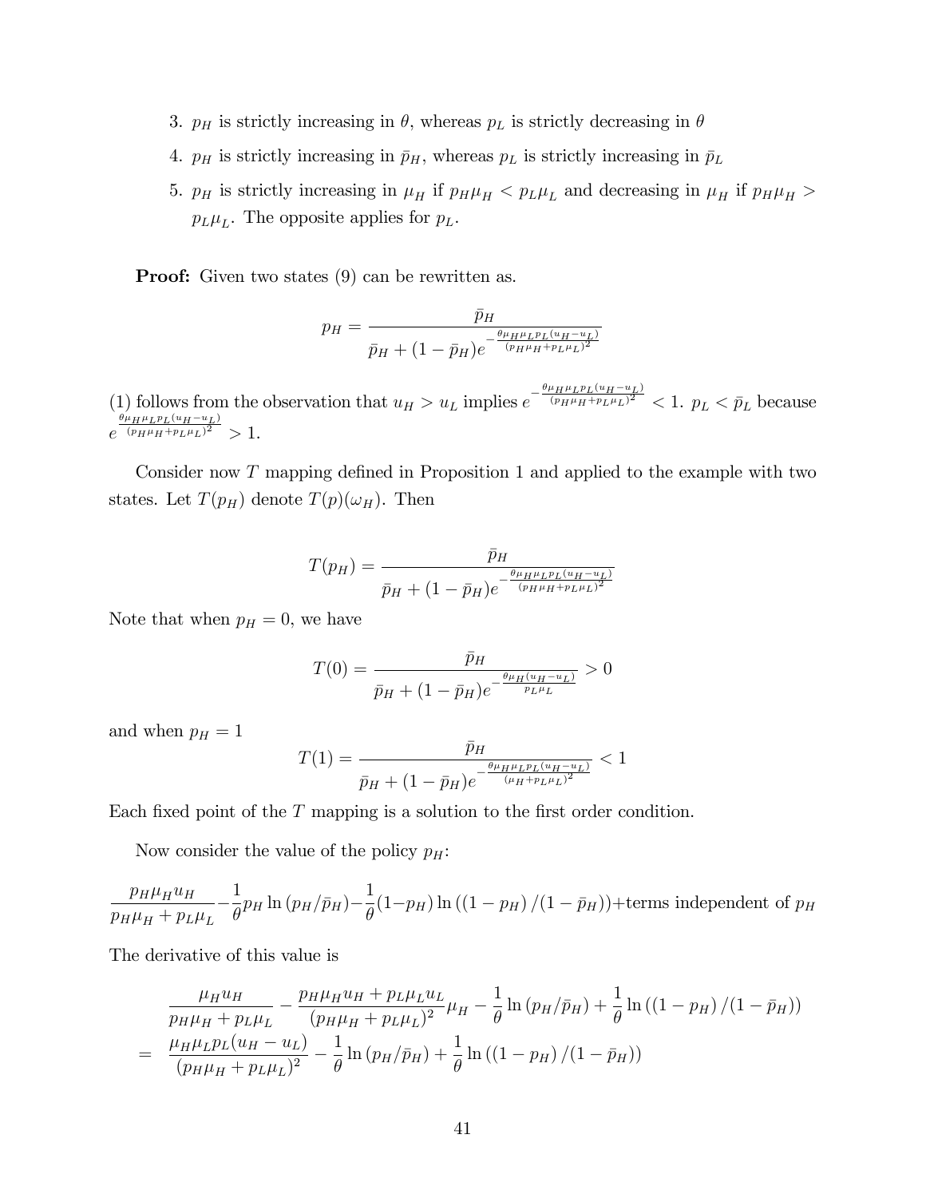3. $p_H$ is strictly increasing in $\theta$, whereas $p_L$ is strictly decreasing in $\theta$
4. $p_H$ is strictly increasing in $\bar{p}_H$, whereas $p_L$ is strictly increasing in $\bar{p}_L$
5. $p_H$ is strictly increasing in $\mu_H$ if $p_H\mu_H < p_L\mu_L$ and decreasing in $\mu_H$ if $p_H\mu_H > p_L\mu_L$. The opposite applies for $p_L$.

**Proof:** Given two states (9) can be rewritten as.

$$p_H = \frac{\bar{p}_H}{\bar{p}_H + (1-\bar{p}_H)e^{-\frac{\theta\mu_H\mu_L p_L(u_H-u_L)}{(p_H\mu_H+p_L\mu_L)^2}}}$$

(1) follows from the observation that $u_H > u_L$ implies $e^{-\frac{\theta\mu_H\mu_L p_L(u_H-u_L)}{(p_H\mu_H+p_L\mu_L)^2}} < 1$. $p_L < \bar{p}_L$ because $e^{\frac{\theta\mu_H\mu_L p_L(u_H-u_L)}{(p_H\mu_H+p_L\mu_L)^2}} > 1$.

Consider now $T$ mapping defined in Proposition 1 and applied to the example with two states. Let $T(p_H)$ denote $T(p)(\omega_H)$. Then

$$T(p_H) = \frac{\bar{p}_H}{\bar{p}_H + (1-\bar{p}_H)e^{-\frac{\theta\mu_H\mu_L p_L(u_H-u_L)}{(p_H\mu_H+p_L\mu_L)^2}}}$$

Note that when $p_H = 0$, we have

$$T(0) = \frac{\bar{p}_H}{\bar{p}_H + (1-\bar{p}_H)e^{-\frac{\theta\mu_H(u_H-u_L)}{p_L\mu_L}}} > 0$$

and when $p_H = 1$

$$T(1) = \frac{\bar{p}_H}{\bar{p}_H + (1-\bar{p}_H)e^{-\frac{\theta\mu_H\mu_L p_L(u_H-u_L)}{(\mu_H+p_L\mu_L)^2}}} < 1$$

Each fixed point of the $T$ mapping is a solution to the first order condition.

Now consider the value of the policy $p_H$:

$$\frac{p_H\mu_H u_H}{p_H\mu_H + p_L\mu_L} - \frac{1}{\theta}p_H \ln(p_H/\bar{p}_H) - \frac{1}{\theta}(1-p_H)\ln((1-p_H)/(1-\bar{p}_H)) + \text{terms independent of } p_H$$

The derivative of this value is

$$\begin{aligned}
& \frac{\mu_H u_H}{p_H\mu_H + p_L\mu_L} - \frac{p_H\mu_H u_H + p_L\mu_L u_L}{(p_H\mu_H + p_L\mu_L)^2}\mu_H - \frac{1}{\theta}\ln(p_H/\bar{p}_H) + \frac{1}{\theta}\ln((1-p_H)/(1-\bar{p}_H)) \\
= \; & \frac{\mu_H\mu_L p_L(u_H-u_L)}{(p_H\mu_H + p_L\mu_L)^2} - \frac{1}{\theta}\ln(p_H/\bar{p}_H) + \frac{1}{\theta}\ln((1-p_H)/(1-\bar{p}_H))
\end{aligned}$$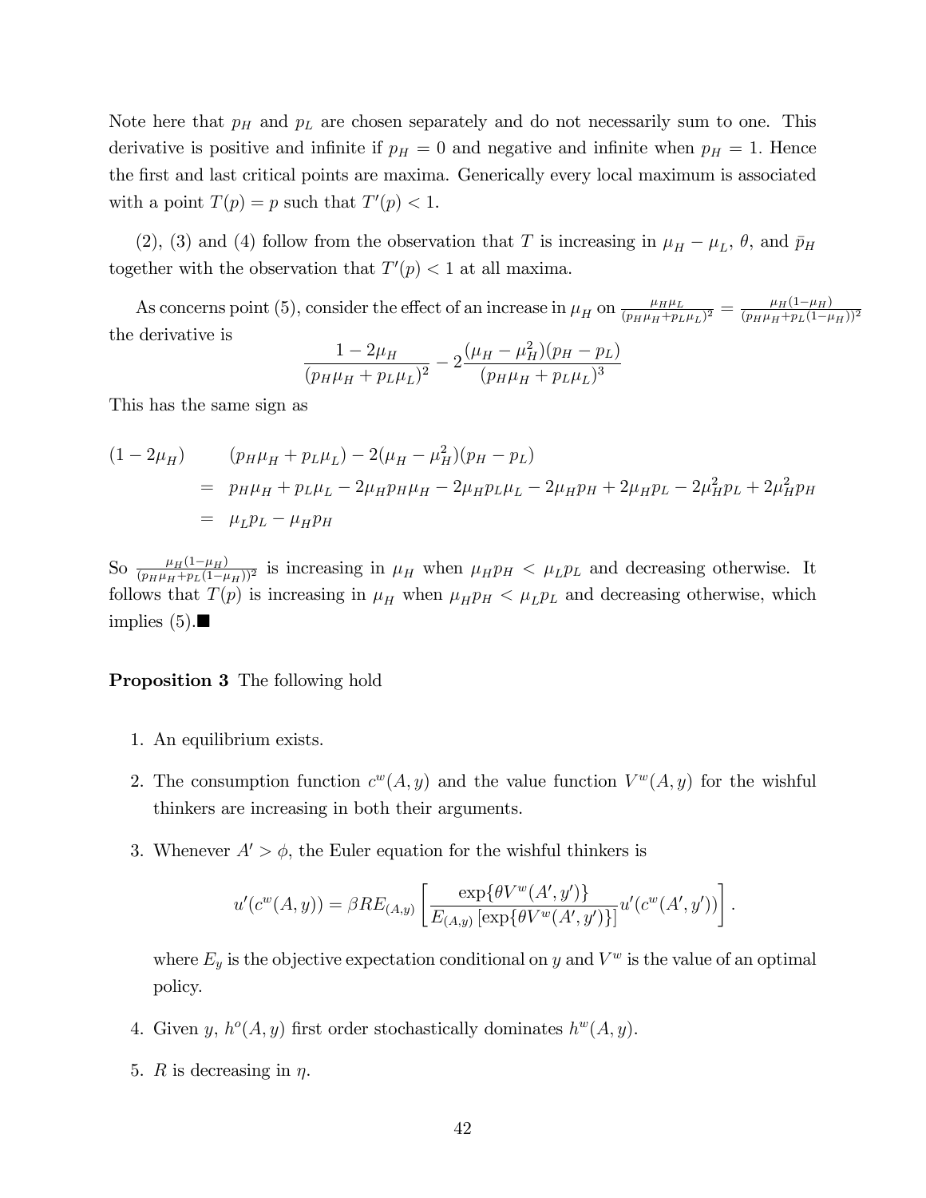Note here that $p_H$ and $p_L$ are chosen separately and do not necessarily sum to one. This derivative is positive and infinite if $p_H = 0$ and negative and infinite when $p_H = 1$. Hence the first and last critical points are maxima. Generically every local maximum is associated with a point $T(p) = p$ such that $T'(p) < 1$.

(2), (3) and (4) follow from the observation that $T$ is increasing in $\mu_H - \mu_L$, $\theta$, and $\bar{p}_H$ together with the observation that $T'(p) < 1$ at all maxima.

As concerns point (5), consider the effect of an increase in $\mu_H$ on $\frac{\mu_H \mu_L}{(p_H \mu_H + p_L \mu_L)^2} = \frac{\mu_H(1-\mu_H)}{(p_H \mu_H + p_L(1-\mu_H))^2}$ the derivative is

$$\frac{1 - 2\mu_H}{(p_H \mu_H + p_L \mu_L)^2} - 2\frac{(\mu_H - \mu_H^2)(p_H - p_L)}{(p_H \mu_H + p_L \mu_L)^3}$$

This has the same sign as

$$\begin{aligned}
(1 - 2\mu_H) \qquad & (p_H \mu_H + p_L \mu_L) - 2(\mu_H - \mu_H^2)(p_H - p_L) \\
&= p_H \mu_H + p_L \mu_L - 2\mu_H p_H \mu_H - 2\mu_H p_L \mu_L - 2\mu_H p_H + 2\mu_H p_L - 2\mu_H^2 p_L + 2\mu_H^2 p_H \\
&= \mu_L p_L - \mu_H p_H
\end{aligned}$$

So $\frac{\mu_H(1-\mu_H)}{(p_H \mu_H + p_L(1-\mu_H))^2}$ is increasing in $\mu_H$ when $\mu_H p_H < \mu_L p_L$ and decreasing otherwise. It follows that $T(p)$ is increasing in $\mu_H$ when $\mu_H p_H < \mu_L p_L$ and decreasing otherwise, which implies (5).■

**Proposition 3** The following hold

1. An equilibrium exists.
2. The consumption function $c^w(A, y)$ and the value function $V^w(A, y)$ for the wishful thinkers are increasing in both their arguments.
3. Whenever $A' > \phi$, the Euler equation for the wishful thinkers is

$$u'(c^w(A, y)) = \beta R E_{(A,y)} \left[ \frac{\exp\{\theta V^w(A', y')\}}{E_{(A,y)} \left[ \exp\{\theta V^w(A', y')\} \right]} u'(c^w(A', y')) \right].$$

   where $E_y$ is the objective expectation conditional on $y$ and $V^w$ is the value of an optimal policy.

4. Given $y$, $h^o(A, y)$ first order stochastically dominates $h^w(A, y)$.
5. $R$ is decreasing in $\eta$.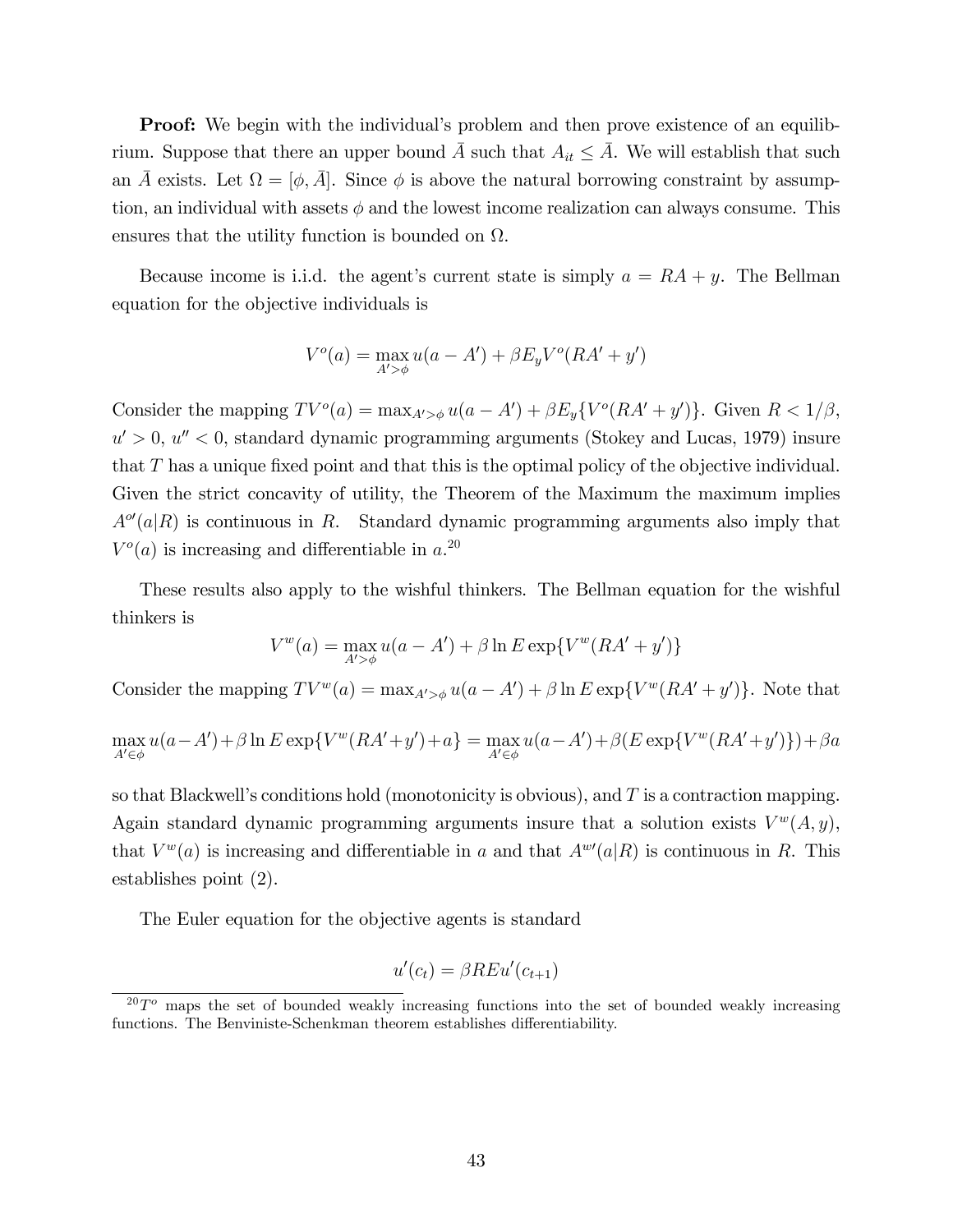**Proof:** We begin with the individual's problem and then prove existence of an equilibrium. Suppose that there an upper bound $\bar{A}$ such that $A_{it} \leq \bar{A}$. We will establish that such an $\bar{A}$ exists. Let $\Omega = [\phi, \bar{A}]$. Since $\phi$ is above the natural borrowing constraint by assumption, an individual with assets $\phi$ and the lowest income realization can always consume. This ensures that the utility function is bounded on $\Omega$.

Because income is i.i.d. the agent's current state is simply $a = RA + y$. The Bellman equation for the objective individuals is

$$V^o(a) = \max_{A' > \phi} u(a - A') + \beta E_y V^o(RA' + y')$$

Consider the mapping $TV^o(a) = \max_{A'>\phi} u(a - A') + \beta E_y\{V^o(RA' + y')\}$. Given $R < 1/\beta$, $u' > 0$, $u'' < 0$, standard dynamic programming arguments (Stokey and Lucas, 1979) insure that $T$ has a unique fixed point and that this is the optimal policy of the objective individual. Given the strict concavity of utility, the Theorem of the Maximum the maximum implies $A^{o\prime}(a|R)$ is continuous in $R$. Standard dynamic programming arguments also imply that $V^o(a)$ is increasing and differentiable in $a$.[20]

These results also apply to the wishful thinkers. The Bellman equation for the wishful thinkers is

$$V^w(a) = \max_{A' > \phi} u(a - A') + \beta \ln E \exp\{V^w(RA' + y')\}$$

Consider the mapping $TV^w(a) = \max_{A'>\phi} u(a - A') + \beta \ln E \exp\{V^w(RA' + y')\}$. Note that

$$\max_{A' \in \phi} u(a - A') + \beta \ln E \exp\{V^w(RA' + y') + a\} = \max_{A' \in \phi} u(a - A') + \beta(E \exp\{V^w(RA' + y')\}) + \beta a$$

so that Blackwell's conditions hold (monotonicity is obvious), and $T$ is a contraction mapping. Again standard dynamic programming arguments insure that a solution exists $V^w(A, y)$, that $V^w(a)$ is increasing and differentiable in $a$ and that $A^{w\prime}(a|R)$ is continuous in $R$. This establishes point (2).

The Euler equation for the objective agents is standard

$$u'(c_t) = \beta R E u'(c_{t+1})$$

[20] $T^o$ maps the set of bounded weakly increasing functions into the set of bounded weakly increasing functions. The Benviniste-Schenkman theorem establishes differentiability.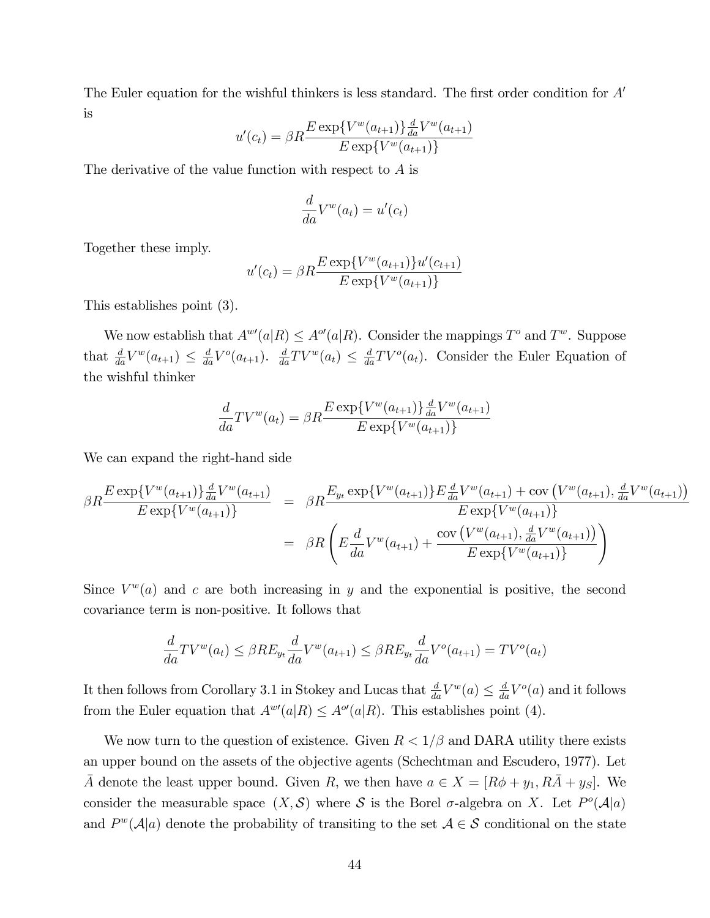The Euler equation for the wishful thinkers is less standard. The first order condition for $A'$ is

$$u'(c_t) = \beta R \frac{E \exp\{V^w(a_{t+1})\} \frac{d}{da} V^w(a_{t+1})}{E \exp\{V^w(a_{t+1})\}}$$

The derivative of the value function with respect to $A$ is

$$\frac{d}{da} V^w(a_t) = u'(c_t)$$

Together these imply.

$$u'(c_t) = \beta R \frac{E \exp\{V^w(a_{t+1})\} u'(c_{t+1})}{E \exp\{V^w(a_{t+1})\}}$$

This establishes point (3).

We now establish that $A^{w\prime}(a|R) \leq A^{o\prime}(a|R)$. Consider the mappings $T^o$ and $T^w$. Suppose that $\frac{d}{da} V^w(a_{t+1}) \leq \frac{d}{da} V^o(a_{t+1})$. $\frac{d}{da} TV^w(a_t) \leq \frac{d}{da} TV^o(a_t)$. Consider the Euler Equation of the wishful thinker

$$\frac{d}{da} TV^w(a_t) = \beta R \frac{E \exp\{V^w(a_{t+1})\} \frac{d}{da} V^w(a_{t+1})}{E \exp\{V^w(a_{t+1})\}}$$

We can expand the right-hand side

$$\begin{aligned}
\beta R \frac{E \exp\{V^w(a_{t+1})\} \frac{d}{da} V^w(a_{t+1})}{E \exp\{V^w(a_{t+1})\}} &= \beta R \frac{E_{y_t} \exp\{V^w(a_{t+1})\} E \frac{d}{da} V^w(a_{t+1}) + \operatorname{cov}\left(V^w(a_{t+1}), \frac{d}{da} V^w(a_{t+1})\right)}{E \exp\{V^w(a_{t+1})\}} \\
&= \beta R \left( E \frac{d}{da} V^w(a_{t+1}) + \frac{\operatorname{cov}\left(V^w(a_{t+1}), \frac{d}{da} V^w(a_{t+1})\right)}{E \exp\{V^w(a_{t+1})\}} \right)
\end{aligned}$$

Since $V^w(a)$ and $c$ are both increasing in $y$ and the exponential is positive, the second covariance term is non-positive. It follows that

$$\frac{d}{da} TV^w(a_t) \leq \beta R E_{y_t} \frac{d}{da} V^w(a_{t+1}) \leq \beta R E_{y_t} \frac{d}{da} V^o(a_{t+1}) = TV^o(a_t)$$

It then follows from Corollary 3.1 in Stokey and Lucas that $\frac{d}{da} V^w(a) \leq \frac{d}{da} V^o(a)$ and it follows from the Euler equation that $A^{w\prime}(a|R) \leq A^{o\prime}(a|R)$. This establishes point (4).

We now turn to the question of existence. Given $R < 1/\beta$ and DARA utility there exists an upper bound on the assets of the objective agents (Schechtman and Escudero, 1977). Let $\bar{A}$ denote the least upper bound. Given $R$, we then have $a \in X = [R\phi + y_1, R\bar{A} + y_S]$. We consider the measurable space $(X, \mathcal{S})$ where $\mathcal{S}$ is the Borel $\sigma$-algebra on $X$. Let $P^o(\mathcal{A}|a)$ and $P^w(\mathcal{A}|a)$ denote the probability of transiting to the set $\mathcal{A} \in \mathcal{S}$ conditional on the state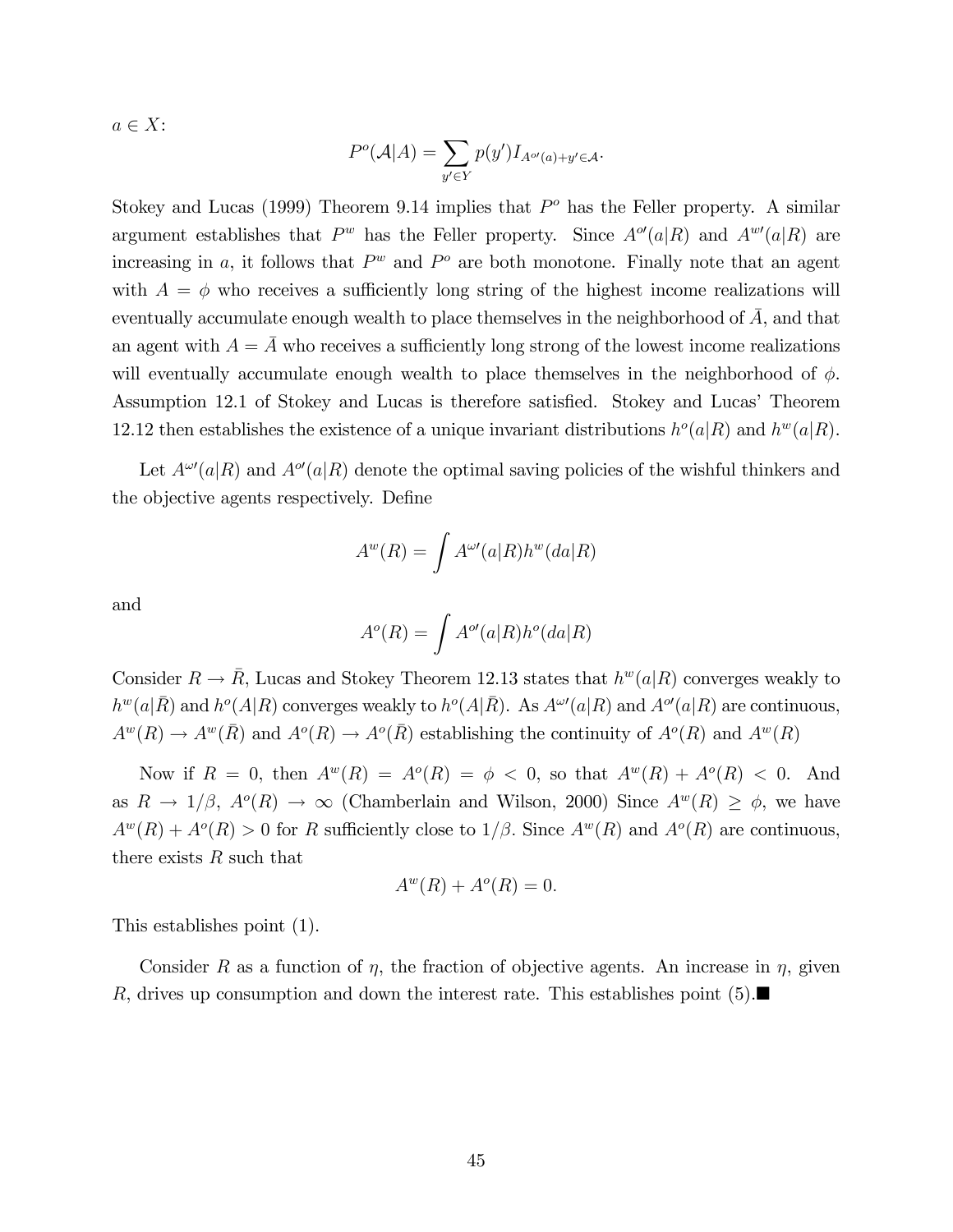$a \in X$:

$$P^o(\mathcal{A}|A) = \sum_{y' \in Y} p(y') I_{A^{o\prime}(a)+y' \in \mathcal{A}}.$$

Stokey and Lucas (1999) Theorem 9.14 implies that $P^o$ has the Feller property. A similar argument establishes that $P^w$ has the Feller property. Since $A^{o\prime}(a|R)$ and $A^{w\prime}(a|R)$ are increasing in $a$, it follows that $P^w$ and $P^o$ are both monotone. Finally note that an agent with $A = \phi$ who receives a sufficiently long string of the highest income realizations will eventually accumulate enough wealth to place themselves in the neighborhood of $\bar{A}$, and that an agent with $A = \bar{A}$ who receives a sufficiently long strong of the lowest income realizations will eventually accumulate enough wealth to place themselves in the neighborhood of $\phi$. Assumption 12.1 of Stokey and Lucas is therefore satisfied. Stokey and Lucas' Theorem 12.12 then establishes the existence of a unique invariant distributions $h^o(a|R)$ and $h^w(a|R)$.

Let $A^{\omega\prime}(a|R)$ and $A^{o\prime}(a|R)$ denote the optimal saving policies of the wishful thinkers and the objective agents respectively. Define

$$A^w(R) = \int A^{\omega\prime}(a|R) h^w(da|R)$$

and

$$A^o(R) = \int A^{o\prime}(a|R) h^o(da|R)$$

Consider $R \to \bar{R}$, Lucas and Stokey Theorem 12.13 states that $h^w(a|R)$ converges weakly to $h^w(a|\bar{R})$ and $h^o(A|R)$ converges weakly to $h^o(A|\bar{R})$. As $A^{\omega\prime}(a|R)$ and $A^{o\prime}(a|R)$ are continuous, $A^w(R) \to A^w(\bar{R})$ and $A^o(R) \to A^o(\bar{R})$ establishing the continuity of $A^o(R)$ and $A^w(R)$

Now if $R = 0$, then $A^w(R) = A^o(R) = \phi < 0$, so that $A^w(R) + A^o(R) < 0$. And as $R \to 1/\beta$, $A^o(R) \to \infty$ (Chamberlain and Wilson, 2000) Since $A^w(R) \geq \phi$, we have $A^w(R) + A^o(R) > 0$ for $R$ sufficiently close to $1/\beta$. Since $A^w(R)$ and $A^o(R)$ are continuous, there exists $R$ such that

$$A^w(R) + A^o(R) = 0.$$

This establishes point (1).

Consider $R$ as a function of $\eta$, the fraction of objective agents. An increase in $\eta$, given $R$, drives up consumption and down the interest rate. This establishes point (5).■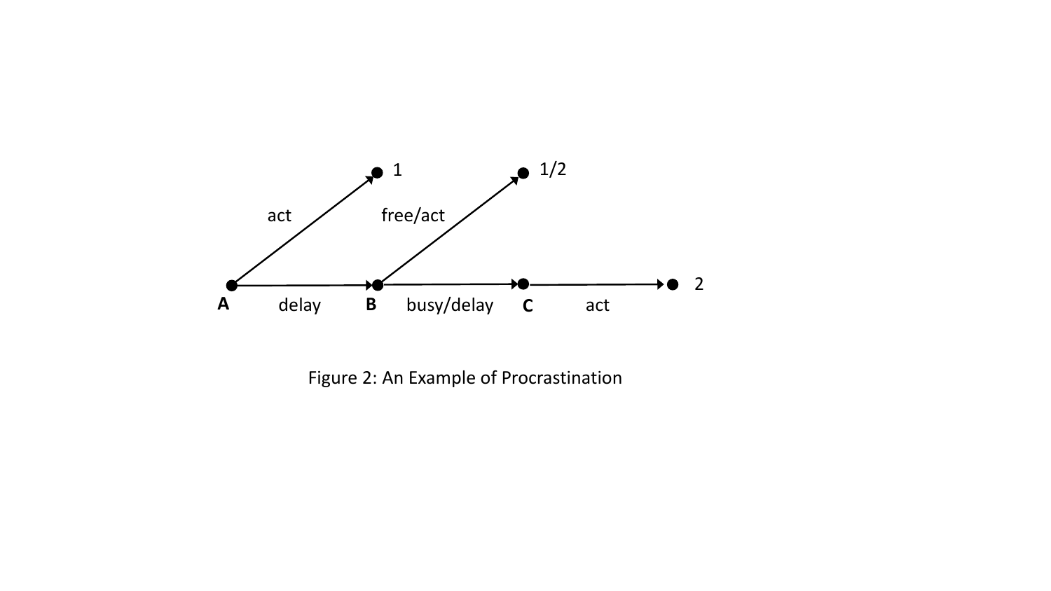Figure 2: An Example of Procrastination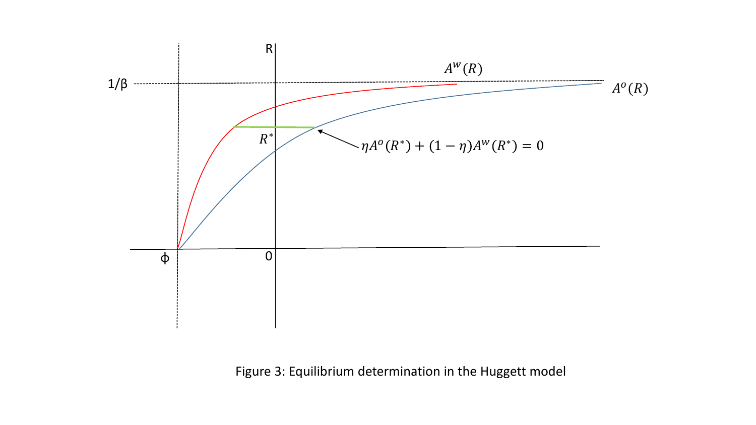R

1/β

$A^w(R)$

$A^o(R)$

$R^*$

$\eta A^o(R^*) + (1-\eta)A^w(R^*) = 0$

ϕ

0

Figure 3: Equilibrium determination in the Huggett model